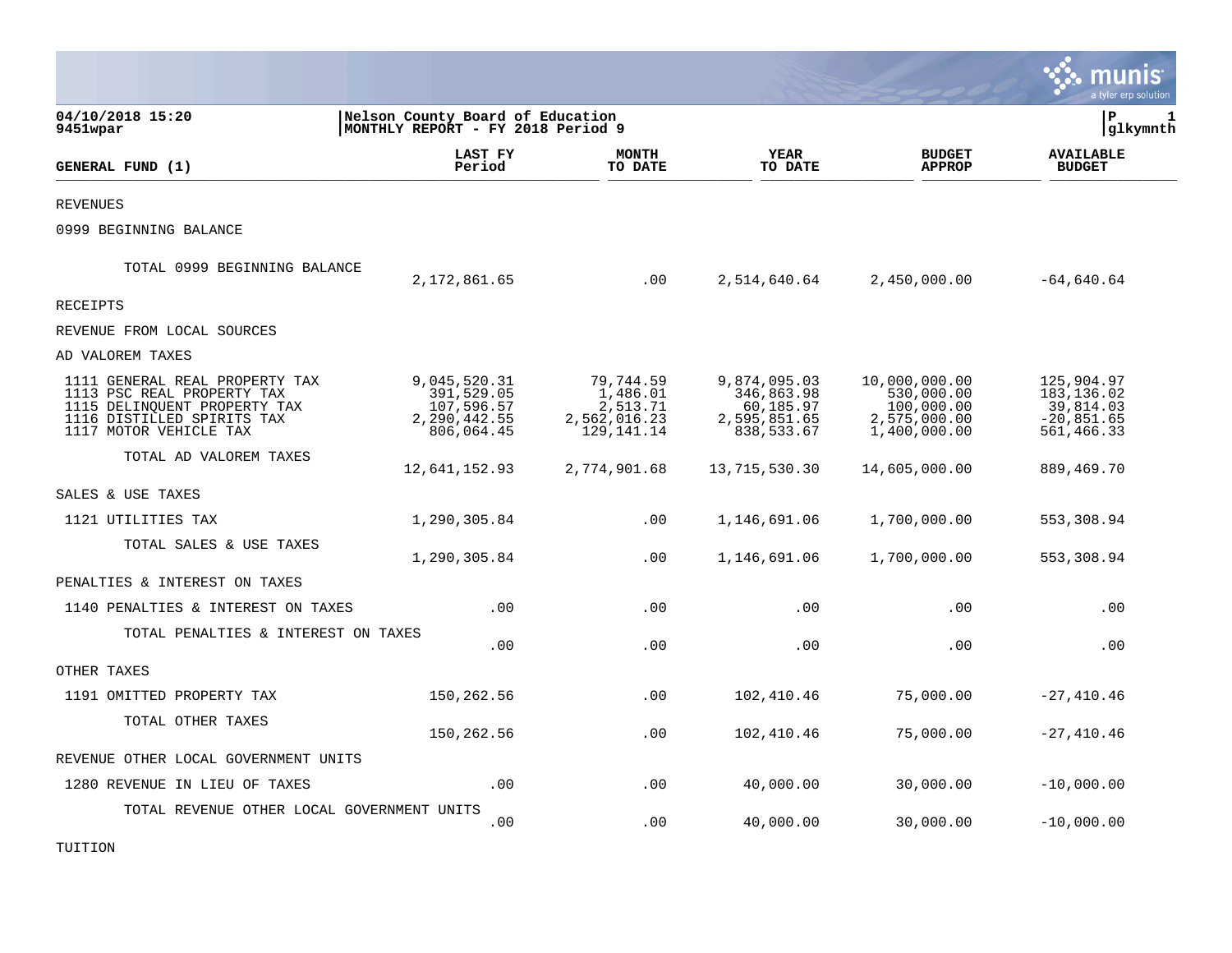04/10/2018 15:20
9451wpar

Nelson County Board of Education
MONTHLY REPORT - FY 2018 Period 9

P 1
glkymnth

| GENERAL FUND (1) | LAST FY Period | MONTH TO DATE | YEAR TO DATE | BUDGET APPROP | AVAILABLE BUDGET |
|---|---|---|---|---|---|
| REVENUES | | | | | |
| 0999 BEGINNING BALANCE | | | | | |
| TOTAL 0999 BEGINNING BALANCE | 2,172,861.65 | .00 | 2,514,640.64 | 2,450,000.00 | -64,640.64 |
| RECEIPTS | | | | | |
| REVENUE FROM LOCAL SOURCES | | | | | |
| AD VALOREM TAXES | | | | | |
| 1111 GENERAL REAL PROPERTY TAX | 9,045,520.31 | 79,744.59 | 9,874,095.03 | 10,000,000.00 | 125,904.97 |
| 1113 PSC REAL PROPERTY TAX | 391,529.05 | 1,486.01 | 346,863.98 | 530,000.00 | 183,136.02 |
| 1115 DELINQUENT PROPERTY TAX | 107,596.57 | 2,513.71 | 60,185.97 | 100,000.00 | 39,814.03 |
| 1116 DISTILLED SPIRITS TAX | 2,290,442.55 | 2,562,016.23 | 2,595,851.65 | 2,575,000.00 | -20,851.65 |
| 1117 MOTOR VEHICLE TAX | 806,064.45 | 129,141.14 | 838,533.67 | 1,400,000.00 | 561,466.33 |
| TOTAL AD VALOREM TAXES | 12,641,152.93 | 2,774,901.68 | 13,715,530.30 | 14,605,000.00 | 889,469.70 |
| SALES & USE TAXES | | | | | |
| 1121 UTILITIES TAX | 1,290,305.84 | .00 | 1,146,691.06 | 1,700,000.00 | 553,308.94 |
| TOTAL SALES & USE TAXES | 1,290,305.84 | .00 | 1,146,691.06 | 1,700,000.00 | 553,308.94 |
| PENALTIES & INTEREST ON TAXES | | | | | |
| 1140 PENALTIES & INTEREST ON TAXES | .00 | .00 | .00 | .00 | .00 |
| TOTAL PENALTIES & INTEREST ON TAXES | .00 | .00 | .00 | .00 | .00 |
| OTHER TAXES | | | | | |
| 1191 OMITTED PROPERTY TAX | 150,262.56 | .00 | 102,410.46 | 75,000.00 | -27,410.46 |
| TOTAL OTHER TAXES | 150,262.56 | .00 | 102,410.46 | 75,000.00 | -27,410.46 |
| REVENUE OTHER LOCAL GOVERNMENT UNITS | | | | | |
| 1280 REVENUE IN LIEU OF TAXES | .00 | .00 | 40,000.00 | 30,000.00 | -10,000.00 |
| TOTAL REVENUE OTHER LOCAL GOVERNMENT UNITS | .00 | .00 | 40,000.00 | 30,000.00 | -10,000.00 |
| TUITION | | | | | |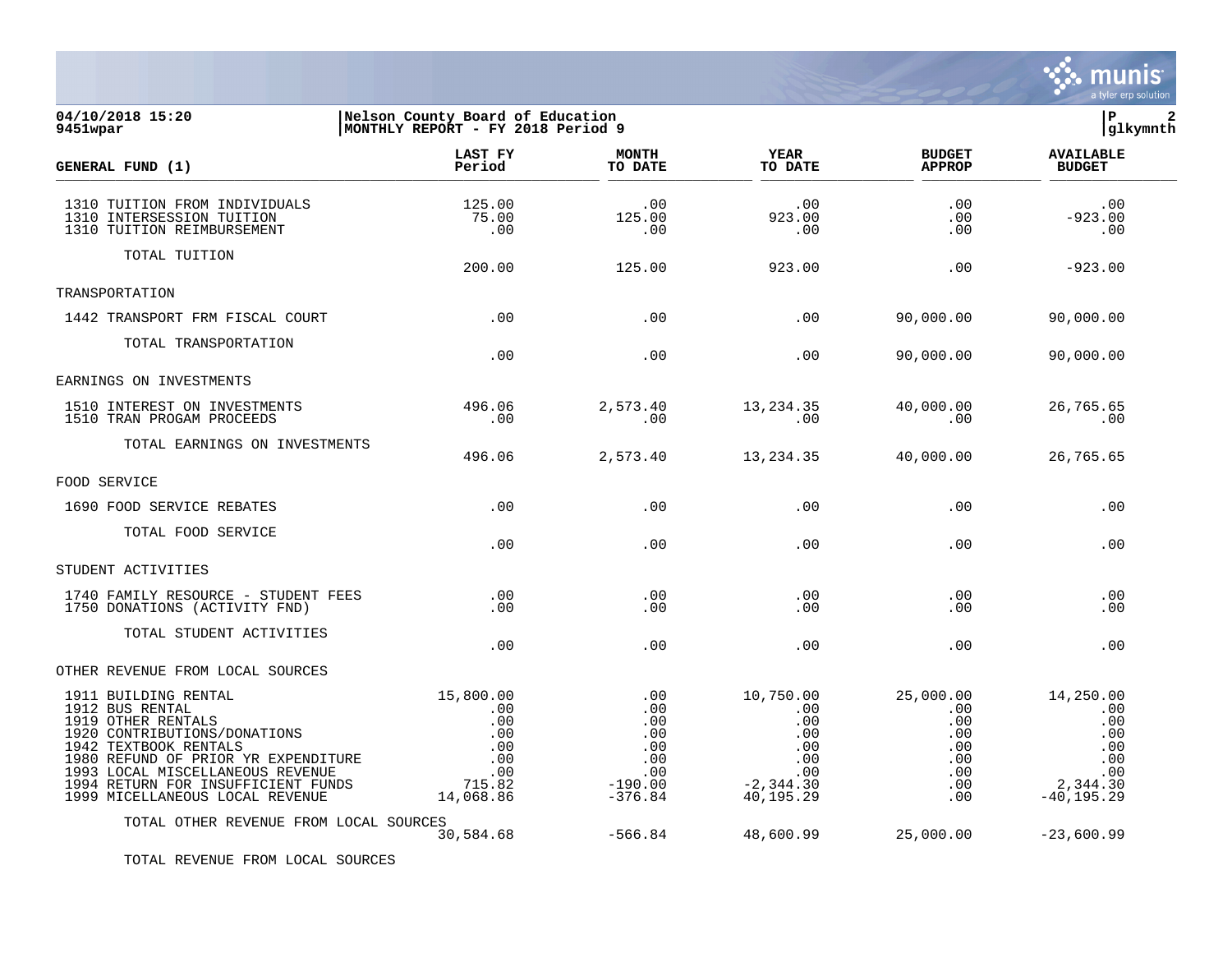**04/10/2018 15:20**
**9451wpar**

**Nelson County Board of Education**
**MONTHLY REPORT - FY 2018 Period 9**

| GENERAL FUND (1) | LAST FY Period | MONTH TO DATE | YEAR TO DATE | BUDGET APPROP | AVAILABLE BUDGET |
|---|---|---|---|---|---|
| 1310 TUITION FROM INDIVIDUALS | 125.00 | .00 | .00 | .00 | .00 |
| 1310 INTERSESSION TUITION | 75.00 | 125.00 | 923.00 | .00 | -923.00 |
| 1310 TUITION REIMBURSEMENT | .00 | .00 | .00 | .00 | .00 |
| TOTAL TUITION | 200.00 | 125.00 | 923.00 | .00 | -923.00 |
| TRANSPORTATION | | | | | |
| 1442 TRANSPORT FRM FISCAL COURT | .00 | .00 | .00 | 90,000.00 | 90,000.00 |
| TOTAL TRANSPORTATION | .00 | .00 | .00 | 90,000.00 | 90,000.00 |
| EARNINGS ON INVESTMENTS | | | | | |
| 1510 INTEREST ON INVESTMENTS | 496.06 | 2,573.40 | 13,234.35 | 40,000.00 | 26,765.65 |
| 1510 TRAN PROGAM PROCEEDS | .00 | .00 | .00 | .00 | .00 |
| TOTAL EARNINGS ON INVESTMENTS | 496.06 | 2,573.40 | 13,234.35 | 40,000.00 | 26,765.65 |
| FOOD SERVICE | | | | | |
| 1690 FOOD SERVICE REBATES | .00 | .00 | .00 | .00 | .00 |
| TOTAL FOOD SERVICE | .00 | .00 | .00 | .00 | .00 |
| STUDENT ACTIVITIES | | | | | |
| 1740 FAMILY RESOURCE - STUDENT FEES | .00 | .00 | .00 | .00 | .00 |
| 1750 DONATIONS (ACTIVITY FND) | .00 | .00 | .00 | .00 | .00 |
| TOTAL STUDENT ACTIVITIES | .00 | .00 | .00 | .00 | .00 |
| OTHER REVENUE FROM LOCAL SOURCES | | | | | |
| 1911 BUILDING RENTAL | 15,800.00 | .00 | 10,750.00 | 25,000.00 | 14,250.00 |
| 1912 BUS RENTAL | .00 | .00 | .00 | .00 | .00 |
| 1919 OTHER RENTALS | .00 | .00 | .00 | .00 | .00 |
| 1920 CONTRIBUTIONS/DONATIONS | .00 | .00 | .00 | .00 | .00 |
| 1942 TEXTBOOK RENTALS | .00 | .00 | .00 | .00 | .00 |
| 1980 REFUND OF PRIOR YR EXPENDITURE | .00 | .00 | .00 | .00 | .00 |
| 1993 LOCAL MISCELLANEOUS REVENUE | .00 | .00 | .00 | .00 | .00 |
| 1994 RETURN FOR INSUFFICIENT FUNDS | 715.82 | -190.00 | -2,344.30 | .00 | 2,344.30 |
| 1999 MICELLANEOUS LOCAL REVENUE | 14,068.86 | -376.84 | 40,195.29 | .00 | -40,195.29 |
| TOTAL OTHER REVENUE FROM LOCAL SOURCES | 30,584.68 | -566.84 | 48,600.99 | 25,000.00 | -23,600.99 |
| TOTAL REVENUE FROM LOCAL SOURCES | | | | | |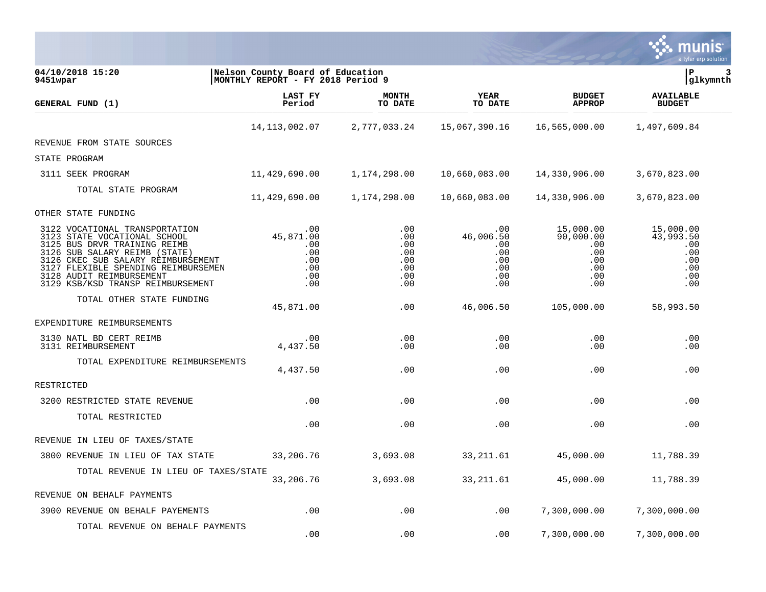04/10/2018 15:20
9451wpar

Nelson County Board of Education
MONTHLY REPORT - FY 2018 Period 9

| GENERAL FUND (1) | LAST FY Period | MONTH TO DATE | YEAR TO DATE | BUDGET APPROP | AVAILABLE BUDGET |
|---|---|---|---|---|---|
| | 14,113,002.07 | 2,777,033.24 | 15,067,390.16 | 16,565,000.00 | 1,497,609.84 |
| REVENUE FROM STATE SOURCES | | | | | |
| STATE PROGRAM | | | | | |
| 3111 SEEK PROGRAM | 11,429,690.00 | 1,174,298.00 | 10,660,083.00 | 14,330,906.00 | 3,670,823.00 |
| TOTAL STATE PROGRAM | 11,429,690.00 | 1,174,298.00 | 10,660,083.00 | 14,330,906.00 | 3,670,823.00 |
| OTHER STATE FUNDING | | | | | |
| 3122 VOCATIONAL TRANSPORTATION | .00 | .00 | .00 | 15,000.00 | 15,000.00 |
| 3123 STATE VOCATIONAL SCHOOL | 45,871.00 | .00 | 46,006.50 | 90,000.00 | 43,993.50 |
| 3125 BUS DRVR TRAINING REIMB | .00 | .00 | .00 | .00 | .00 |
| 3126 SUB SALARY REIMB (STATE) | .00 | .00 | .00 | .00 | .00 |
| 3126 CKEC SUB SALARY REIMBURSEMENT | .00 | .00 | .00 | .00 | .00 |
| 3127 FLEXIBLE SPENDING REIMBURSEMEN | .00 | .00 | .00 | .00 | .00 |
| 3128 AUDIT REIMBURSEMENT | .00 | .00 | .00 | .00 | .00 |
| 3129 KSB/KSD TRANSP REIMBURSEMENT | .00 | .00 | .00 | .00 | .00 |
| TOTAL OTHER STATE FUNDING | 45,871.00 | .00 | 46,006.50 | 105,000.00 | 58,993.50 |
| EXPENDITURE REIMBURSEMENTS | | | | | |
| 3130 NATL BD CERT REIMB | .00 | .00 | .00 | .00 | .00 |
| 3131 REIMBURSEMENT | 4,437.50 | .00 | .00 | .00 | .00 |
| TOTAL EXPENDITURE REIMBURSEMENTS | 4,437.50 | .00 | .00 | .00 | .00 |
| RESTRICTED | | | | | |
| 3200 RESTRICTED STATE REVENUE | .00 | .00 | .00 | .00 | .00 |
| TOTAL RESTRICTED | .00 | .00 | .00 | .00 | .00 |
| REVENUE IN LIEU OF TAXES/STATE | | | | | |
| 3800 REVENUE IN LIEU OF TAX STATE | 33,206.76 | 3,693.08 | 33,211.61 | 45,000.00 | 11,788.39 |
| TOTAL REVENUE IN LIEU OF TAXES/STATE | 33,206.76 | 3,693.08 | 33,211.61 | 45,000.00 | 11,788.39 |
| REVENUE ON BEHALF PAYMENTS | | | | | |
| 3900 REVENUE ON BEHALF PAYEMENTS | .00 | .00 | .00 | 7,300,000.00 | 7,300,000.00 |
| TOTAL REVENUE ON BEHALF PAYMENTS | .00 | .00 | .00 | 7,300,000.00 | 7,300,000.00 |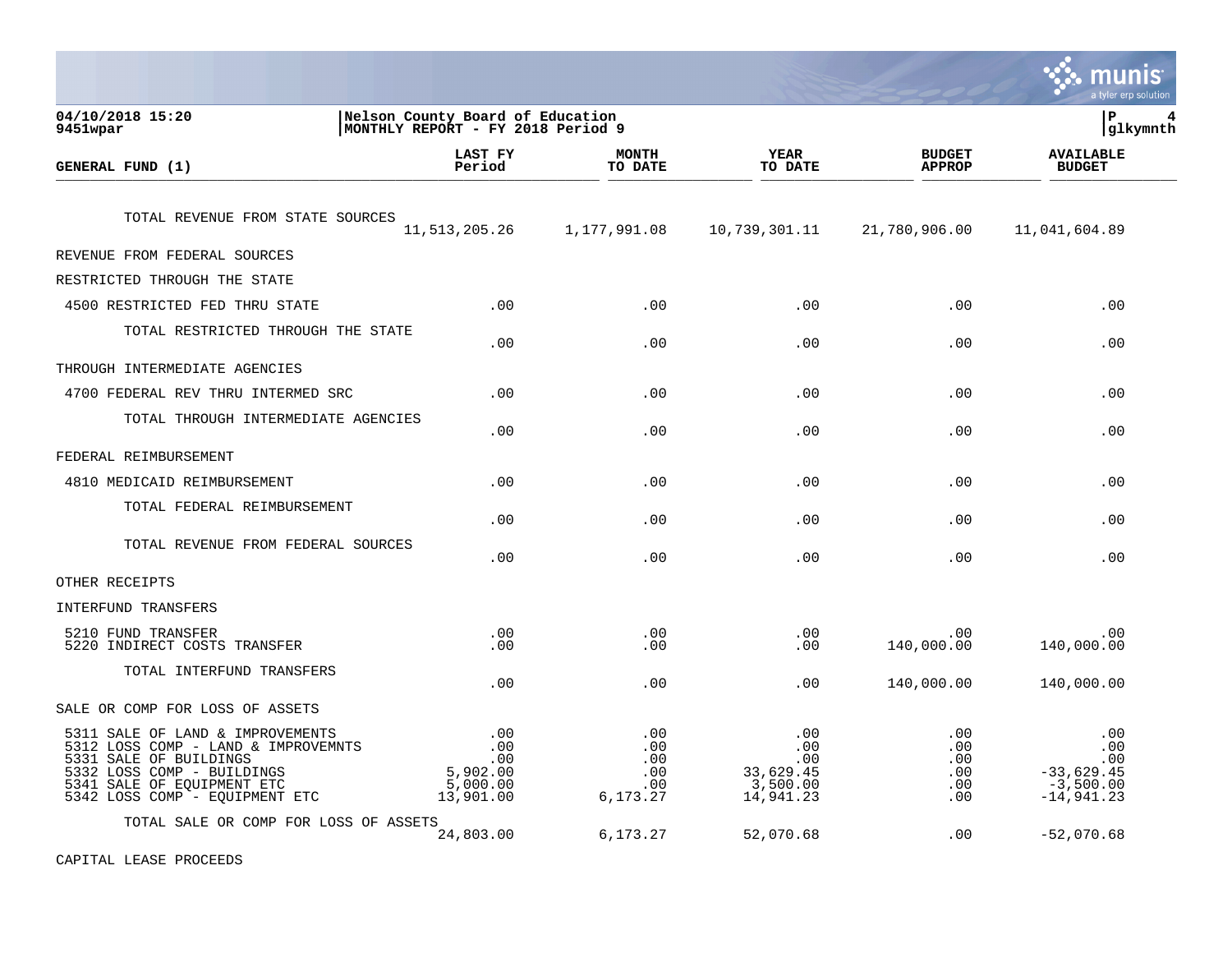04/10/2018 15:20 | Nelson County Board of Education | P 4
9451wpar | MONTHLY REPORT - FY 2018 Period 9 | glkymnth

| GENERAL FUND (1) | LAST FY Period | MONTH TO DATE | YEAR TO DATE | BUDGET APPROP | AVAILABLE BUDGET |
|---|---|---|---|---|---|
| TOTAL REVENUE FROM STATE SOURCES | 11,513,205.26 | 1,177,991.08 | 10,739,301.11 | 21,780,906.00 | 11,041,604.89 |
| REVENUE FROM FEDERAL SOURCES | | | | | |
| RESTRICTED THROUGH THE STATE | | | | | |
| 4500 RESTRICTED FED THRU STATE | .00 | .00 | .00 | .00 | .00 |
| TOTAL RESTRICTED THROUGH THE STATE | .00 | .00 | .00 | .00 | .00 |
| THROUGH INTERMEDIATE AGENCIES | | | | | |
| 4700 FEDERAL REV THRU INTERMED SRC | .00 | .00 | .00 | .00 | .00 |
| TOTAL THROUGH INTERMEDIATE AGENCIES | .00 | .00 | .00 | .00 | .00 |
| FEDERAL REIMBURSEMENT | | | | | |
| 4810 MEDICAID REIMBURSEMENT | .00 | .00 | .00 | .00 | .00 |
| TOTAL FEDERAL REIMBURSEMENT | .00 | .00 | .00 | .00 | .00 |
| TOTAL REVENUE FROM FEDERAL SOURCES | .00 | .00 | .00 | .00 | .00 |
| OTHER RECEIPTS | | | | | |
| INTERFUND TRANSFERS | | | | | |
| 5210 FUND TRANSFER | .00 | .00 | .00 | .00 | .00 |
| 5220 INDIRECT COSTS TRANSFER | .00 | .00 | .00 | 140,000.00 | 140,000.00 |
| TOTAL INTERFUND TRANSFERS | .00 | .00 | .00 | 140,000.00 | 140,000.00 |
| SALE OR COMP FOR LOSS OF ASSETS | | | | | |
| 5311 SALE OF LAND & IMPROVEMENTS | .00 | .00 | .00 | .00 | .00 |
| 5312 LOSS COMP - LAND & IMPROVEMNTS | .00 | .00 | .00 | .00 | .00 |
| 5331 SALE OF BUILDINGS | .00 | .00 | .00 | .00 | .00 |
| 5332 LOSS COMP - BUILDINGS | 5,902.00 | .00 | 33,629.45 | .00 | -33,629.45 |
| 5341 SALE OF EQUIPMENT ETC | 5,000.00 | .00 | 3,500.00 | .00 | -3,500.00 |
| 5342 LOSS COMP - EQUIPMENT ETC | 13,901.00 | 6,173.27 | 14,941.23 | .00 | -14,941.23 |
| TOTAL SALE OR COMP FOR LOSS OF ASSETS | 24,803.00 | 6,173.27 | 52,070.68 | .00 | -52,070.68 |
| CAPITAL LEASE PROCEEDS | | | | | |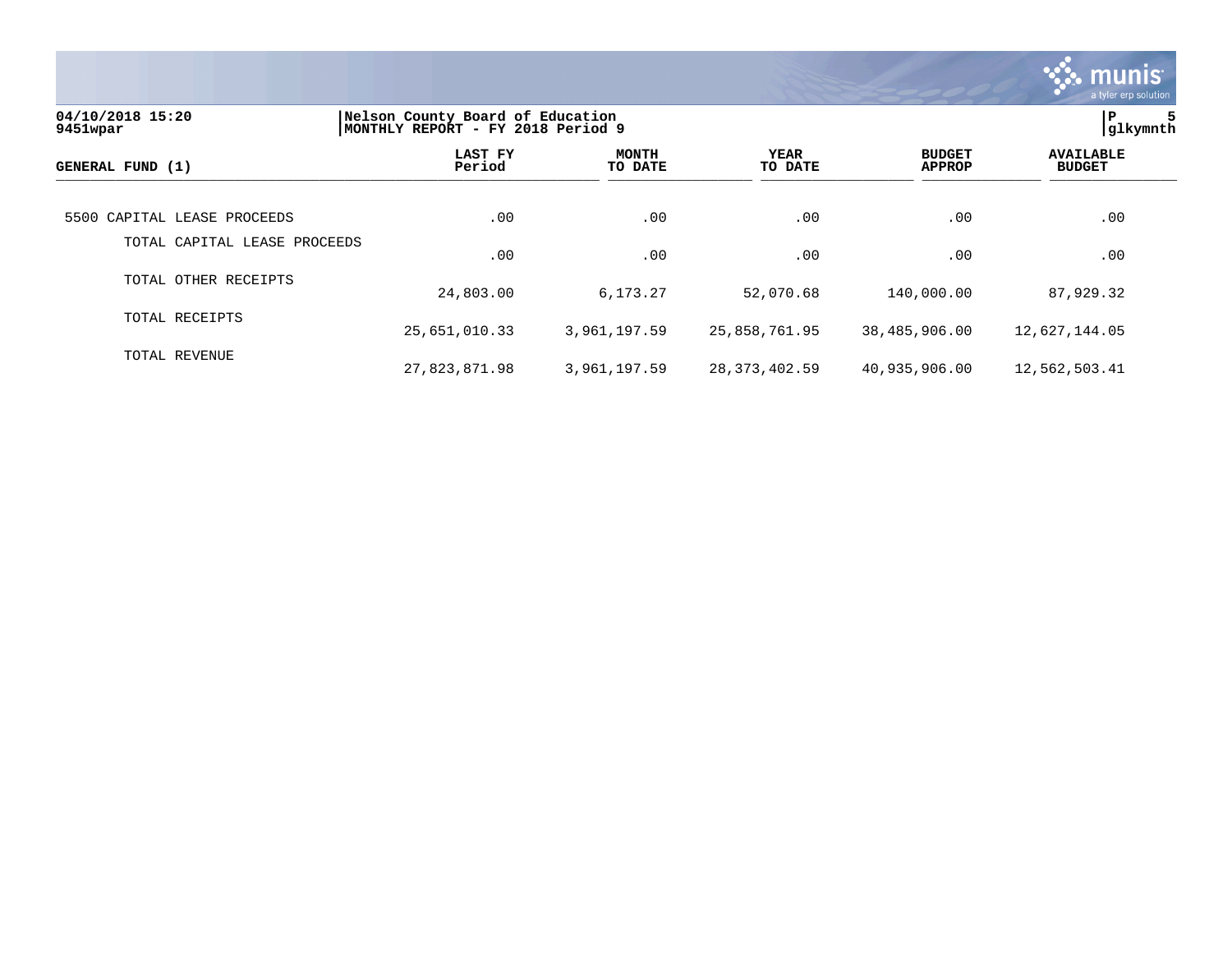04/10/2018 15:20
9451wpar

Nelson County Board of Education
MONTHLY REPORT - FY 2018 Period 9

| GENERAL FUND (1) | LAST FY Period | MONTH TO DATE | YEAR TO DATE | BUDGET APPROP | AVAILABLE BUDGET |
|---|---|---|---|---|---|
| 5500 CAPITAL LEASE PROCEEDS | .00 | .00 | .00 | .00 | .00 |
| TOTAL CAPITAL LEASE PROCEEDS | .00 | .00 | .00 | .00 | .00 |
| TOTAL OTHER RECEIPTS | 24,803.00 | 6,173.27 | 52,070.68 | 140,000.00 | 87,929.32 |
| TOTAL RECEIPTS | 25,651,010.33 | 3,961,197.59 | 25,858,761.95 | 38,485,906.00 | 12,627,144.05 |
| TOTAL REVENUE | 27,823,871.98 | 3,961,197.59 | 28,373,402.59 | 40,935,906.00 | 12,562,503.41 |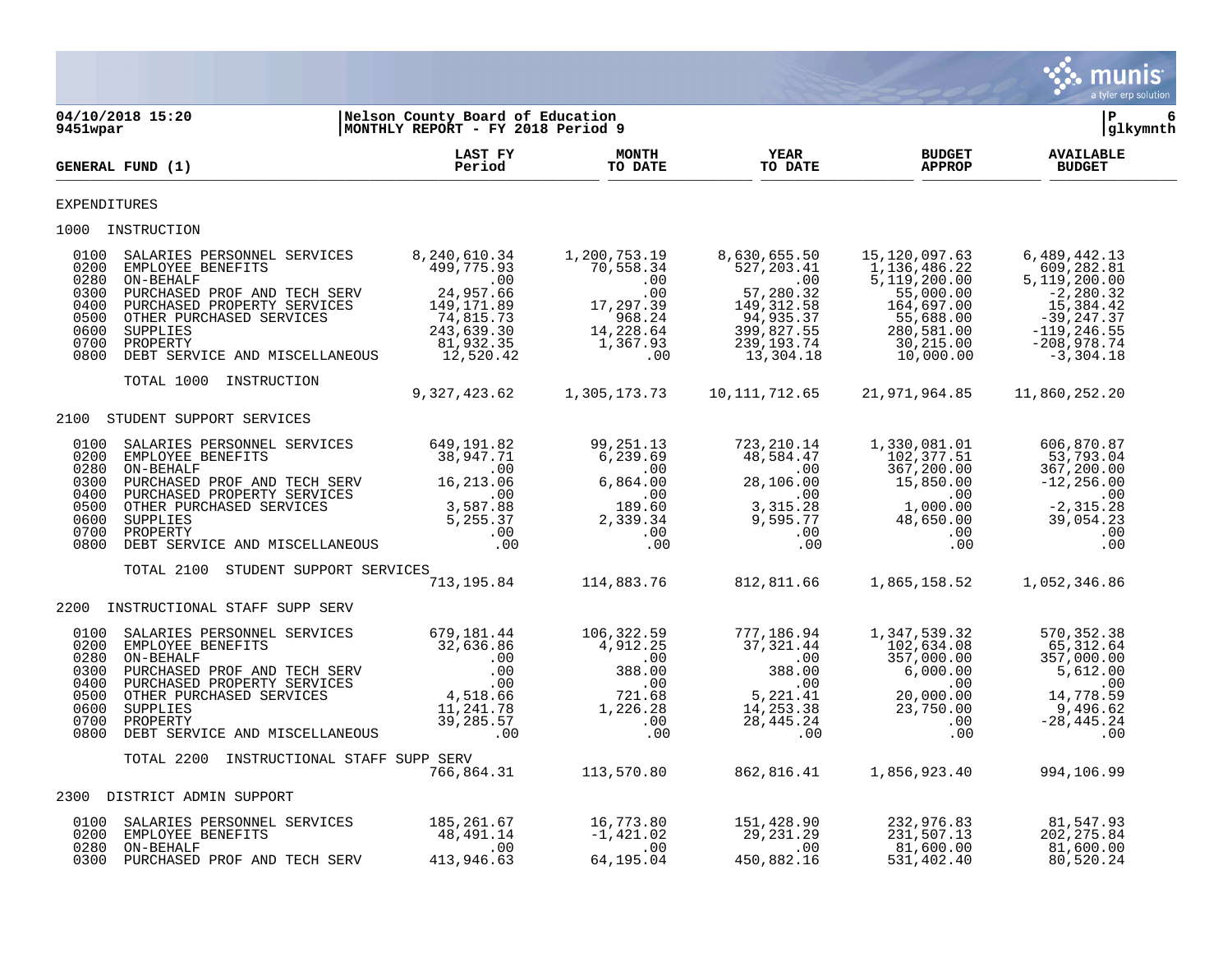04/10/2018 15:20 | Nelson County Board of Education | P 6
9451wpar | MONTHLY REPORT - FY 2018 Period 9 | glkymnth

| GENERAL FUND (1) | LAST FY Period | MONTH TO DATE | YEAR TO DATE | BUDGET APPROP | AVAILABLE BUDGET |
|---|---|---|---|---|---|
| **EXPENDITURES** | | | | | |
| **1000 INSTRUCTION** | | | | | |
| 0100 SALARIES PERSONNEL SERVICES | 8,240,610.34 | 1,200,753.19 | 8,630,655.50 | 15,120,097.63 | 6,489,442.13 |
| 0200 EMPLOYEE BENEFITS | 499,775.93 | 70,558.34 | 527,203.41 | 1,136,486.22 | 609,282.81 |
| 0280 ON-BEHALF | .00 | .00 | .00 | 5,119,200.00 | 5,119,200.00 |
| 0300 PURCHASED PROF AND TECH SERV | 24,957.66 | .00 | 57,280.32 | 55,000.00 | -2,280.32 |
| 0400 PURCHASED PROPERTY SERVICES | 149,171.89 | 17,297.39 | 149,312.58 | 164,697.00 | 15,384.42 |
| 0500 OTHER PURCHASED SERVICES | 74,815.73 | 968.24 | 94,935.37 | 55,688.00 | -39,247.37 |
| 0600 SUPPLIES | 243,639.30 | 14,228.64 | 399,827.55 | 280,581.00 | -119,246.55 |
| 0700 PROPERTY | 81,932.35 | 1,367.93 | 239,193.74 | 30,215.00 | -208,978.74 |
| 0800 DEBT SERVICE AND MISCELLANEOUS | 12,520.42 | .00 | 13,304.18 | 10,000.00 | -3,304.18 |
| TOTAL 1000 INSTRUCTION | 9,327,423.62 | 1,305,173.73 | 10,111,712.65 | 21,971,964.85 | 11,860,252.20 |
| **2100 STUDENT SUPPORT SERVICES** | | | | | |
| 0100 SALARIES PERSONNEL SERVICES | 649,191.82 | 99,251.13 | 723,210.14 | 1,330,081.01 | 606,870.87 |
| 0200 EMPLOYEE BENEFITS | 38,947.71 | 6,239.69 | 48,584.47 | 102,377.51 | 53,793.04 |
| 0280 ON-BEHALF | .00 | .00 | .00 | 367,200.00 | 367,200.00 |
| 0300 PURCHASED PROF AND TECH SERV | 16,213.06 | 6,864.00 | 28,106.00 | 15,850.00 | -12,256.00 |
| 0400 PURCHASED PROPERTY SERVICES | .00 | .00 | .00 | .00 | .00 |
| 0500 OTHER PURCHASED SERVICES | 3,587.88 | 189.60 | 3,315.28 | 1,000.00 | -2,315.28 |
| 0600 SUPPLIES | 5,255.37 | 2,339.34 | 9,595.77 | 48,650.00 | 39,054.23 |
| 0700 PROPERTY | .00 | .00 | .00 | .00 | .00 |
| 0800 DEBT SERVICE AND MISCELLANEOUS | .00 | .00 | .00 | .00 | .00 |
| TOTAL 2100 STUDENT SUPPORT SERVICES | 713,195.84 | 114,883.76 | 812,811.66 | 1,865,158.52 | 1,052,346.86 |
| **2200 INSTRUCTIONAL STAFF SUPP SERV** | | | | | |
| 0100 SALARIES PERSONNEL SERVICES | 679,181.44 | 106,322.59 | 777,186.94 | 1,347,539.32 | 570,352.38 |
| 0200 EMPLOYEE BENEFITS | 32,636.86 | 4,912.25 | 37,321.44 | 102,634.08 | 65,312.64 |
| 0280 ON-BEHALF | .00 | .00 | .00 | 357,000.00 | 357,000.00 |
| 0300 PURCHASED PROF AND TECH SERV | .00 | 388.00 | 388.00 | 6,000.00 | 5,612.00 |
| 0400 PURCHASED PROPERTY SERVICES | .00 | .00 | .00 | .00 | .00 |
| 0500 OTHER PURCHASED SERVICES | 4,518.66 | 721.68 | 5,221.41 | 20,000.00 | 14,778.59 |
| 0600 SUPPLIES | 11,241.78 | 1,226.28 | 14,253.38 | 23,750.00 | 9,496.62 |
| 0700 PROPERTY | 39,285.57 | .00 | 28,445.24 | .00 | -28,445.24 |
| 0800 DEBT SERVICE AND MISCELLANEOUS | .00 | .00 | .00 | .00 | .00 |
| TOTAL 2200 INSTRUCTIONAL STAFF SUPP SERV | 766,864.31 | 113,570.80 | 862,816.41 | 1,856,923.40 | 994,106.99 |
| **2300 DISTRICT ADMIN SUPPORT** | | | | | |
| 0100 SALARIES PERSONNEL SERVICES | 185,261.67 | 16,773.80 | 151,428.90 | 232,976.83 | 81,547.93 |
| 0200 EMPLOYEE BENEFITS | 48,491.14 | -1,421.02 | 29,231.29 | 231,507.13 | 202,275.84 |
| 0280 ON-BEHALF | .00 | .00 | .00 | 81,600.00 | 81,600.00 |
| 0300 PURCHASED PROF AND TECH SERV | 413,946.63 | 64,195.04 | 450,882.16 | 531,402.40 | 80,520.24 |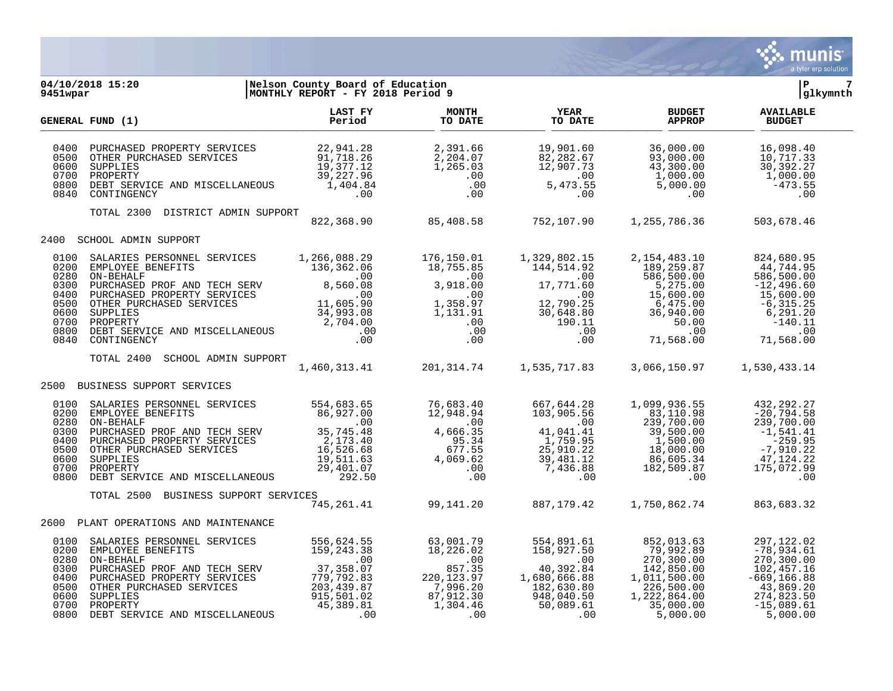04/10/2018 15:20 | Nelson County Board of Education
9451wpar | MONTHLY REPORT - FY 2018 Period 9

| GENERAL FUND (1) | | LAST FY Period | MONTH TO DATE | YEAR TO DATE | BUDGET APPROP | AVAILABLE BUDGET |
|---|---|---|---|---|---|---|
| 0400 | PURCHASED PROPERTY SERVICES | 22,941.28 | 2,391.66 | 19,901.60 | 36,000.00 | 16,098.40 |
| 0500 | OTHER PURCHASED SERVICES | 91,718.26 | 2,204.07 | 82,282.67 | 93,000.00 | 10,717.33 |
| 0600 | SUPPLIES | 19,377.12 | 1,265.03 | 12,907.73 | 43,300.00 | 30,392.27 |
| 0700 | PROPERTY | 39,227.96 | .00 | .00 | 1,000.00 | 1,000.00 |
| 0800 | DEBT SERVICE AND MISCELLANEOUS | 1,404.84 | .00 | 5,473.55 | 5,000.00 | -473.55 |
| 0840 | CONTINGENCY | .00 | .00 | .00 | .00 | .00 |
| | TOTAL 2300 DISTRICT ADMIN SUPPORT | 822,368.90 | 85,408.58 | 752,107.90 | 1,255,786.36 | 503,678.46 |
| 2400 | SCHOOL ADMIN SUPPORT | | | | | |
| 0100 | SALARIES PERSONNEL SERVICES | 1,266,088.29 | 176,150.01 | 1,329,802.15 | 2,154,483.10 | 824,680.95 |
| 0200 | EMPLOYEE BENEFITS | 136,362.06 | 18,755.85 | 144,514.92 | 189,259.87 | 44,744.95 |
| 0280 | ON-BEHALF | .00 | .00 | .00 | 586,500.00 | 586,500.00 |
| 0300 | PURCHASED PROF AND TECH SERV | 8,560.08 | 3,918.00 | 17,771.60 | 5,275.00 | -12,496.60 |
| 0400 | PURCHASED PROPERTY SERVICES | .00 | .00 | .00 | 15,600.00 | 15,600.00 |
| 0500 | OTHER PURCHASED SERVICES | 11,605.90 | 1,358.97 | 12,790.25 | 6,475.00 | -6,315.25 |
| 0600 | SUPPLIES | 34,993.08 | 1,131.91 | 30,648.80 | 36,940.00 | 6,291.20 |
| 0700 | PROPERTY | 2,704.00 | .00 | 190.11 | 50.00 | -140.11 |
| 0800 | DEBT SERVICE AND MISCELLANEOUS | .00 | .00 | .00 | .00 | .00 |
| 0840 | CONTINGENCY | .00 | .00 | .00 | 71,568.00 | 71,568.00 |
| | TOTAL 2400 SCHOOL ADMIN SUPPORT | 1,460,313.41 | 201,314.74 | 1,535,717.83 | 3,066,150.97 | 1,530,433.14 |
| 2500 | BUSINESS SUPPORT SERVICES | | | | | |
| 0100 | SALARIES PERSONNEL SERVICES | 554,683.65 | 76,683.40 | 667,644.28 | 1,099,936.55 | 432,292.27 |
| 0200 | EMPLOYEE BENEFITS | 86,927.00 | 12,948.94 | 103,905.56 | 83,110.98 | -20,794.58 |
| 0280 | ON-BEHALF | .00 | .00 | .00 | 239,700.00 | 239,700.00 |
| 0300 | PURCHASED PROF AND TECH SERV | 35,745.48 | 4,666.35 | 41,041.41 | 39,500.00 | -1,541.41 |
| 0400 | PURCHASED PROPERTY SERVICES | 2,173.40 | 95.34 | 1,759.95 | 1,500.00 | -259.95 |
| 0500 | OTHER PURCHASED SERVICES | 16,526.68 | 677.55 | 25,910.22 | 18,000.00 | -7,910.22 |
| 0600 | SUPPLIES | 19,511.63 | 4,069.62 | 39,481.12 | 86,605.34 | 47,124.22 |
| 0700 | PROPERTY | 29,401.07 | .00 | 7,436.88 | 182,509.87 | 175,072.99 |
| 0800 | DEBT SERVICE AND MISCELLANEOUS | 292.50 | .00 | .00 | .00 | .00 |
| | TOTAL 2500 BUSINESS SUPPORT SERVICES | 745,261.41 | 99,141.20 | 887,179.42 | 1,750,862.74 | 863,683.32 |
| 2600 | PLANT OPERATIONS AND MAINTENANCE | | | | | |
| 0100 | SALARIES PERSONNEL SERVICES | 556,624.55 | 63,001.79 | 554,891.61 | 852,013.63 | 297,122.02 |
| 0200 | EMPLOYEE BENEFITS | 159,243.38 | 18,226.02 | 158,927.50 | 79,992.89 | -78,934.61 |
| 0280 | ON-BEHALF | .00 | .00 | .00 | 270,300.00 | 270,300.00 |
| 0300 | PURCHASED PROF AND TECH SERV | 37,358.07 | 857.35 | 40,392.84 | 142,850.00 | 102,457.16 |
| 0400 | PURCHASED PROPERTY SERVICES | 779,792.83 | 220,123.97 | 1,680,666.88 | 1,011,500.00 | -669,166.88 |
| 0500 | OTHER PURCHASED SERVICES | 203,439.87 | 7,996.20 | 182,630.80 | 226,500.00 | 43,869.20 |
| 0600 | SUPPLIES | 915,501.02 | 87,912.30 | 948,040.50 | 1,222,864.00 | 274,823.50 |
| 0700 | PROPERTY | 45,389.81 | 1,304.46 | 50,089.61 | 35,000.00 | -15,089.61 |
| 0800 | DEBT SERVICE AND MISCELLANEOUS | .00 | .00 | .00 | 5,000.00 | 5,000.00 |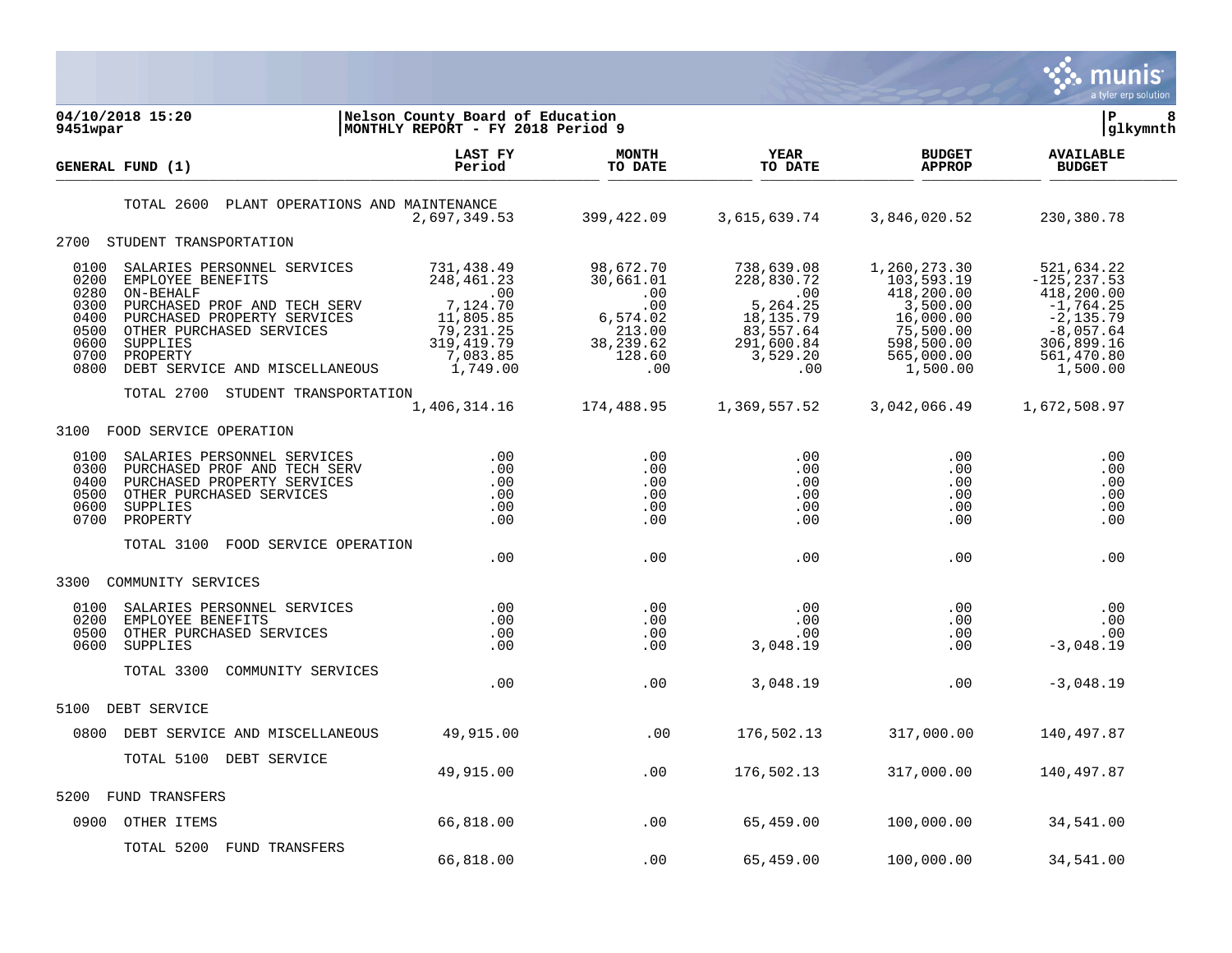**04/10/2018 15:20** | **Nelson County Board of Education**
**9451wpar** | **MONTHLY REPORT - FY 2018 Period 9**

| GENERAL FUND (1) | LAST FY Period | MONTH TO DATE | YEAR TO DATE | BUDGET APPROP | AVAILABLE BUDGET |
|---|---|---|---|---|---|
| TOTAL 2600 PLANT OPERATIONS AND MAINTENANCE | 2,697,349.53 | 399,422.09 | 3,615,639.74 | 3,846,020.52 | 230,380.78 |
| **2700 STUDENT TRANSPORTATION** | | | | | |
| 0100 SALARIES PERSONNEL SERVICES | 731,438.49 | 98,672.70 | 738,639.08 | 1,260,273.30 | 521,634.22 |
| 0200 EMPLOYEE BENEFITS | 248,461.23 | 30,661.01 | 228,830.72 | 103,593.19 | -125,237.53 |
| 0280 ON-BEHALF | .00 | .00 | .00 | 418,200.00 | 418,200.00 |
| 0300 PURCHASED PROF AND TECH SERV | 7,124.70 | .00 | 5,264.25 | 3,500.00 | -1,764.25 |
| 0400 PURCHASED PROPERTY SERVICES | 11,805.85 | 6,574.02 | 18,135.79 | 16,000.00 | -2,135.79 |
| 0500 OTHER PURCHASED SERVICES | 79,231.25 | 213.00 | 83,557.64 | 75,500.00 | -8,057.64 |
| 0600 SUPPLIES | 319,419.79 | 38,239.62 | 291,600.84 | 598,500.00 | 306,899.16 |
| 0700 PROPERTY | 7,083.85 | 128.60 | 3,529.20 | 565,000.00 | 561,470.80 |
| 0800 DEBT SERVICE AND MISCELLANEOUS | 1,749.00 | .00 | .00 | 1,500.00 | 1,500.00 |
| TOTAL 2700 STUDENT TRANSPORTATION | 1,406,314.16 | 174,488.95 | 1,369,557.52 | 3,042,066.49 | 1,672,508.97 |
| **3100 FOOD SERVICE OPERATION** | | | | | |
| 0100 SALARIES PERSONNEL SERVICES | .00 | .00 | .00 | .00 | .00 |
| 0300 PURCHASED PROF AND TECH SERV | .00 | .00 | .00 | .00 | .00 |
| 0400 PURCHASED PROPERTY SERVICES | .00 | .00 | .00 | .00 | .00 |
| 0500 OTHER PURCHASED SERVICES | .00 | .00 | .00 | .00 | .00 |
| 0600 SUPPLIES | .00 | .00 | .00 | .00 | .00 |
| 0700 PROPERTY | .00 | .00 | .00 | .00 | .00 |
| TOTAL 3100 FOOD SERVICE OPERATION | .00 | .00 | .00 | .00 | .00 |
| **3300 COMMUNITY SERVICES** | | | | | |
| 0100 SALARIES PERSONNEL SERVICES | .00 | .00 | .00 | .00 | .00 |
| 0200 EMPLOYEE BENEFITS | .00 | .00 | .00 | .00 | .00 |
| 0500 OTHER PURCHASED SERVICES | .00 | .00 | .00 | .00 | .00 |
| 0600 SUPPLIES | .00 | .00 | 3,048.19 | .00 | -3,048.19 |
| TOTAL 3300 COMMUNITY SERVICES | .00 | .00 | 3,048.19 | .00 | -3,048.19 |
| **5100 DEBT SERVICE** | | | | | |
| 0800 DEBT SERVICE AND MISCELLANEOUS | 49,915.00 | .00 | 176,502.13 | 317,000.00 | 140,497.87 |
| TOTAL 5100 DEBT SERVICE | 49,915.00 | .00 | 176,502.13 | 317,000.00 | 140,497.87 |
| **5200 FUND TRANSFERS** | | | | | |
| 0900 OTHER ITEMS | 66,818.00 | .00 | 65,459.00 | 100,000.00 | 34,541.00 |
| TOTAL 5200 FUND TRANSFERS | 66,818.00 | .00 | 65,459.00 | 100,000.00 | 34,541.00 |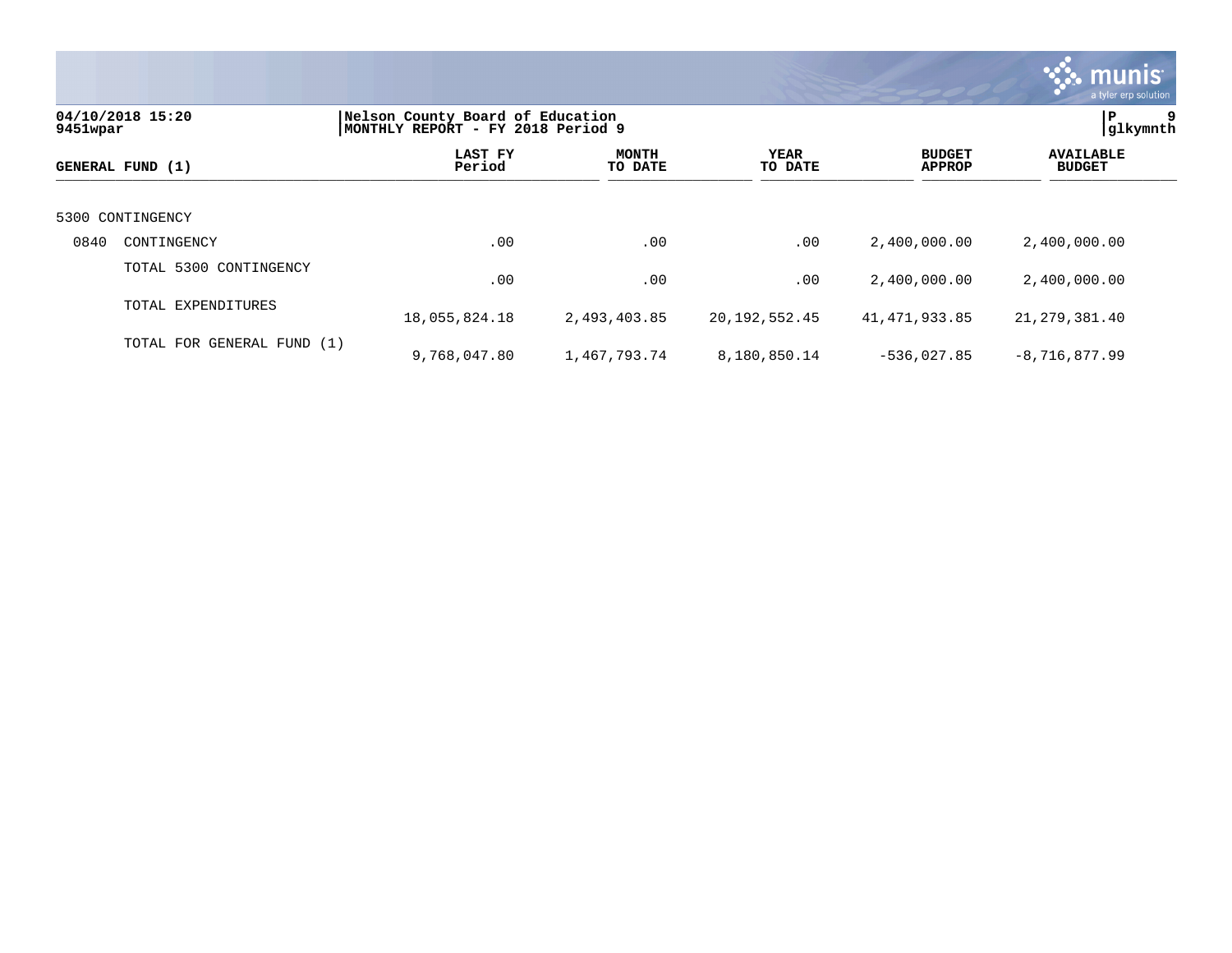04/10/2018 15:20 | Nelson County Board of Education | P 9
9451wpar | MONTHLY REPORT - FY 2018 Period 9 | glkymnth

| GENERAL FUND (1) | | LAST FY Period | MONTH TO DATE | YEAR TO DATE | BUDGET APPROP | AVAILABLE BUDGET |
|---|---|---|---|---|---|---|
| 5300 CONTINGENCY | | | | | | |
| 0840 | CONTINGENCY | .00 | .00 | .00 | 2,400,000.00 | 2,400,000.00 |
| | TOTAL 5300 CONTINGENCY | .00 | .00 | .00 | 2,400,000.00 | 2,400,000.00 |
| | TOTAL EXPENDITURES | 18,055,824.18 | 2,493,403.85 | 20,192,552.45 | 41,471,933.85 | 21,279,381.40 |
| | TOTAL FOR GENERAL FUND (1) | 9,768,047.80 | 1,467,793.74 | 8,180,850.14 | -536,027.85 | -8,716,877.99 |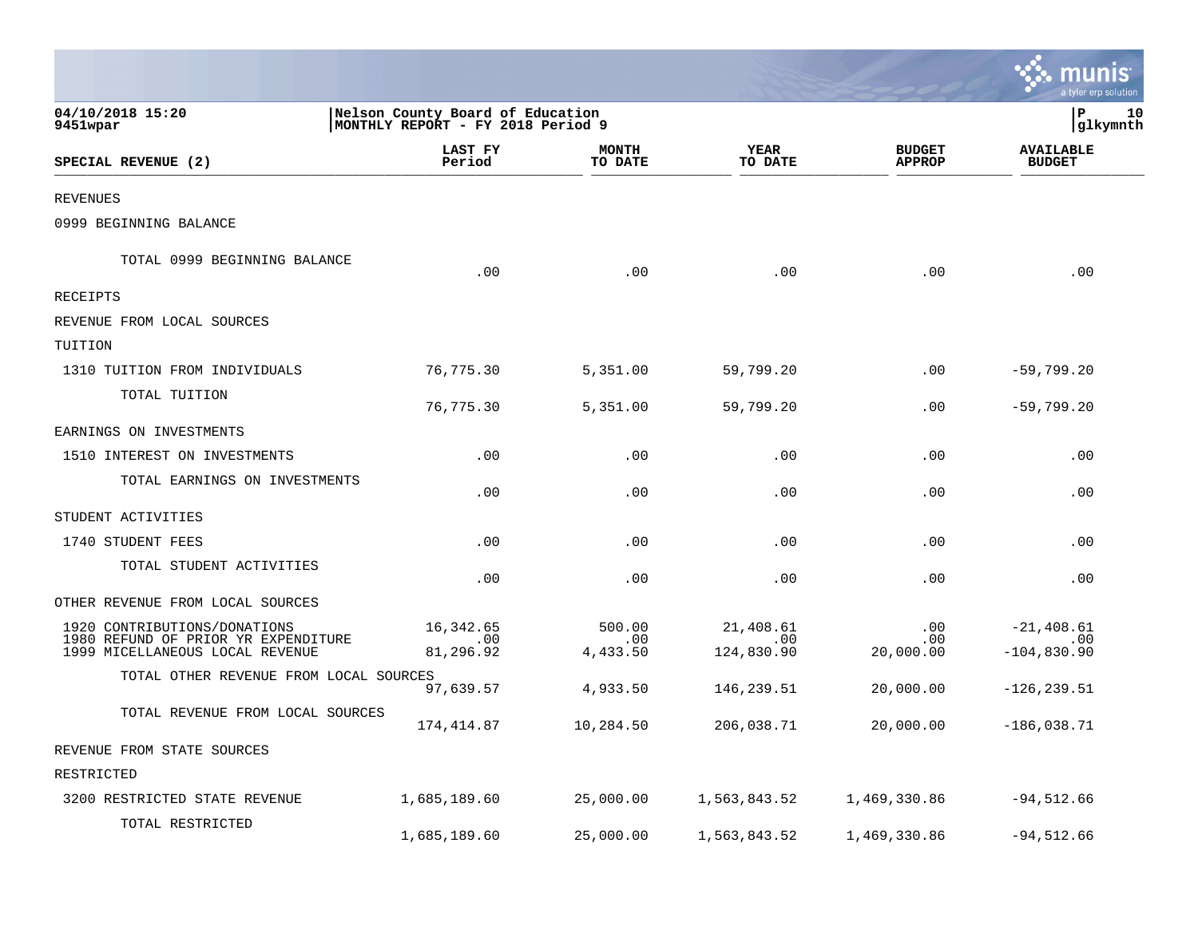04/10/2018 15:20
9451wpar

Nelson County Board of Education
MONTHLY REPORT - FY 2018 Period 9

P 10
glkymnth

| SPECIAL REVENUE (2) | LAST FY Period | MONTH TO DATE | YEAR TO DATE | BUDGET APPROP | AVAILABLE BUDGET |
|---|---|---|---|---|---|
| REVENUES | | | | | |
| 0999 BEGINNING BALANCE | | | | | |
| TOTAL 0999 BEGINNING BALANCE | .00 | .00 | .00 | .00 | .00 |
| RECEIPTS | | | | | |
| REVENUE FROM LOCAL SOURCES | | | | | |
| TUITION | | | | | |
| 1310 TUITION FROM INDIVIDUALS | 76,775.30 | 5,351.00 | 59,799.20 | .00 | -59,799.20 |
| TOTAL TUITION | 76,775.30 | 5,351.00 | 59,799.20 | .00 | -59,799.20 |
| EARNINGS ON INVESTMENTS | | | | | |
| 1510 INTEREST ON INVESTMENTS | .00 | .00 | .00 | .00 | .00 |
| TOTAL EARNINGS ON INVESTMENTS | .00 | .00 | .00 | .00 | .00 |
| STUDENT ACTIVITIES | | | | | |
| 1740 STUDENT FEES | .00 | .00 | .00 | .00 | .00 |
| TOTAL STUDENT ACTIVITIES | .00 | .00 | .00 | .00 | .00 |
| OTHER REVENUE FROM LOCAL SOURCES | | | | | |
| 1920 CONTRIBUTIONS/DONATIONS | 16,342.65 | 500.00 | 21,408.61 | .00 | -21,408.61 |
| 1980 REFUND OF PRIOR YR EXPENDITURE | .00 | .00 | .00 | .00 | .00 |
| 1999 MICELLANEOUS LOCAL REVENUE | 81,296.92 | 4,433.50 | 124,830.90 | 20,000.00 | -104,830.90 |
| TOTAL OTHER REVENUE FROM LOCAL SOURCES | 97,639.57 | 4,933.50 | 146,239.51 | 20,000.00 | -126,239.51 |
| TOTAL REVENUE FROM LOCAL SOURCES | 174,414.87 | 10,284.50 | 206,038.71 | 20,000.00 | -186,038.71 |
| REVENUE FROM STATE SOURCES | | | | | |
| RESTRICTED | | | | | |
| 3200 RESTRICTED STATE REVENUE | 1,685,189.60 | 25,000.00 | 1,563,843.52 | 1,469,330.86 | -94,512.66 |
| TOTAL RESTRICTED | 1,685,189.60 | 25,000.00 | 1,563,843.52 | 1,469,330.86 | -94,512.66 |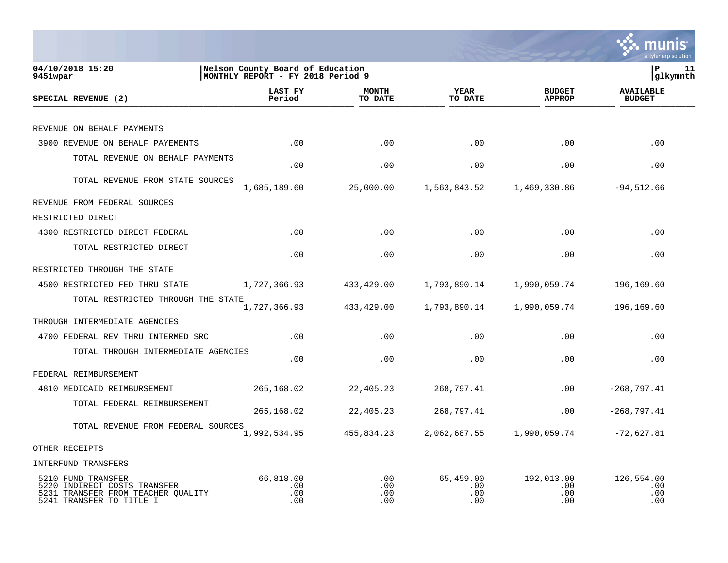04/10/2018 15:20 | Nelson County Board of Education | P 11
9451wpar | MONTHLY REPORT - FY 2018 Period 9 | glkymnth

| SPECIAL REVENUE (2) | LAST FY Period | MONTH TO DATE | YEAR TO DATE | BUDGET APPROP | AVAILABLE BUDGET |
|---|---|---|---|---|---|
| REVENUE ON BEHALF PAYMENTS | | | | | |
| 3900 REVENUE ON BEHALF PAYEMENTS | .00 | .00 | .00 | .00 | .00 |
| TOTAL REVENUE ON BEHALF PAYMENTS | .00 | .00 | .00 | .00 | .00 |
| TOTAL REVENUE FROM STATE SOURCES | 1,685,189.60 | 25,000.00 | 1,563,843.52 | 1,469,330.86 | -94,512.66 |
| REVENUE FROM FEDERAL SOURCES | | | | | |
| RESTRICTED DIRECT | | | | | |
| 4300 RESTRICTED DIRECT FEDERAL | .00 | .00 | .00 | .00 | .00 |
| TOTAL RESTRICTED DIRECT | .00 | .00 | .00 | .00 | .00 |
| RESTRICTED THROUGH THE STATE | | | | | |
| 4500 RESTRICTED FED THRU STATE | 1,727,366.93 | 433,429.00 | 1,793,890.14 | 1,990,059.74 | 196,169.60 |
| TOTAL RESTRICTED THROUGH THE STATE | 1,727,366.93 | 433,429.00 | 1,793,890.14 | 1,990,059.74 | 196,169.60 |
| THROUGH INTERMEDIATE AGENCIES | | | | | |
| 4700 FEDERAL REV THRU INTERMED SRC | .00 | .00 | .00 | .00 | .00 |
| TOTAL THROUGH INTERMEDIATE AGENCIES | .00 | .00 | .00 | .00 | .00 |
| FEDERAL REIMBURSEMENT | | | | | |
| 4810 MEDICAID REIMBURSEMENT | 265,168.02 | 22,405.23 | 268,797.41 | .00 | -268,797.41 |
| TOTAL FEDERAL REIMBURSEMENT | 265,168.02 | 22,405.23 | 268,797.41 | .00 | -268,797.41 |
| TOTAL REVENUE FROM FEDERAL SOURCES | 1,992,534.95 | 455,834.23 | 2,062,687.55 | 1,990,059.74 | -72,627.81 |
| OTHER RECEIPTS | | | | | |
| INTERFUND TRANSFERS | | | | | |
| 5210 FUND TRANSFER | 66,818.00 | .00 | 65,459.00 | 192,013.00 | 126,554.00 |
| 5220 INDIRECT COSTS TRANSFER | .00 | .00 | .00 | .00 | .00 |
| 5231 TRANSFER FROM TEACHER QUALITY | .00 | .00 | .00 | .00 | .00 |
| 5241 TRANSFER TO TITLE I | .00 | .00 | .00 | .00 | .00 |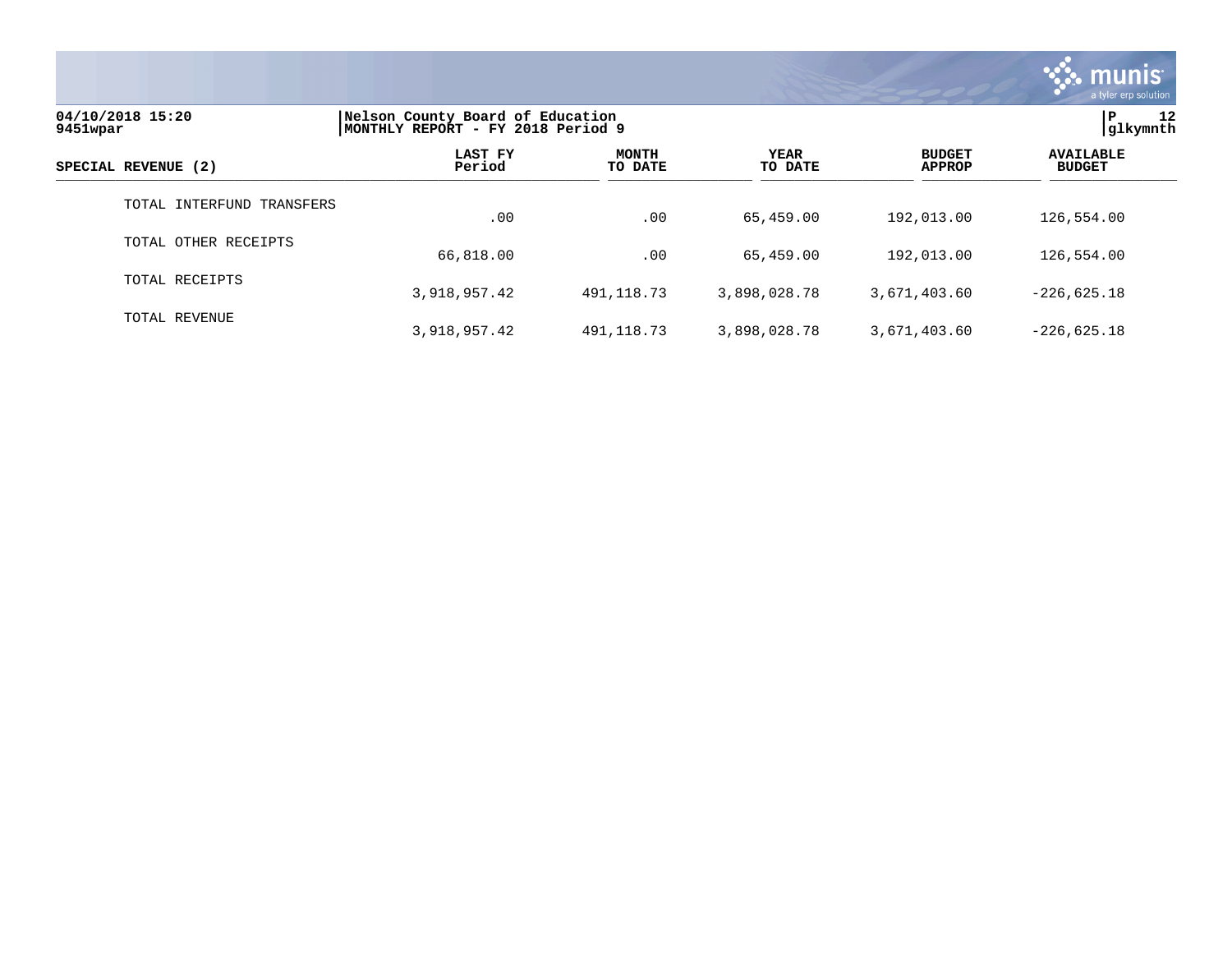04/10/2018 15:20 
9451wpar

Nelson County Board of Education
MONTHLY REPORT - FY 2018 Period 9

P 12
glkymnth

| SPECIAL REVENUE (2) | LAST FY Period | MONTH TO DATE | YEAR TO DATE | BUDGET APPROP | AVAILABLE BUDGET |
|---|---|---|---|---|---|
| TOTAL INTERFUND TRANSFERS | .00 | .00 | 65,459.00 | 192,013.00 | 126,554.00 |
| TOTAL OTHER RECEIPTS | 66,818.00 | .00 | 65,459.00 | 192,013.00 | 126,554.00 |
| TOTAL RECEIPTS | 3,918,957.42 | 491,118.73 | 3,898,028.78 | 3,671,403.60 | -226,625.18 |
| TOTAL REVENUE | 3,918,957.42 | 491,118.73 | 3,898,028.78 | 3,671,403.60 | -226,625.18 |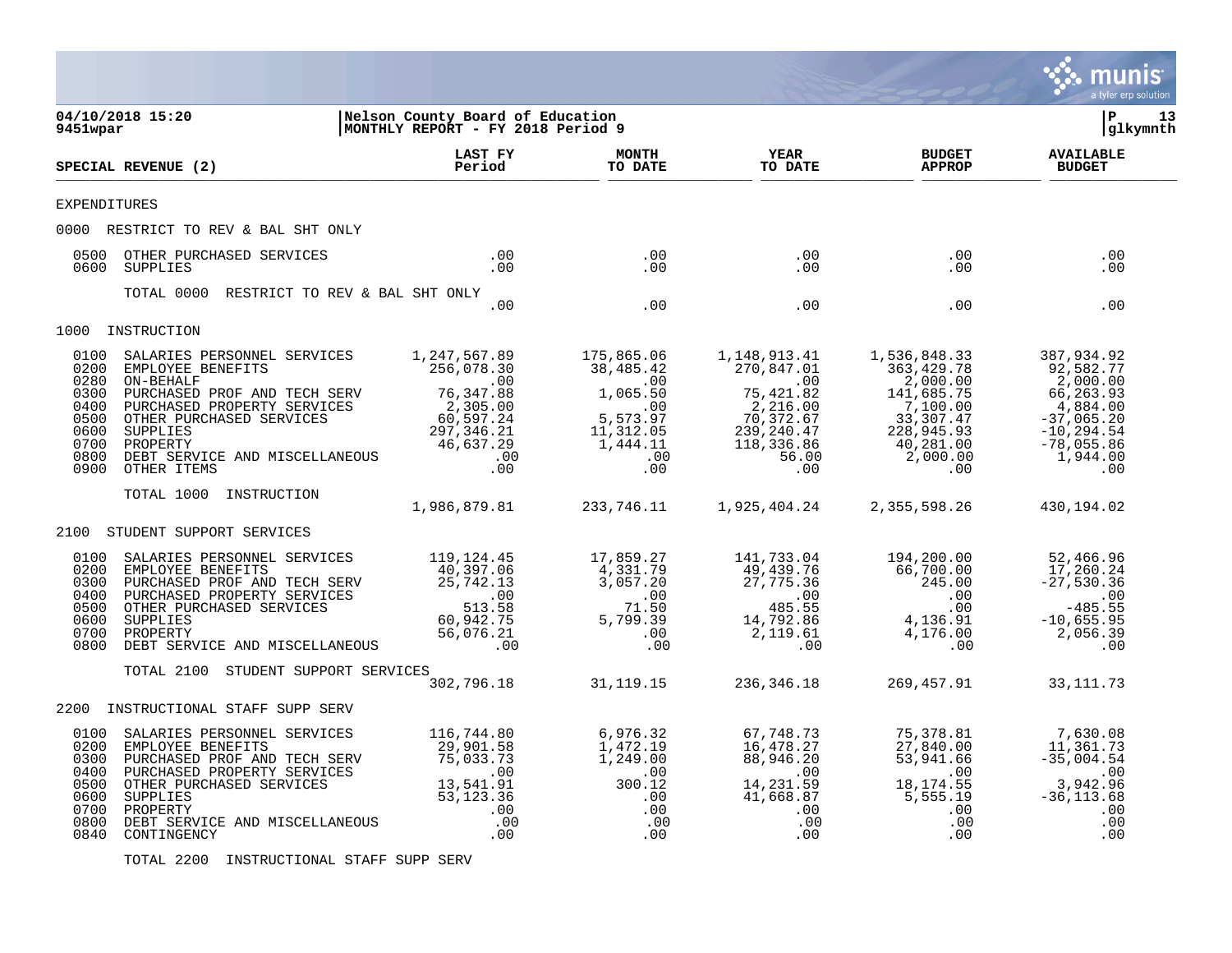04/10/2018 15:20 | Nelson County Board of Education
9451wpar | MONTHLY REPORT - FY 2018 Period 9

| SPECIAL REVENUE (2) | LAST FY Period | MONTH TO DATE | YEAR TO DATE | BUDGET APPROP | AVAILABLE BUDGET |
|---|---|---|---|---|---|
| EXPENDITURES | | | | | |
| 0000 RESTRICT TO REV & BAL SHT ONLY | | | | | |
| 0500 OTHER PURCHASED SERVICES | .00 | .00 | .00 | .00 | .00 |
| 0600 SUPPLIES | .00 | .00 | .00 | .00 | .00 |
| TOTAL 0000 RESTRICT TO REV & BAL SHT ONLY | .00 | .00 | .00 | .00 | .00 |
| 1000 INSTRUCTION | | | | | |
| 0100 SALARIES PERSONNEL SERVICES | 1,247,567.89 | 175,865.06 | 1,148,913.41 | 1,536,848.33 | 387,934.92 |
| 0200 EMPLOYEE BENEFITS | 256,078.30 | 38,485.42 | 270,847.01 | 363,429.78 | 92,582.77 |
| 0280 ON-BEHALF | .00 | .00 | .00 | 2,000.00 | 2,000.00 |
| 0300 PURCHASED PROF AND TECH SERV | 76,347.88 | 1,065.50 | 75,421.82 | 141,685.75 | 66,263.93 |
| 0400 PURCHASED PROPERTY SERVICES | 2,305.00 | .00 | 2,216.00 | 7,100.00 | 4,884.00 |
| 0500 OTHER PURCHASED SERVICES | 60,597.24 | 5,573.97 | 70,372.67 | 33,307.47 | -37,065.20 |
| 0600 SUPPLIES | 297,346.21 | 11,312.05 | 239,240.47 | 228,945.93 | -10,294.54 |
| 0700 PROPERTY | 46,637.29 | 1,444.11 | 118,336.86 | 40,281.00 | -78,055.86 |
| 0800 DEBT SERVICE AND MISCELLANEOUS | .00 | .00 | 56.00 | 2,000.00 | 1,944.00 |
| 0900 OTHER ITEMS | .00 | .00 | .00 | .00 | .00 |
| TOTAL 1000 INSTRUCTION | 1,986,879.81 | 233,746.11 | 1,925,404.24 | 2,355,598.26 | 430,194.02 |
| 2100 STUDENT SUPPORT SERVICES | | | | | |
| 0100 SALARIES PERSONNEL SERVICES | 119,124.45 | 17,859.27 | 141,733.04 | 194,200.00 | 52,466.96 |
| 0200 EMPLOYEE BENEFITS | 40,397.06 | 4,331.79 | 49,439.76 | 66,700.00 | 17,260.24 |
| 0300 PURCHASED PROF AND TECH SERV | 25,742.13 | 3,057.20 | 27,775.36 | 245.00 | -27,530.36 |
| 0400 PURCHASED PROPERTY SERVICES | .00 | .00 | .00 | .00 | .00 |
| 0500 OTHER PURCHASED SERVICES | 513.58 | 71.50 | 485.55 | .00 | -485.55 |
| 0600 SUPPLIES | 60,942.75 | 5,799.39 | 14,792.86 | 4,136.91 | -10,655.95 |
| 0700 PROPERTY | 56,076.21 | .00 | 2,119.61 | 4,176.00 | 2,056.39 |
| 0800 DEBT SERVICE AND MISCELLANEOUS | .00 | .00 | .00 | .00 | .00 |
| TOTAL 2100 STUDENT SUPPORT SERVICES | 302,796.18 | 31,119.15 | 236,346.18 | 269,457.91 | 33,111.73 |
| 2200 INSTRUCTIONAL STAFF SUPP SERV | | | | | |
| 0100 SALARIES PERSONNEL SERVICES | 116,744.80 | 6,976.32 | 67,748.73 | 75,378.81 | 7,630.08 |
| 0200 EMPLOYEE BENEFITS | 29,901.58 | 1,472.19 | 16,478.27 | 27,840.00 | 11,361.73 |
| 0300 PURCHASED PROF AND TECH SERV | 75,033.73 | 1,249.00 | 88,946.20 | 53,941.66 | -35,004.54 |
| 0400 PURCHASED PROPERTY SERVICES | .00 | .00 | .00 | .00 | .00 |
| 0500 OTHER PURCHASED SERVICES | 13,541.91 | 300.12 | 14,231.59 | 18,174.55 | 3,942.96 |
| 0600 SUPPLIES | 53,123.36 | .00 | 41,668.87 | 5,555.19 | -36,113.68 |
| 0700 PROPERTY | .00 | .00 | .00 | .00 | .00 |
| 0800 DEBT SERVICE AND MISCELLANEOUS | .00 | .00 | .00 | .00 | .00 |
| 0840 CONTINGENCY | .00 | .00 | .00 | .00 | .00 |
| TOTAL 2200 INSTRUCTIONAL STAFF SUPP SERV | | | | | |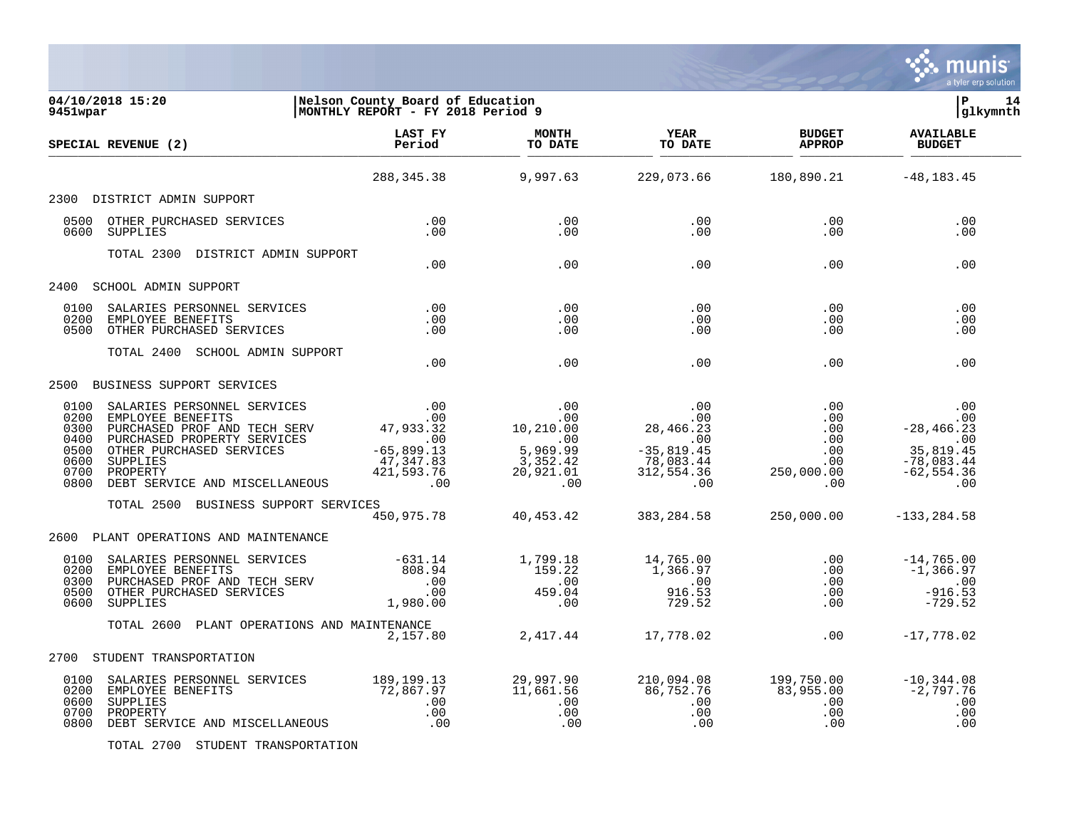**Nelson County Board of Education**
**MONTHLY REPORT - FY 2018 Period 9**

| SPECIAL REVENUE (2) | LAST FY Period | MONTH TO DATE | YEAR TO DATE | BUDGET APPROP | AVAILABLE BUDGET |
|---|---|---|---|---|---|
| | 288,345.38 | 9,997.63 | 229,073.66 | 180,890.21 | -48,183.45 |
| **2300 DISTRICT ADMIN SUPPORT** | | | | | |
| 0500 OTHER PURCHASED SERVICES | .00 | .00 | .00 | .00 | .00 |
| 0600 SUPPLIES | .00 | .00 | .00 | .00 | .00 |
| TOTAL 2300 DISTRICT ADMIN SUPPORT | .00 | .00 | .00 | .00 | .00 |
| **2400 SCHOOL ADMIN SUPPORT** | | | | | |
| 0100 SALARIES PERSONNEL SERVICES | .00 | .00 | .00 | .00 | .00 |
| 0200 EMPLOYEE BENEFITS | .00 | .00 | .00 | .00 | .00 |
| 0500 OTHER PURCHASED SERVICES | .00 | .00 | .00 | .00 | .00 |
| TOTAL 2400 SCHOOL ADMIN SUPPORT | .00 | .00 | .00 | .00 | .00 |
| **2500 BUSINESS SUPPORT SERVICES** | | | | | |
| 0100 SALARIES PERSONNEL SERVICES | .00 | .00 | .00 | .00 | .00 |
| 0200 EMPLOYEE BENEFITS | .00 | .00 | .00 | .00 | .00 |
| 0300 PURCHASED PROF AND TECH SERV | 47,933.32 | 10,210.00 | 28,466.23 | .00 | -28,466.23 |
| 0400 PURCHASED PROPERTY SERVICES | .00 | .00 | .00 | .00 | .00 |
| 0500 OTHER PURCHASED SERVICES | -65,899.13 | 5,969.99 | -35,819.45 | .00 | 35,819.45 |
| 0600 SUPPLIES | 47,347.83 | 3,352.42 | 78,083.44 | .00 | -78,083.44 |
| 0700 PROPERTY | 421,593.76 | 20,921.01 | 312,554.36 | 250,000.00 | -62,554.36 |
| 0800 DEBT SERVICE AND MISCELLANEOUS | .00 | .00 | .00 | .00 | .00 |
| TOTAL 2500 BUSINESS SUPPORT SERVICES | 450,975.78 | 40,453.42 | 383,284.58 | 250,000.00 | -133,284.58 |
| **2600 PLANT OPERATIONS AND MAINTENANCE** | | | | | |
| 0100 SALARIES PERSONNEL SERVICES | -631.14 | 1,799.18 | 14,765.00 | .00 | -14,765.00 |
| 0200 EMPLOYEE BENEFITS | 808.94 | 159.22 | 1,366.97 | .00 | -1,366.97 |
| 0300 PURCHASED PROF AND TECH SERV | .00 | .00 | .00 | .00 | .00 |
| 0500 OTHER PURCHASED SERVICES | .00 | 459.04 | 916.53 | .00 | -916.53 |
| 0600 SUPPLIES | 1,980.00 | .00 | 729.52 | .00 | -729.52 |
| TOTAL 2600 PLANT OPERATIONS AND MAINTENANCE | 2,157.80 | 2,417.44 | 17,778.02 | .00 | -17,778.02 |
| **2700 STUDENT TRANSPORTATION** | | | | | |
| 0100 SALARIES PERSONNEL SERVICES | 189,199.13 | 29,997.90 | 210,094.08 | 199,750.00 | -10,344.08 |
| 0200 EMPLOYEE BENEFITS | 72,867.97 | 11,661.56 | 86,752.76 | 83,955.00 | -2,797.76 |
| 0600 SUPPLIES | .00 | .00 | .00 | .00 | .00 |
| 0700 PROPERTY | .00 | .00 | .00 | .00 | .00 |
| 0800 DEBT SERVICE AND MISCELLANEOUS | .00 | .00 | .00 | .00 | .00 |
| TOTAL 2700 STUDENT TRANSPORTATION | | | | | |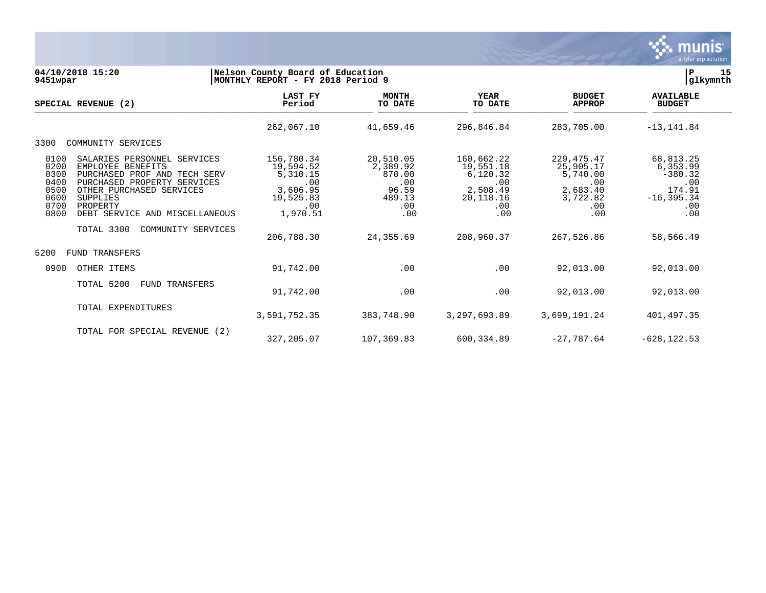**04/10/2018 15:20**
**9451wpar**

**Nelson County Board of Education**
**MONTHLY REPORT - FY 2018 Period 9**

**P 15**
**glkymnth**

| SPECIAL REVENUE (2) | | LAST FY Period | MONTH TO DATE | YEAR TO DATE | BUDGET APPROP | AVAILABLE BUDGET |
|---|---|---|---|---|---|---|
| | | 262,067.10 | 41,659.46 | 296,846.84 | 283,705.00 | -13,141.84 |
| 3300 | COMMUNITY SERVICES | | | | | |
| 0100 | SALARIES PERSONNEL SERVICES | 156,780.34 | 20,510.05 | 160,662.22 | 229,475.47 | 68,813.25 |
| 0200 | EMPLOYEE BENEFITS | 19,594.52 | 2,389.92 | 19,551.18 | 25,905.17 | 6,353.99 |
| 0300 | PURCHASED PROF AND TECH SERV | 5,310.15 | 870.00 | 6,120.32 | 5,740.00 | -380.32 |
| 0400 | PURCHASED PROPERTY SERVICES | .00 | .00 | .00 | .00 | .00 |
| 0500 | OTHER PURCHASED SERVICES | 3,606.95 | 96.59 | 2,508.49 | 2,683.40 | 174.91 |
| 0600 | SUPPLIES | 19,525.83 | 489.13 | 20,118.16 | 3,722.82 | -16,395.34 |
| 0700 | PROPERTY | .00 | .00 | .00 | .00 | .00 |
| 0800 | DEBT SERVICE AND MISCELLANEOUS | 1,970.51 | .00 | .00 | .00 | .00 |
| | TOTAL 3300 COMMUNITY SERVICES | 206,788.30 | 24,355.69 | 208,960.37 | 267,526.86 | 58,566.49 |
| 5200 | FUND TRANSFERS | | | | | |
| 0900 | OTHER ITEMS | 91,742.00 | .00 | .00 | 92,013.00 | 92,013.00 |
| | TOTAL 5200 FUND TRANSFERS | 91,742.00 | .00 | .00 | 92,013.00 | 92,013.00 |
| | TOTAL EXPENDITURES | 3,591,752.35 | 383,748.90 | 3,297,693.89 | 3,699,191.24 | 401,497.35 |
| | TOTAL FOR SPECIAL REVENUE (2) | 327,205.07 | 107,369.83 | 600,334.89 | -27,787.64 | -628,122.53 |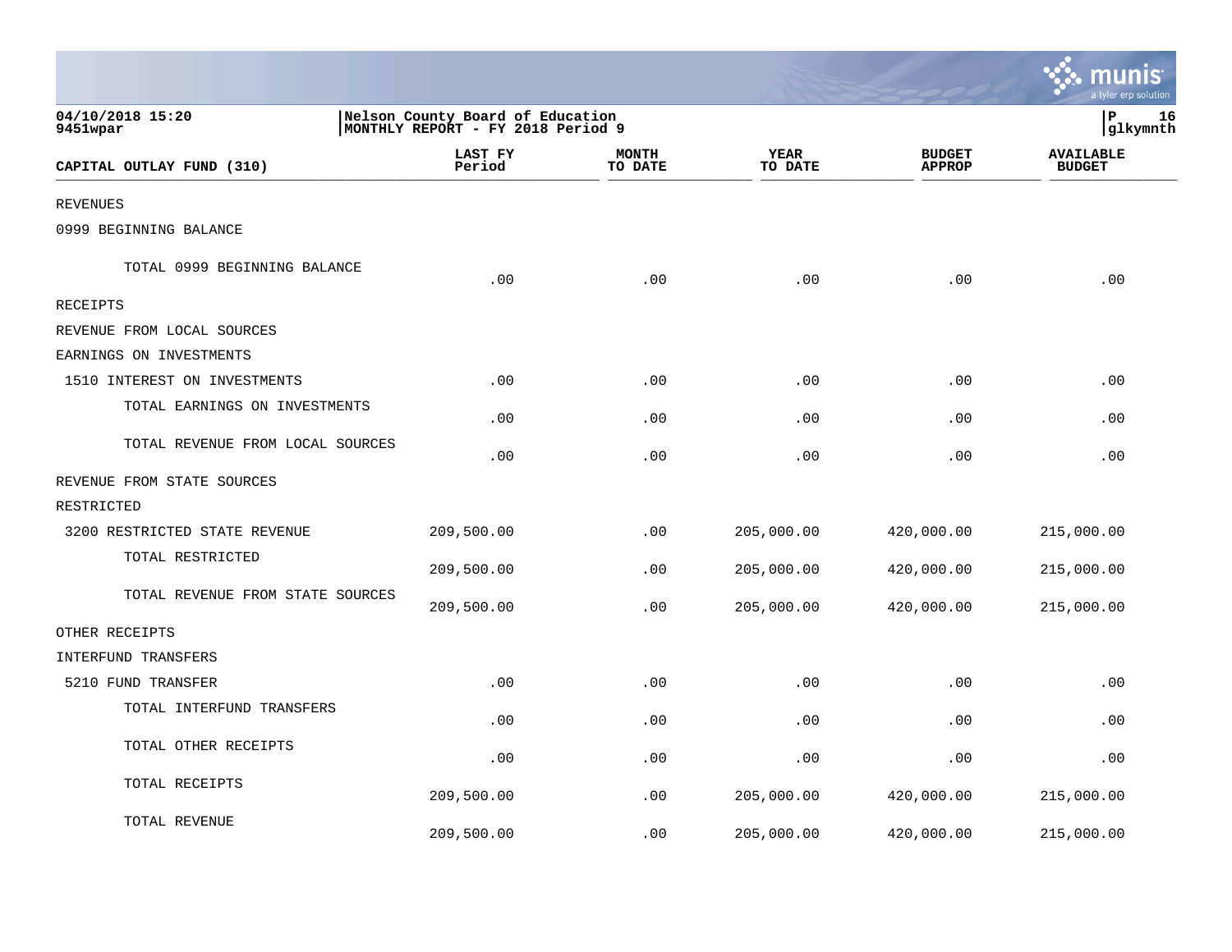04/10/2018 15:20 | Nelson County Board of Education
9451wpar | MONTHLY REPORT - FY 2018 Period 9 | glkymnth

| CAPITAL OUTLAY FUND (310) | LAST FY Period | MONTH TO DATE | YEAR TO DATE | BUDGET APPROP | AVAILABLE BUDGET |
|---|---|---|---|---|---|
| REVENUES | | | | | |
| 0999 BEGINNING BALANCE | | | | | |
| TOTAL 0999 BEGINNING BALANCE | .00 | .00 | .00 | .00 | .00 |
| RECEIPTS | | | | | |
| REVENUE FROM LOCAL SOURCES | | | | | |
| EARNINGS ON INVESTMENTS | | | | | |
| 1510 INTEREST ON INVESTMENTS | .00 | .00 | .00 | .00 | .00 |
| TOTAL EARNINGS ON INVESTMENTS | .00 | .00 | .00 | .00 | .00 |
| TOTAL REVENUE FROM LOCAL SOURCES | .00 | .00 | .00 | .00 | .00 |
| REVENUE FROM STATE SOURCES | | | | | |
| RESTRICTED | | | | | |
| 3200 RESTRICTED STATE REVENUE | 209,500.00 | .00 | 205,000.00 | 420,000.00 | 215,000.00 |
| TOTAL RESTRICTED | 209,500.00 | .00 | 205,000.00 | 420,000.00 | 215,000.00 |
| TOTAL REVENUE FROM STATE SOURCES | 209,500.00 | .00 | 205,000.00 | 420,000.00 | 215,000.00 |
| OTHER RECEIPTS | | | | | |
| INTERFUND TRANSFERS | | | | | |
| 5210 FUND TRANSFER | .00 | .00 | .00 | .00 | .00 |
| TOTAL INTERFUND TRANSFERS | .00 | .00 | .00 | .00 | .00 |
| TOTAL OTHER RECEIPTS | .00 | .00 | .00 | .00 | .00 |
| TOTAL RECEIPTS | 209,500.00 | .00 | 205,000.00 | 420,000.00 | 215,000.00 |
| TOTAL REVENUE | 209,500.00 | .00 | 205,000.00 | 420,000.00 | 215,000.00 |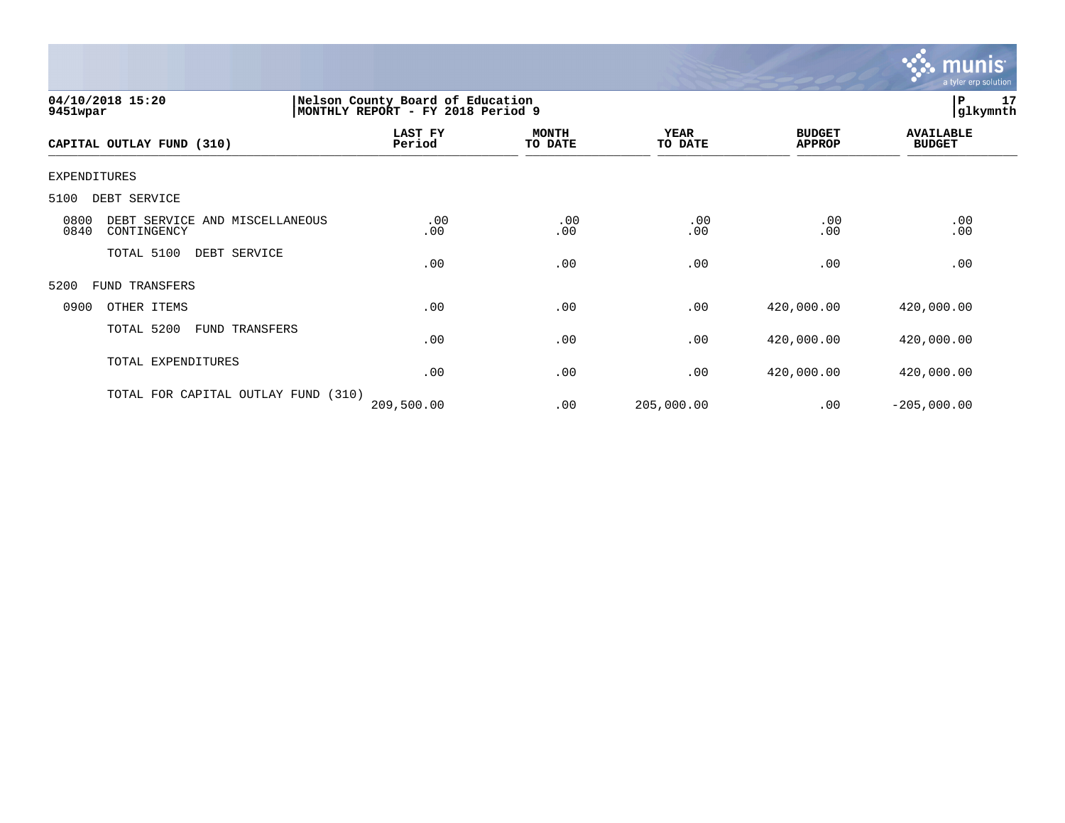04/10/2018 15:20
9451wpar

Nelson County Board of Education
MONTHLY REPORT - FY 2018 Period 9

P 17
glkymnth

| CAPITAL OUTLAY FUND (310) | LAST FY Period | MONTH TO DATE | YEAR TO DATE | BUDGET APPROP | AVAILABLE BUDGET |
|---|---|---|---|---|---|
| EXPENDITURES | | | | | |
| 5100 DEBT SERVICE | | | | | |
| 0800 DEBT SERVICE AND MISCELLANEOUS | .00 | .00 | .00 | .00 | .00 |
| 0840 CONTINGENCY | .00 | .00 | .00 | .00 | .00 |
| TOTAL 5100 DEBT SERVICE | .00 | .00 | .00 | .00 | .00 |
| 5200 FUND TRANSFERS | | | | | |
| 0900 OTHER ITEMS | .00 | .00 | .00 | 420,000.00 | 420,000.00 |
| TOTAL 5200 FUND TRANSFERS | .00 | .00 | .00 | 420,000.00 | 420,000.00 |
| TOTAL EXPENDITURES | .00 | .00 | .00 | 420,000.00 | 420,000.00 |
| TOTAL FOR CAPITAL OUTLAY FUND (310) | 209,500.00 | .00 | 205,000.00 | .00 | -205,000.00 |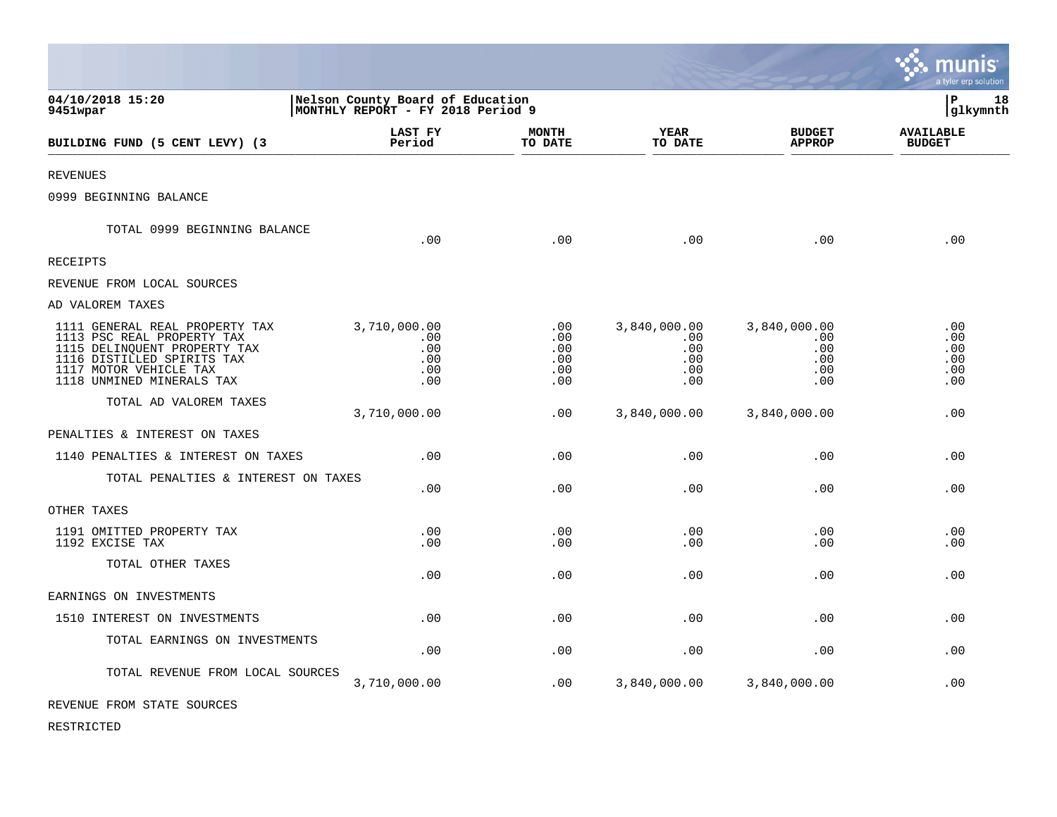04/10/2018 15:20 | Nelson County Board of Education | P 18
9451wpar | MONTHLY REPORT - FY 2018 Period 9 | glkymnth

| BUILDING FUND (5 CENT LEVY) (3 | LAST FY Period | MONTH TO DATE | YEAR TO DATE | BUDGET APPROP | AVAILABLE BUDGET |
|---|---|---|---|---|---|
| REVENUES | | | | | |
| 0999 BEGINNING BALANCE | | | | | |
| TOTAL 0999 BEGINNING BALANCE | .00 | .00 | .00 | .00 | .00 |
| RECEIPTS | | | | | |
| REVENUE FROM LOCAL SOURCES | | | | | |
| AD VALOREM TAXES | | | | | |
| 1111 GENERAL REAL PROPERTY TAX | 3,710,000.00 | .00 | 3,840,000.00 | 3,840,000.00 | .00 |
| 1113 PSC REAL PROPERTY TAX | .00 | .00 | .00 | .00 | .00 |
| 1115 DELINQUENT PROPERTY TAX | .00 | .00 | .00 | .00 | .00 |
| 1116 DISTILLED SPIRITS TAX | .00 | .00 | .00 | .00 | .00 |
| 1117 MOTOR VEHICLE TAX | .00 | .00 | .00 | .00 | .00 |
| 1118 UNMINED MINERALS TAX | .00 | .00 | .00 | .00 | .00 |
| TOTAL AD VALOREM TAXES | 3,710,000.00 | .00 | 3,840,000.00 | 3,840,000.00 | .00 |
| PENALTIES & INTEREST ON TAXES | | | | | |
| 1140 PENALTIES & INTEREST ON TAXES | .00 | .00 | .00 | .00 | .00 |
| TOTAL PENALTIES & INTEREST ON TAXES | .00 | .00 | .00 | .00 | .00 |
| OTHER TAXES | | | | | |
| 1191 OMITTED PROPERTY TAX | .00 | .00 | .00 | .00 | .00 |
| 1192 EXCISE TAX | .00 | .00 | .00 | .00 | .00 |
| TOTAL OTHER TAXES | .00 | .00 | .00 | .00 | .00 |
| EARNINGS ON INVESTMENTS | | | | | |
| 1510 INTEREST ON INVESTMENTS | .00 | .00 | .00 | .00 | .00 |
| TOTAL EARNINGS ON INVESTMENTS | .00 | .00 | .00 | .00 | .00 |
| TOTAL REVENUE FROM LOCAL SOURCES | 3,710,000.00 | .00 | 3,840,000.00 | 3,840,000.00 | .00 |
| REVENUE FROM STATE SOURCES | | | | | |
| RESTRICTED | | | | | |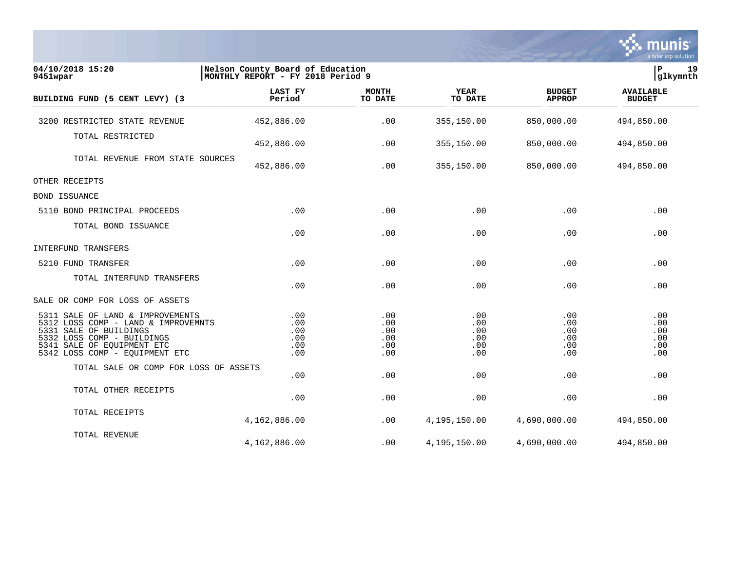04/10/2018 15:20
9451wpar

Nelson County Board of Education
MONTHLY REPORT - FY 2018 Period 9

| BUILDING FUND (5 CENT LEVY) (3 | LAST FY Period | MONTH TO DATE | YEAR TO DATE | BUDGET APPROP | AVAILABLE BUDGET |
|---|---|---|---|---|---|
| 3200 RESTRICTED STATE REVENUE | 452,886.00 | .00 | 355,150.00 | 850,000.00 | 494,850.00 |
| TOTAL RESTRICTED | 452,886.00 | .00 | 355,150.00 | 850,000.00 | 494,850.00 |
| TOTAL REVENUE FROM STATE SOURCES | 452,886.00 | .00 | 355,150.00 | 850,000.00 | 494,850.00 |
| OTHER RECEIPTS | | | | | |
| BOND ISSUANCE | | | | | |
| 5110 BOND PRINCIPAL PROCEEDS | .00 | .00 | .00 | .00 | .00 |
| TOTAL BOND ISSUANCE | .00 | .00 | .00 | .00 | .00 |
| INTERFUND TRANSFERS | | | | | |
| 5210 FUND TRANSFER | .00 | .00 | .00 | .00 | .00 |
| TOTAL INTERFUND TRANSFERS | .00 | .00 | .00 | .00 | .00 |
| SALE OR COMP FOR LOSS OF ASSETS | | | | | |
| 5311 SALE OF LAND & IMPROVEMENTS | .00 | .00 | .00 | .00 | .00 |
| 5312 LOSS COMP - LAND & IMPROVEMNTS | .00 | .00 | .00 | .00 | .00 |
| 5331 SALE OF BUILDINGS | .00 | .00 | .00 | .00 | .00 |
| 5332 LOSS COMP - BUILDINGS | .00 | .00 | .00 | .00 | .00 |
| 5341 SALE OF EQUIPMENT ETC | .00 | .00 | .00 | .00 | .00 |
| 5342 LOSS COMP - EQUIPMENT ETC | .00 | .00 | .00 | .00 | .00 |
| TOTAL SALE OR COMP FOR LOSS OF ASSETS | .00 | .00 | .00 | .00 | .00 |
| TOTAL OTHER RECEIPTS | .00 | .00 | .00 | .00 | .00 |
| TOTAL RECEIPTS | 4,162,886.00 | .00 | 4,195,150.00 | 4,690,000.00 | 494,850.00 |
| TOTAL REVENUE | 4,162,886.00 | .00 | 4,195,150.00 | 4,690,000.00 | 494,850.00 |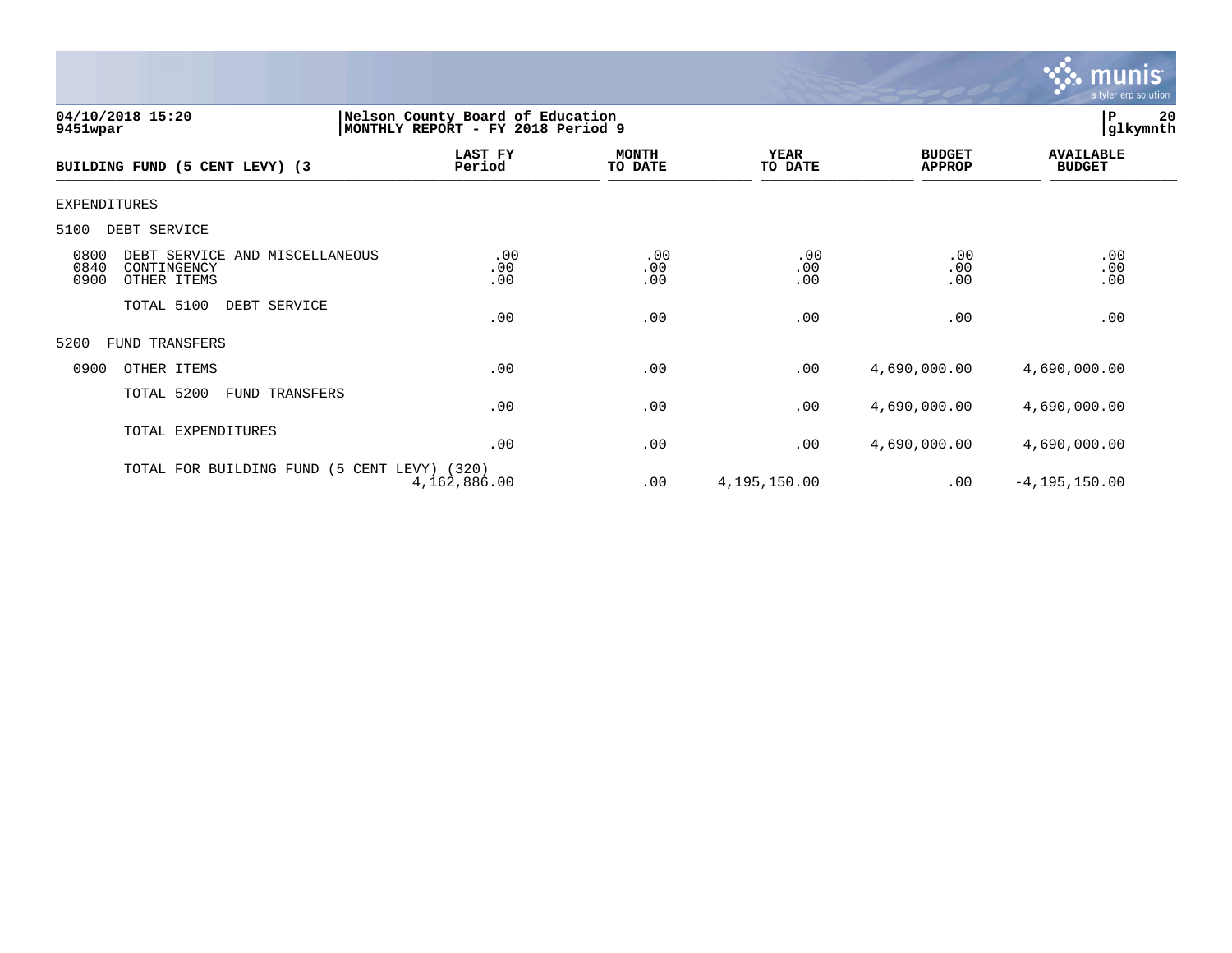04/10/2018 15:20 | Nelson County Board of Education | P 20
9451wpar | MONTHLY REPORT - FY 2018 Period 9 | glkymnth

| BUILDING FUND (5 CENT LEVY) (3 | LAST FY Period | MONTH TO DATE | YEAR TO DATE | BUDGET APPROP | AVAILABLE BUDGET |
|---|---|---|---|---|---|
| EXPENDITURES | | | | | |
| 5100 DEBT SERVICE | | | | | |
| 0800 DEBT SERVICE AND MISCELLANEOUS | .00 | .00 | .00 | .00 | .00 |
| 0840 CONTINGENCY | .00 | .00 | .00 | .00 | .00 |
| 0900 OTHER ITEMS | .00 | .00 | .00 | .00 | .00 |
| TOTAL 5100 DEBT SERVICE | .00 | .00 | .00 | .00 | .00 |
| 5200 FUND TRANSFERS | | | | | |
| 0900 OTHER ITEMS | .00 | .00 | .00 | 4,690,000.00 | 4,690,000.00 |
| TOTAL 5200 FUND TRANSFERS | .00 | .00 | .00 | 4,690,000.00 | 4,690,000.00 |
| TOTAL EXPENDITURES | .00 | .00 | .00 | 4,690,000.00 | 4,690,000.00 |
| TOTAL FOR BUILDING FUND (5 CENT LEVY) (320) | 4,162,886.00 | .00 | 4,195,150.00 | .00 | -4,195,150.00 |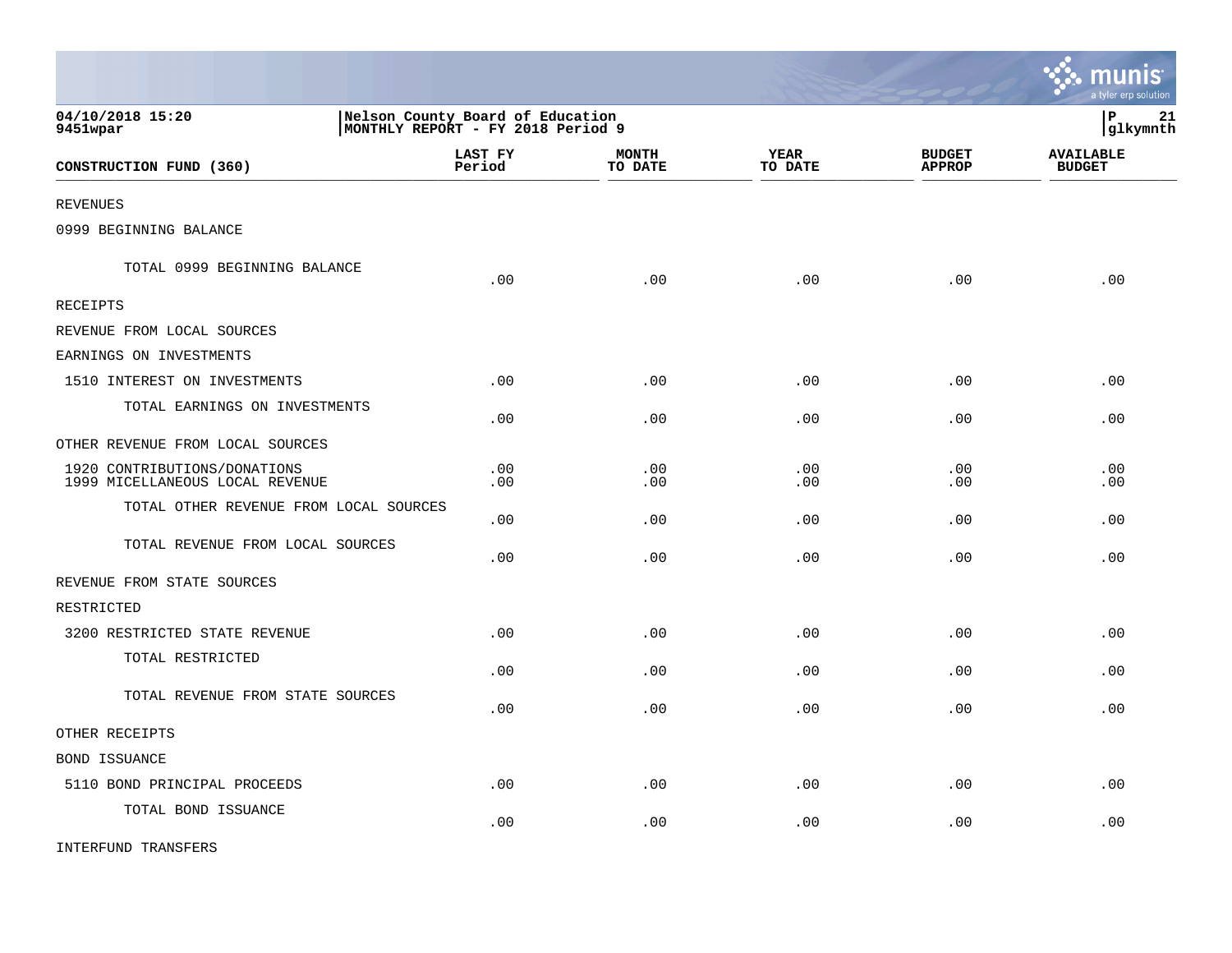04/10/2018 15:20
9451wpar

Nelson County Board of Education
MONTHLY REPORT - FY 2018 Period 9

P 21
glkymnth

| CONSTRUCTION FUND (360) | LAST FY Period | MONTH TO DATE | YEAR TO DATE | BUDGET APPROP | AVAILABLE BUDGET |
|---|---|---|---|---|---|
| REVENUES | | | | | |
| 0999 BEGINNING BALANCE | | | | | |
| TOTAL 0999 BEGINNING BALANCE | .00 | .00 | .00 | .00 | .00 |
| RECEIPTS | | | | | |
| REVENUE FROM LOCAL SOURCES | | | | | |
| EARNINGS ON INVESTMENTS | | | | | |
| 1510 INTEREST ON INVESTMENTS | .00 | .00 | .00 | .00 | .00 |
| TOTAL EARNINGS ON INVESTMENTS | .00 | .00 | .00 | .00 | .00 |
| OTHER REVENUE FROM LOCAL SOURCES | | | | | |
| 1920 CONTRIBUTIONS/DONATIONS | .00 | .00 | .00 | .00 | .00 |
| 1999 MICELLANEOUS LOCAL REVENUE | .00 | .00 | .00 | .00 | .00 |
| TOTAL OTHER REVENUE FROM LOCAL SOURCES | .00 | .00 | .00 | .00 | .00 |
| TOTAL REVENUE FROM LOCAL SOURCES | .00 | .00 | .00 | .00 | .00 |
| REVENUE FROM STATE SOURCES | | | | | |
| RESTRICTED | | | | | |
| 3200 RESTRICTED STATE REVENUE | .00 | .00 | .00 | .00 | .00 |
| TOTAL RESTRICTED | .00 | .00 | .00 | .00 | .00 |
| TOTAL REVENUE FROM STATE SOURCES | .00 | .00 | .00 | .00 | .00 |
| OTHER RECEIPTS | | | | | |
| BOND ISSUANCE | | | | | |
| 5110 BOND PRINCIPAL PROCEEDS | .00 | .00 | .00 | .00 | .00 |
| TOTAL BOND ISSUANCE | .00 | .00 | .00 | .00 | .00 |
| INTERFUND TRANSFERS | | | | | |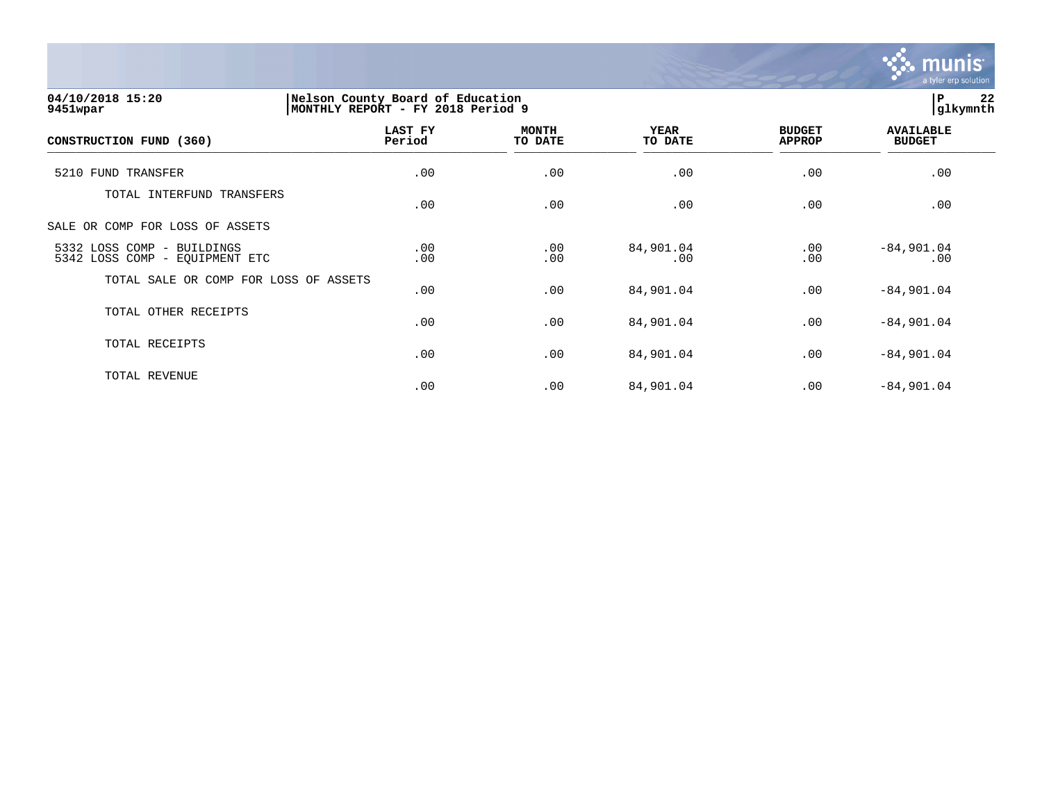**Nelson County Board of Education**
**MONTHLY REPORT - FY 2018 Period 9**

04/10/2018 15:20
9451wpar

glkymnth

| CONSTRUCTION FUND (360) | LAST FY Period | MONTH TO DATE | YEAR TO DATE | BUDGET APPROP | AVAILABLE BUDGET |
|---|---|---|---|---|---|
| 5210 FUND TRANSFER | .00 | .00 | .00 | .00 | .00 |
| TOTAL INTERFUND TRANSFERS | .00 | .00 | .00 | .00 | .00 |
| SALE OR COMP FOR LOSS OF ASSETS | | | | | |
| 5332 LOSS COMP - BUILDINGS | .00 | .00 | 84,901.04 | .00 | -84,901.04 |
| 5342 LOSS COMP - EQUIPMENT ETC | .00 | .00 | .00 | .00 | .00 |
| TOTAL SALE OR COMP FOR LOSS OF ASSETS | .00 | .00 | 84,901.04 | .00 | -84,901.04 |
| TOTAL OTHER RECEIPTS | .00 | .00 | 84,901.04 | .00 | -84,901.04 |
| TOTAL RECEIPTS | .00 | .00 | 84,901.04 | .00 | -84,901.04 |
| TOTAL REVENUE | .00 | .00 | 84,901.04 | .00 | -84,901.04 |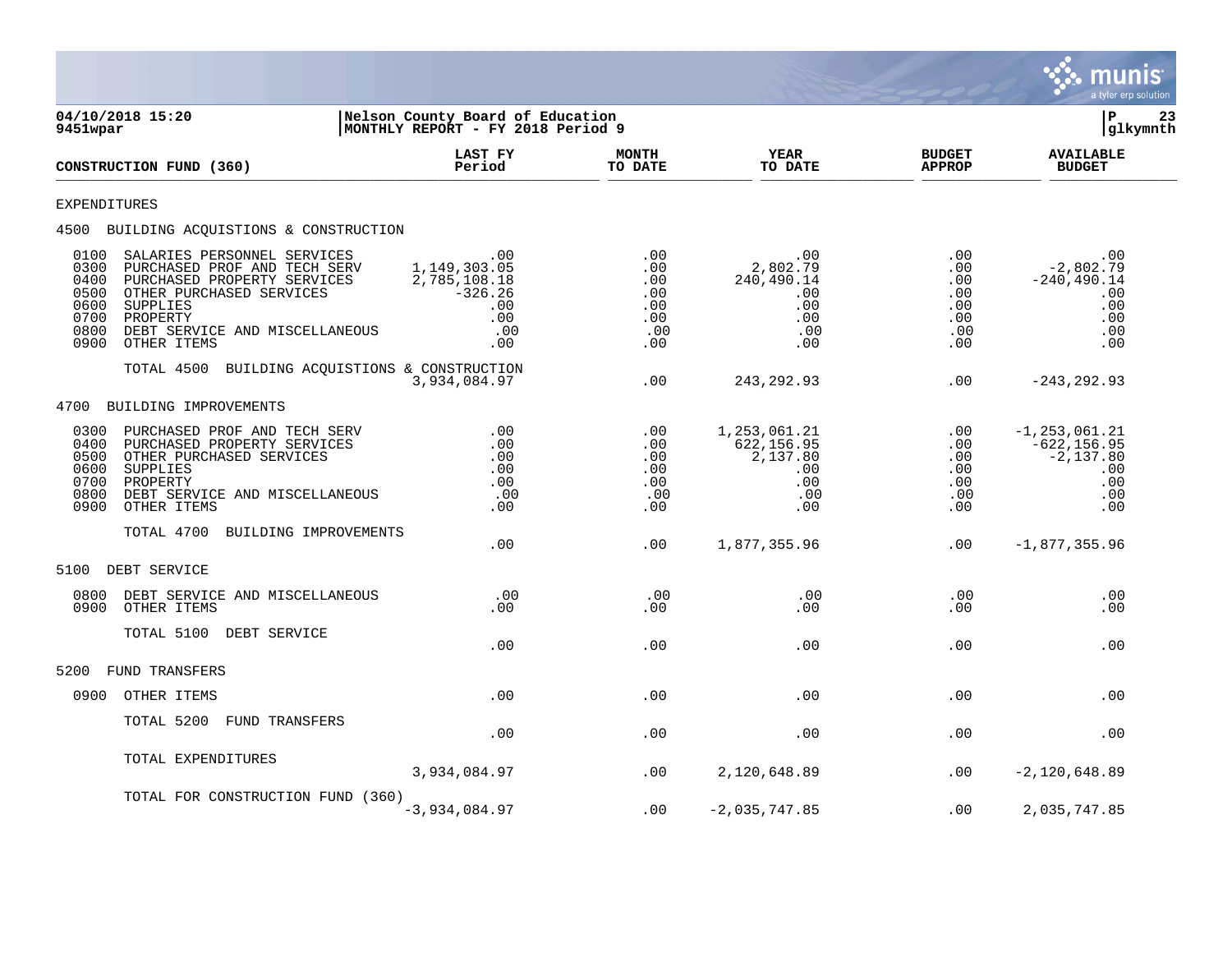04/10/2018 15:20 | Nelson County Board of Education | P 23
9451wpar | MONTHLY REPORT - FY 2018 Period 9 | glkymnth

| CONSTRUCTION FUND (360) | LAST FY Period | MONTH TO DATE | YEAR TO DATE | BUDGET APPROP | AVAILABLE BUDGET |
|---|---|---|---|---|---|
| **EXPENDITURES** | | | | | |
| **4500 BUILDING ACQUISTIONS & CONSTRUCTION** | | | | | |
| 0100 SALARIES PERSONNEL SERVICES | .00 | .00 | .00 | .00 | .00 |
| 0300 PURCHASED PROF AND TECH SERV | 1,149,303.05 | .00 | 2,802.79 | .00 | -2,802.79 |
| 0400 PURCHASED PROPERTY SERVICES | 2,785,108.18 | .00 | 240,490.14 | .00 | -240,490.14 |
| 0500 OTHER PURCHASED SERVICES | -326.26 | .00 | .00 | .00 | .00 |
| 0600 SUPPLIES | .00 | .00 | .00 | .00 | .00 |
| 0700 PROPERTY | .00 | .00 | .00 | .00 | .00 |
| 0800 DEBT SERVICE AND MISCELLANEOUS | .00 | .00 | .00 | .00 | .00 |
| 0900 OTHER ITEMS | .00 | .00 | .00 | .00 | .00 |
| TOTAL 4500 BUILDING ACQUISTIONS & CONSTRUCTION | 3,934,084.97 | .00 | 243,292.93 | .00 | -243,292.93 |
| **4700 BUILDING IMPROVEMENTS** | | | | | |
| 0300 PURCHASED PROF AND TECH SERV | .00 | .00 | 1,253,061.21 | .00 | -1,253,061.21 |
| 0400 PURCHASED PROPERTY SERVICES | .00 | .00 | 622,156.95 | .00 | -622,156.95 |
| 0500 OTHER PURCHASED SERVICES | .00 | .00 | 2,137.80 | .00 | -2,137.80 |
| 0600 SUPPLIES | .00 | .00 | .00 | .00 | .00 |
| 0700 PROPERTY | .00 | .00 | .00 | .00 | .00 |
| 0800 DEBT SERVICE AND MISCELLANEOUS | .00 | .00 | .00 | .00 | .00 |
| 0900 OTHER ITEMS | .00 | .00 | .00 | .00 | .00 |
| TOTAL 4700 BUILDING IMPROVEMENTS | .00 | .00 | 1,877,355.96 | .00 | -1,877,355.96 |
| **5100 DEBT SERVICE** | | | | | |
| 0800 DEBT SERVICE AND MISCELLANEOUS | .00 | .00 | .00 | .00 | .00 |
| 0900 OTHER ITEMS | .00 | .00 | .00 | .00 | .00 |
| TOTAL 5100 DEBT SERVICE | .00 | .00 | .00 | .00 | .00 |
| **5200 FUND TRANSFERS** | | | | | |
| 0900 OTHER ITEMS | .00 | .00 | .00 | .00 | .00 |
| TOTAL 5200 FUND TRANSFERS | .00 | .00 | .00 | .00 | .00 |
| TOTAL EXPENDITURES | 3,934,084.97 | .00 | 2,120,648.89 | .00 | -2,120,648.89 |
| TOTAL FOR CONSTRUCTION FUND (360) | -3,934,084.97 | .00 | -2,035,747.85 | .00 | 2,035,747.85 |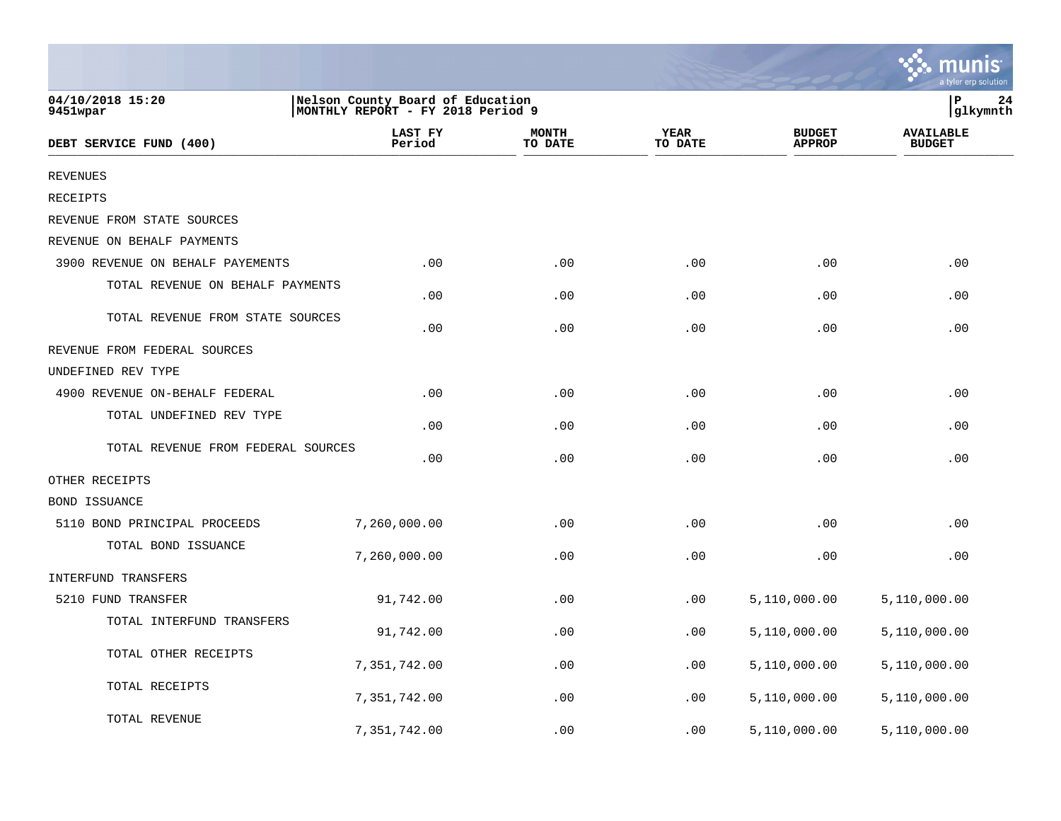04/10/2018 15:20
9451wpar

Nelson County Board of Education
MONTHLY REPORT - FY 2018 Period 9

P 24
glkymnth

| DEBT SERVICE FUND (400) | LAST FY Period | MONTH TO DATE | YEAR TO DATE | BUDGET APPROP | AVAILABLE BUDGET |
|---|---|---|---|---|---|
| REVENUES | | | | | |
| RECEIPTS | | | | | |
| REVENUE FROM STATE SOURCES | | | | | |
| REVENUE ON BEHALF PAYMENTS | | | | | |
| 3900 REVENUE ON BEHALF PAYEMENTS | .00 | .00 | .00 | .00 | .00 |
| TOTAL REVENUE ON BEHALF PAYMENTS | .00 | .00 | .00 | .00 | .00 |
| TOTAL REVENUE FROM STATE SOURCES | .00 | .00 | .00 | .00 | .00 |
| REVENUE FROM FEDERAL SOURCES | | | | | |
| UNDEFINED REV TYPE | | | | | |
| 4900 REVENUE ON-BEHALF FEDERAL | .00 | .00 | .00 | .00 | .00 |
| TOTAL UNDEFINED REV TYPE | .00 | .00 | .00 | .00 | .00 |
| TOTAL REVENUE FROM FEDERAL SOURCES | .00 | .00 | .00 | .00 | .00 |
| OTHER RECEIPTS | | | | | |
| BOND ISSUANCE | | | | | |
| 5110 BOND PRINCIPAL PROCEEDS | 7,260,000.00 | .00 | .00 | .00 | .00 |
| TOTAL BOND ISSUANCE | 7,260,000.00 | .00 | .00 | .00 | .00 |
| INTERFUND TRANSFERS | | | | | |
| 5210 FUND TRANSFER | 91,742.00 | .00 | .00 | 5,110,000.00 | 5,110,000.00 |
| TOTAL INTERFUND TRANSFERS | 91,742.00 | .00 | .00 | 5,110,000.00 | 5,110,000.00 |
| TOTAL OTHER RECEIPTS | 7,351,742.00 | .00 | .00 | 5,110,000.00 | 5,110,000.00 |
| TOTAL RECEIPTS | 7,351,742.00 | .00 | .00 | 5,110,000.00 | 5,110,000.00 |
| TOTAL REVENUE | 7,351,742.00 | .00 | .00 | 5,110,000.00 | 5,110,000.00 |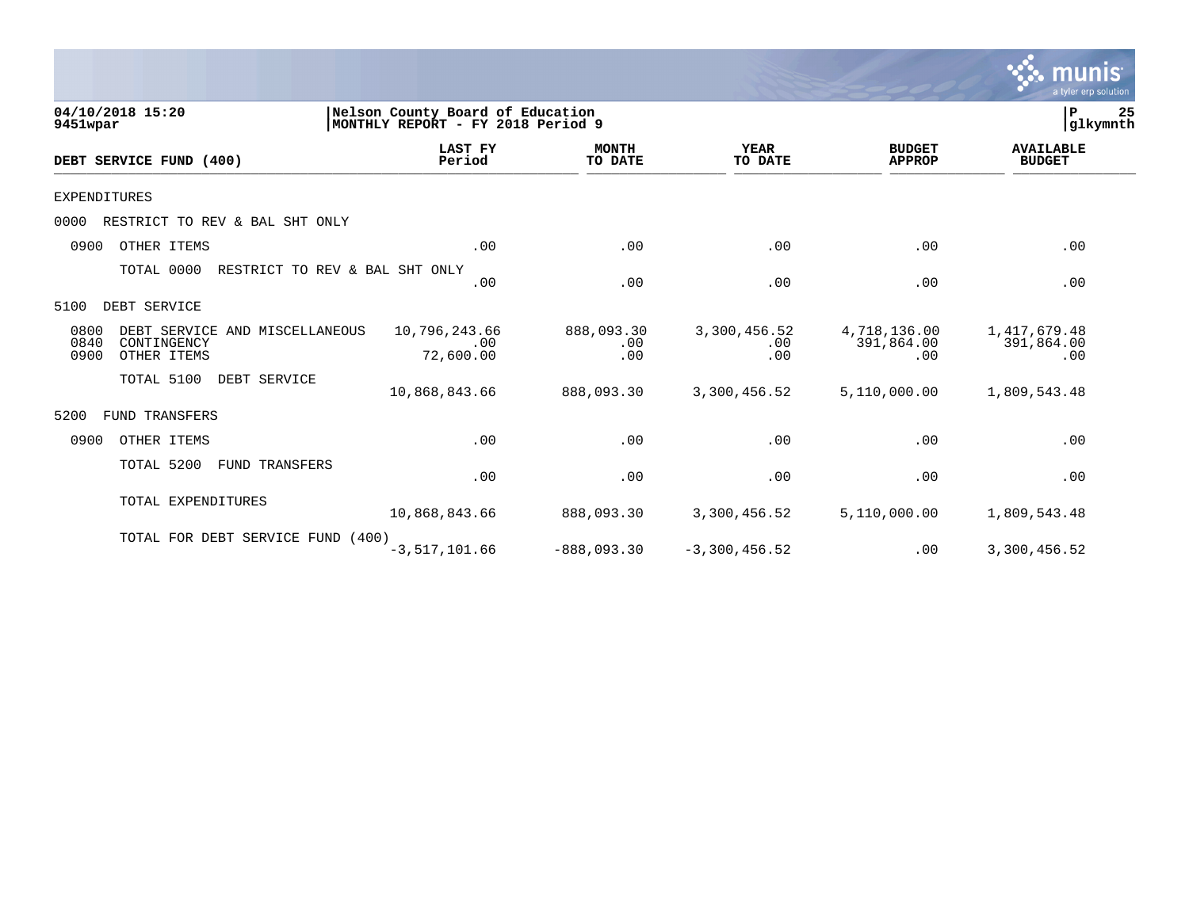04/10/2018 15:20
9451wpar

Nelson County Board of Education
MONTHLY REPORT - FY 2018 Period 9

P 25
glkymnth

| DEBT SERVICE FUND (400) | LAST FY Period | MONTH TO DATE | YEAR TO DATE | BUDGET APPROP | AVAILABLE BUDGET |
|---|---|---|---|---|---|
| EXPENDITURES | | | | | |
| 0000 RESTRICT TO REV & BAL SHT ONLY | | | | | |
| 0900 OTHER ITEMS | .00 | .00 | .00 | .00 | .00 |
| TOTAL 0000 RESTRICT TO REV & BAL SHT ONLY | .00 | .00 | .00 | .00 | .00 |
| 5100 DEBT SERVICE | | | | | |
| 0800 DEBT SERVICE AND MISCELLANEOUS | 10,796,243.66 | 888,093.30 | 3,300,456.52 | 4,718,136.00 | 1,417,679.48 |
| 0840 CONTINGENCY | .00 | .00 | .00 | 391,864.00 | 391,864.00 |
| 0900 OTHER ITEMS | 72,600.00 | .00 | .00 | .00 | .00 |
| TOTAL 5100 DEBT SERVICE | 10,868,843.66 | 888,093.30 | 3,300,456.52 | 5,110,000.00 | 1,809,543.48 |
| 5200 FUND TRANSFERS | | | | | |
| 0900 OTHER ITEMS | .00 | .00 | .00 | .00 | .00 |
| TOTAL 5200 FUND TRANSFERS | .00 | .00 | .00 | .00 | .00 |
| TOTAL EXPENDITURES | 10,868,843.66 | 888,093.30 | 3,300,456.52 | 5,110,000.00 | 1,809,543.48 |
| TOTAL FOR DEBT SERVICE FUND (400) | -3,517,101.66 | -888,093.30 | -3,300,456.52 | .00 | 3,300,456.52 |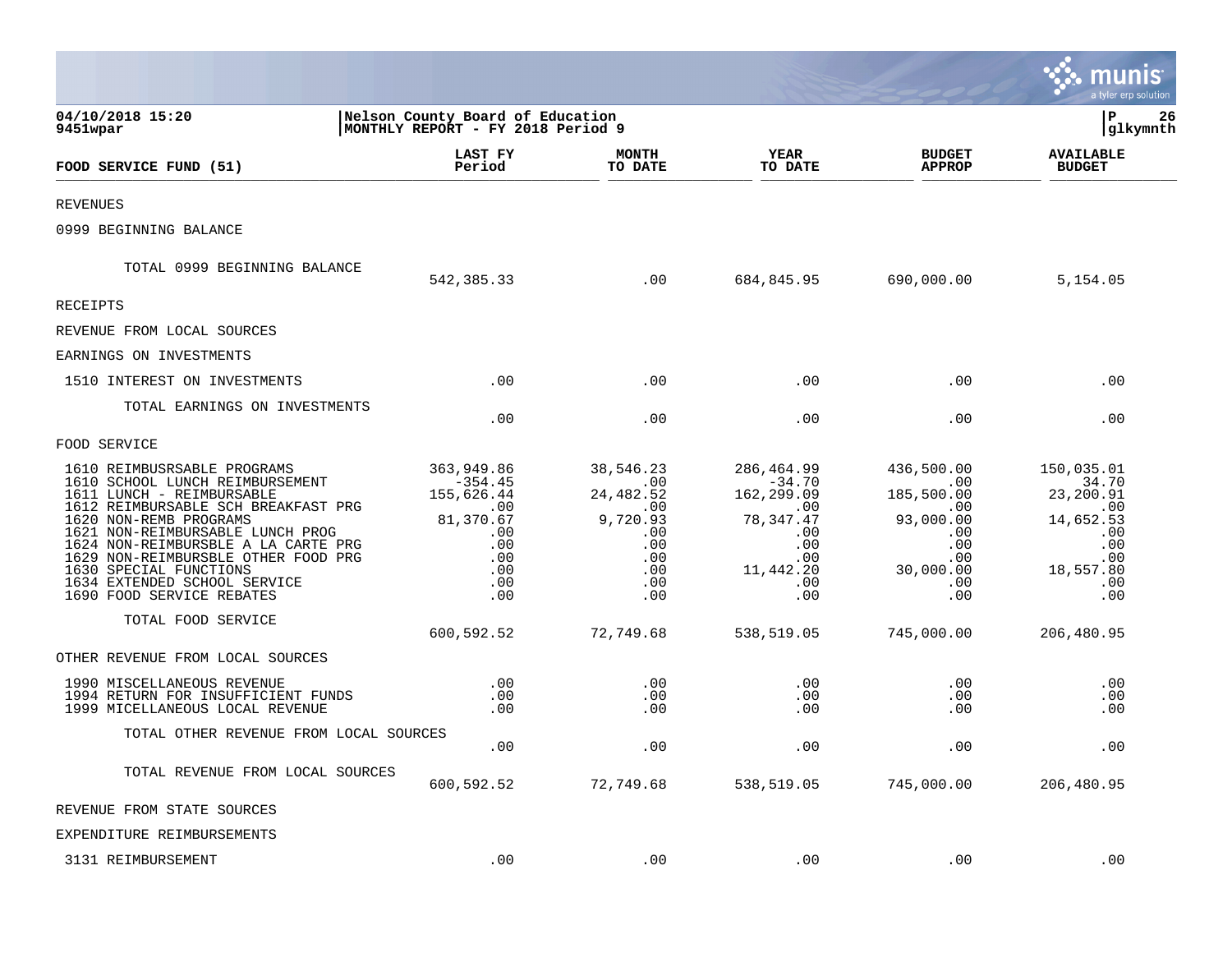04/10/2018 15:20
9451wpar

Nelson County Board of Education
MONTHLY REPORT - FY 2018 Period 9

| FOOD SERVICE FUND (51) | LAST FY Period | MONTH TO DATE | YEAR TO DATE | BUDGET APPROP | AVAILABLE BUDGET |
|---|---|---|---|---|---|
| REVENUES | | | | | |
| 0999 BEGINNING BALANCE | | | | | |
| TOTAL 0999 BEGINNING BALANCE | 542,385.33 | .00 | 684,845.95 | 690,000.00 | 5,154.05 |
| RECEIPTS | | | | | |
| REVENUE FROM LOCAL SOURCES | | | | | |
| EARNINGS ON INVESTMENTS | | | | | |
| 1510 INTEREST ON INVESTMENTS | .00 | .00 | .00 | .00 | .00 |
| TOTAL EARNINGS ON INVESTMENTS | .00 | .00 | .00 | .00 | .00 |
| FOOD SERVICE | | | | | |
| 1610 REIMBUSRSABLE PROGRAMS | 363,949.86 | 38,546.23 | 286,464.99 | 436,500.00 | 150,035.01 |
| 1610 SCHOOL LUNCH REIMBURSEMENT | -354.45 | .00 | -34.70 | .00 | 34.70 |
| 1611 LUNCH - REIMBURSABLE | 155,626.44 | 24,482.52 | 162,299.09 | 185,500.00 | 23,200.91 |
| 1612 REIMBURSABLE SCH BREAKFAST PRG | .00 | .00 | .00 | .00 | .00 |
| 1620 NON-REMB PROGRAMS | 81,370.67 | 9,720.93 | 78,347.47 | 93,000.00 | 14,652.53 |
| 1621 NON-REIMBURSABLE LUNCH PROG | .00 | .00 | .00 | .00 | .00 |
| 1624 NON-REIMBURSBLE A LA CARTE PRG | .00 | .00 | .00 | .00 | .00 |
| 1629 NON-REIMBURSBLE OTHER FOOD PRG | .00 | .00 | .00 | .00 | .00 |
| 1630 SPECIAL FUNCTIONS | .00 | .00 | 11,442.20 | 30,000.00 | 18,557.80 |
| 1634 EXTENDED SCHOOL SERVICE | .00 | .00 | .00 | .00 | .00 |
| 1690 FOOD SERVICE REBATES | .00 | .00 | .00 | .00 | .00 |
| TOTAL FOOD SERVICE | 600,592.52 | 72,749.68 | 538,519.05 | 745,000.00 | 206,480.95 |
| OTHER REVENUE FROM LOCAL SOURCES | | | | | |
| 1990 MISCELLANEOUS REVENUE | .00 | .00 | .00 | .00 | .00 |
| 1994 RETURN FOR INSUFFICIENT FUNDS | .00 | .00 | .00 | .00 | .00 |
| 1999 MICELLANEOUS LOCAL REVENUE | .00 | .00 | .00 | .00 | .00 |
| TOTAL OTHER REVENUE FROM LOCAL SOURCES | .00 | .00 | .00 | .00 | .00 |
| TOTAL REVENUE FROM LOCAL SOURCES | 600,592.52 | 72,749.68 | 538,519.05 | 745,000.00 | 206,480.95 |
| REVENUE FROM STATE SOURCES | | | | | |
| EXPENDITURE REIMBURSEMENTS | | | | | |
| 3131 REIMBURSEMENT | .00 | .00 | .00 | .00 | .00 |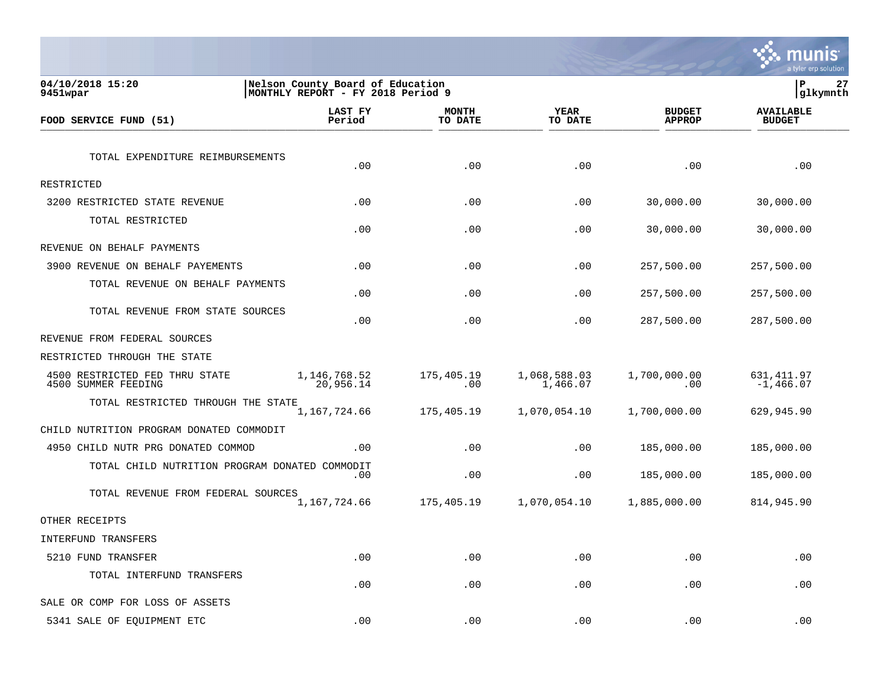04/10/2018 15:20 | Nelson County Board of Education
9451wpar | MONTHLY REPORT - FY 2018 Period 9

| FOOD SERVICE FUND (51) | LAST FY Period | MONTH TO DATE | YEAR TO DATE | BUDGET APPROP | AVAILABLE BUDGET |
|---|---|---|---|---|---|
| TOTAL EXPENDITURE REIMBURSEMENTS | .00 | .00 | .00 | .00 | .00 |
| RESTRICTED | | | | | |
| 3200 RESTRICTED STATE REVENUE | .00 | .00 | .00 | 30,000.00 | 30,000.00 |
| TOTAL RESTRICTED | .00 | .00 | .00 | 30,000.00 | 30,000.00 |
| REVENUE ON BEHALF PAYMENTS | | | | | |
| 3900 REVENUE ON BEHALF PAYEMENTS | .00 | .00 | .00 | 257,500.00 | 257,500.00 |
| TOTAL REVENUE ON BEHALF PAYMENTS | .00 | .00 | .00 | 257,500.00 | 257,500.00 |
| TOTAL REVENUE FROM STATE SOURCES | .00 | .00 | .00 | 287,500.00 | 287,500.00 |
| REVENUE FROM FEDERAL SOURCES | | | | | |
| RESTRICTED THROUGH THE STATE | | | | | |
| 4500 RESTRICTED FED THRU STATE | 1,146,768.52 | 175,405.19 | 1,068,588.03 | 1,700,000.00 | 631,411.97 |
| 4500 SUMMER FEEDING | 20,956.14 | .00 | 1,466.07 | .00 | -1,466.07 |
| TOTAL RESTRICTED THROUGH THE STATE | 1,167,724.66 | 175,405.19 | 1,070,054.10 | 1,700,000.00 | 629,945.90 |
| CHILD NUTRITION PROGRAM DONATED COMMODIT | | | | | |
| 4950 CHILD NUTR PRG DONATED COMMOD | .00 | .00 | .00 | 185,000.00 | 185,000.00 |
| TOTAL CHILD NUTRITION PROGRAM DONATED COMMODIT | .00 | .00 | .00 | 185,000.00 | 185,000.00 |
| TOTAL REVENUE FROM FEDERAL SOURCES | 1,167,724.66 | 175,405.19 | 1,070,054.10 | 1,885,000.00 | 814,945.90 |
| OTHER RECEIPTS | | | | | |
| INTERFUND TRANSFERS | | | | | |
| 5210 FUND TRANSFER | .00 | .00 | .00 | .00 | .00 |
| TOTAL INTERFUND TRANSFERS | .00 | .00 | .00 | .00 | .00 |
| SALE OR COMP FOR LOSS OF ASSETS | | | | | |
| 5341 SALE OF EQUIPMENT ETC | .00 | .00 | .00 | .00 | .00 |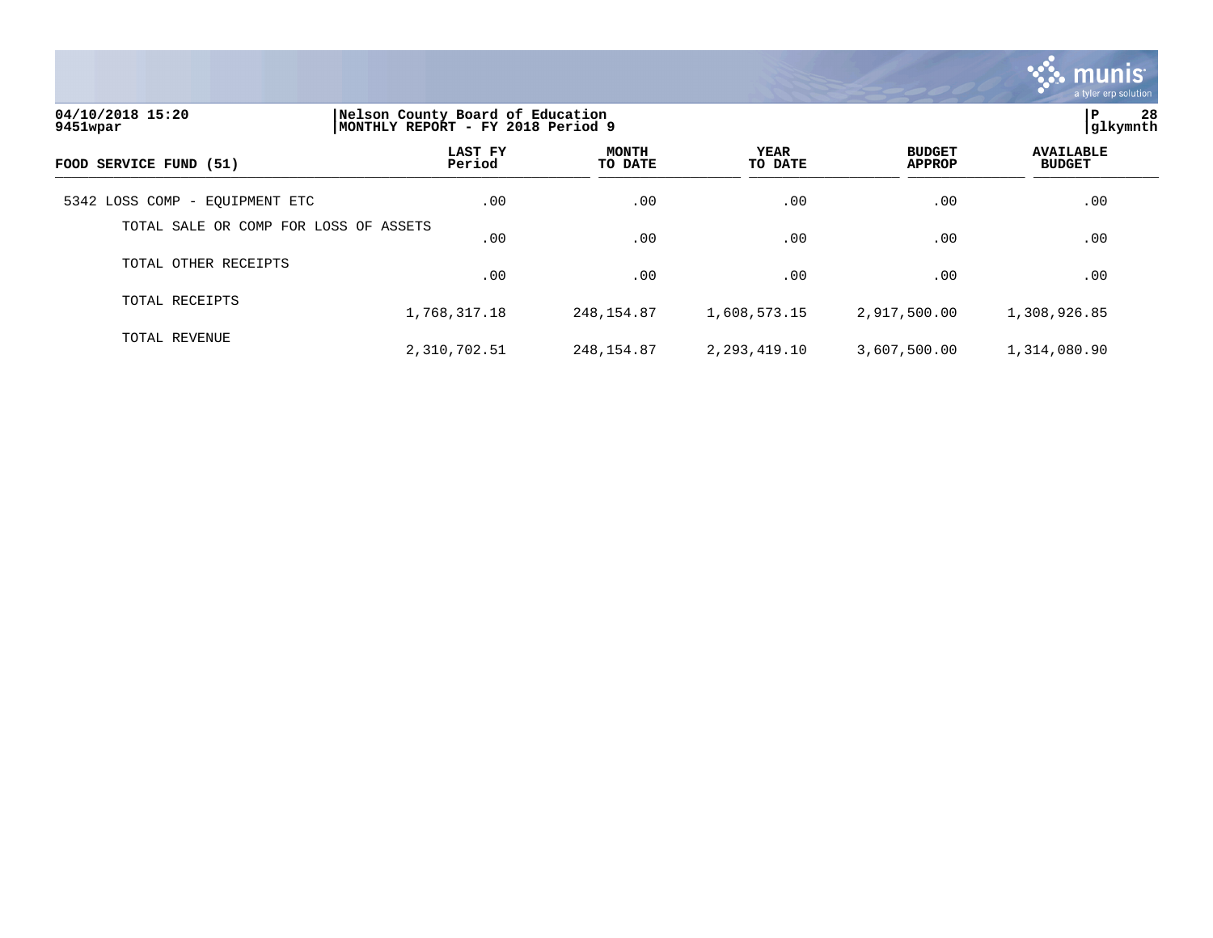04/10/2018 15:20 | Nelson County Board of Education | P 28
9451wpar | MONTHLY REPORT - FY 2018 Period 9 | glkymnth

| FOOD SERVICE FUND (51) | LAST FY Period | MONTH TO DATE | YEAR TO DATE | BUDGET APPROP | AVAILABLE BUDGET |
|---|---|---|---|---|---|
| 5342 LOSS COMP - EQUIPMENT ETC | .00 | .00 | .00 | .00 | .00 |
| TOTAL SALE OR COMP FOR LOSS OF ASSETS | .00 | .00 | .00 | .00 | .00 |
| TOTAL OTHER RECEIPTS | .00 | .00 | .00 | .00 | .00 |
| TOTAL RECEIPTS | 1,768,317.18 | 248,154.87 | 1,608,573.15 | 2,917,500.00 | 1,308,926.85 |
| TOTAL REVENUE | 2,310,702.51 | 248,154.87 | 2,293,419.10 | 3,607,500.00 | 1,314,080.90 |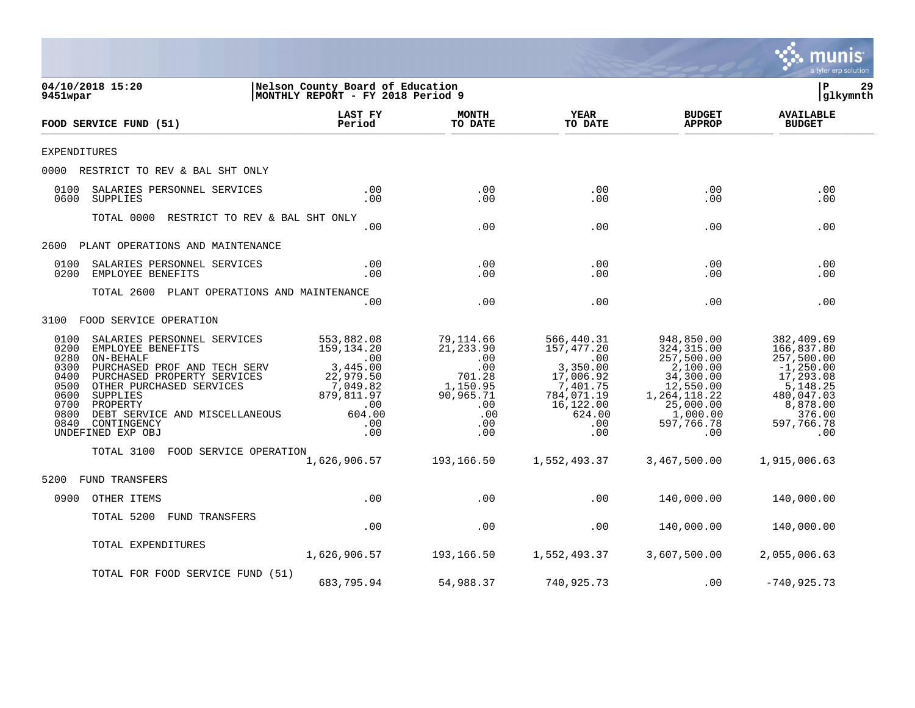04/10/2018 15:20 | Nelson County Board of Education | P 29
9451wpar | MONTHLY REPORT - FY 2018 Period 9 | glkymnth

| FOOD SERVICE FUND (51) | LAST FY Period | MONTH TO DATE | YEAR TO DATE | BUDGET APPROP | AVAILABLE BUDGET |
|---|---|---|---|---|---|
| EXPENDITURES | | | | | |
| 0000 RESTRICT TO REV & BAL SHT ONLY | | | | | |
| 0100 SALARIES PERSONNEL SERVICES | .00 | .00 | .00 | .00 | .00 |
| 0600 SUPPLIES | .00 | .00 | .00 | .00 | .00 |
| TOTAL 0000 RESTRICT TO REV & BAL SHT ONLY | .00 | .00 | .00 | .00 | .00 |
| 2600 PLANT OPERATIONS AND MAINTENANCE | | | | | |
| 0100 SALARIES PERSONNEL SERVICES | .00 | .00 | .00 | .00 | .00 |
| 0200 EMPLOYEE BENEFITS | .00 | .00 | .00 | .00 | .00 |
| TOTAL 2600 PLANT OPERATIONS AND MAINTENANCE | .00 | .00 | .00 | .00 | .00 |
| 3100 FOOD SERVICE OPERATION | | | | | |
| 0100 SALARIES PERSONNEL SERVICES | 553,882.08 | 79,114.66 | 566,440.31 | 948,850.00 | 382,409.69 |
| 0200 EMPLOYEE BENEFITS | 159,134.20 | 21,233.90 | 157,477.20 | 324,315.00 | 166,837.80 |
| 0280 ON-BEHALF | .00 | .00 | .00 | 257,500.00 | 257,500.00 |
| 0300 PURCHASED PROF AND TECH SERV | 3,445.00 | .00 | 3,350.00 | 2,100.00 | -1,250.00 |
| 0400 PURCHASED PROPERTY SERVICES | 22,979.50 | 701.28 | 17,006.92 | 34,300.00 | 17,293.08 |
| 0500 OTHER PURCHASED SERVICES | 7,049.82 | 1,150.95 | 7,401.75 | 12,550.00 | 5,148.25 |
| 0600 SUPPLIES | 879,811.97 | 90,965.71 | 784,071.19 | 1,264,118.22 | 480,047.03 |
| 0700 PROPERTY | .00 | .00 | 16,122.00 | 25,000.00 | 8,878.00 |
| 0800 DEBT SERVICE AND MISCELLANEOUS | 604.00 | .00 | 624.00 | 1,000.00 | 376.00 |
| 0840 CONTINGENCY | .00 | .00 | .00 | 597,766.78 | 597,766.78 |
| UNDEFINED EXP OBJ | .00 | .00 | .00 | .00 | .00 |
| TOTAL 3100 FOOD SERVICE OPERATION | 1,626,906.57 | 193,166.50 | 1,552,493.37 | 3,467,500.00 | 1,915,006.63 |
| 5200 FUND TRANSFERS | | | | | |
| 0900 OTHER ITEMS | .00 | .00 | .00 | 140,000.00 | 140,000.00 |
| TOTAL 5200 FUND TRANSFERS | .00 | .00 | .00 | 140,000.00 | 140,000.00 |
| TOTAL EXPENDITURES | 1,626,906.57 | 193,166.50 | 1,552,493.37 | 3,607,500.00 | 2,055,006.63 |
| TOTAL FOR FOOD SERVICE FUND (51) | 683,795.94 | 54,988.37 | 740,925.73 | .00 | -740,925.73 |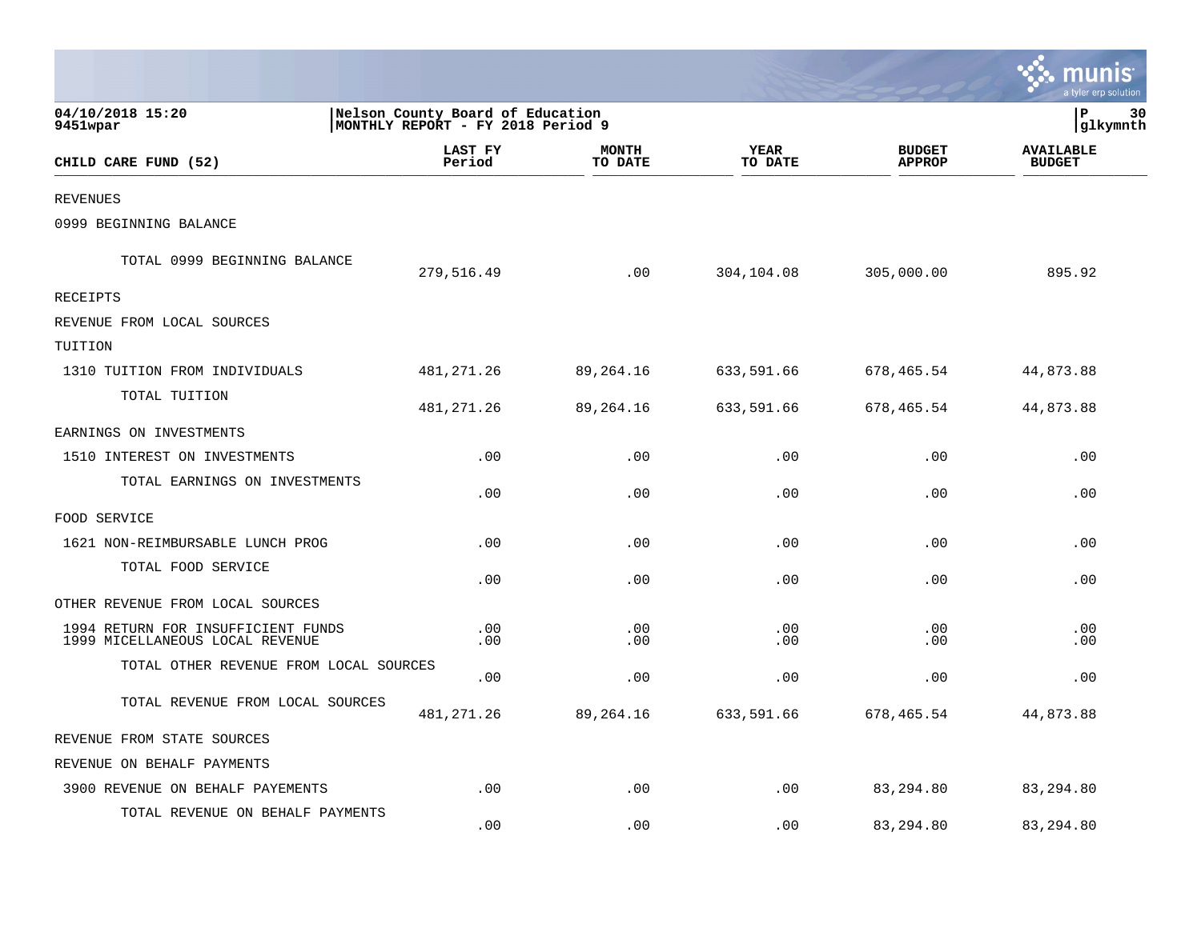04/10/2018 15:20 | Nelson County Board of Education
9451wpar | MONTHLY REPORT - FY 2018 Period 9

| CHILD CARE FUND (52) | LAST FY Period | MONTH TO DATE | YEAR TO DATE | BUDGET APPROP | AVAILABLE BUDGET |
|---|---|---|---|---|---|
| REVENUES | | | | | |
| 0999 BEGINNING BALANCE | | | | | |
| TOTAL 0999 BEGINNING BALANCE | 279,516.49 | .00 | 304,104.08 | 305,000.00 | 895.92 |
| RECEIPTS | | | | | |
| REVENUE FROM LOCAL SOURCES | | | | | |
| TUITION | | | | | |
| 1310 TUITION FROM INDIVIDUALS | 481,271.26 | 89,264.16 | 633,591.66 | 678,465.54 | 44,873.88 |
| TOTAL TUITION | 481,271.26 | 89,264.16 | 633,591.66 | 678,465.54 | 44,873.88 |
| EARNINGS ON INVESTMENTS | | | | | |
| 1510 INTEREST ON INVESTMENTS | .00 | .00 | .00 | .00 | .00 |
| TOTAL EARNINGS ON INVESTMENTS | .00 | .00 | .00 | .00 | .00 |
| FOOD SERVICE | | | | | |
| 1621 NON-REIMBURSABLE LUNCH PROG | .00 | .00 | .00 | .00 | .00 |
| TOTAL FOOD SERVICE | .00 | .00 | .00 | .00 | .00 |
| OTHER REVENUE FROM LOCAL SOURCES | | | | | |
| 1994 RETURN FOR INSUFFICIENT FUNDS | .00 | .00 | .00 | .00 | .00 |
| 1999 MICELLANEOUS LOCAL REVENUE | .00 | .00 | .00 | .00 | .00 |
| TOTAL OTHER REVENUE FROM LOCAL SOURCES | .00 | .00 | .00 | .00 | .00 |
| TOTAL REVENUE FROM LOCAL SOURCES | 481,271.26 | 89,264.16 | 633,591.66 | 678,465.54 | 44,873.88 |
| REVENUE FROM STATE SOURCES | | | | | |
| REVENUE ON BEHALF PAYMENTS | | | | | |
| 3900 REVENUE ON BEHALF PAYEMENTS | .00 | .00 | .00 | 83,294.80 | 83,294.80 |
| TOTAL REVENUE ON BEHALF PAYMENTS | .00 | .00 | .00 | 83,294.80 | 83,294.80 |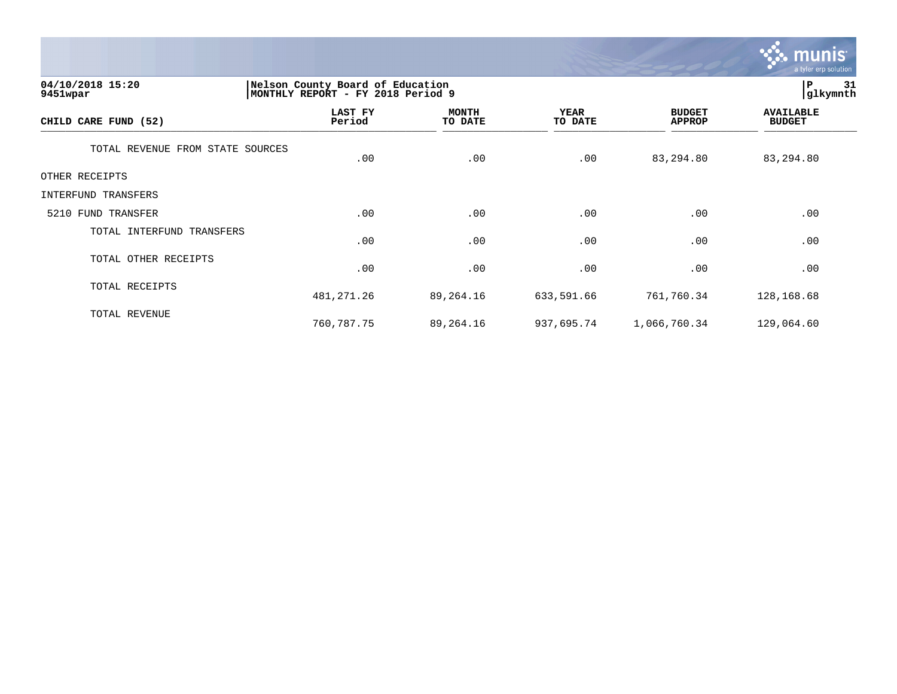04/10/2018 15:20 | Nelson County Board of Education
9451wpar | MONTHLY REPORT - FY 2018 Period 9

| CHILD CARE FUND (52) | LAST FY Period | MONTH TO DATE | YEAR TO DATE | BUDGET APPROP | AVAILABLE BUDGET |
|---|---|---|---|---|---|
| TOTAL REVENUE FROM STATE SOURCES | .00 | .00 | .00 | 83,294.80 | 83,294.80 |
| OTHER RECEIPTS | | | | | |
| INTERFUND TRANSFERS | | | | | |
| 5210 FUND TRANSFER | .00 | .00 | .00 | .00 | .00 |
| TOTAL INTERFUND TRANSFERS | .00 | .00 | .00 | .00 | .00 |
| TOTAL OTHER RECEIPTS | .00 | .00 | .00 | .00 | .00 |
| TOTAL RECEIPTS | 481,271.26 | 89,264.16 | 633,591.66 | 761,760.34 | 128,168.68 |
| TOTAL REVENUE | 760,787.75 | 89,264.16 | 937,695.74 | 1,066,760.34 | 129,064.60 |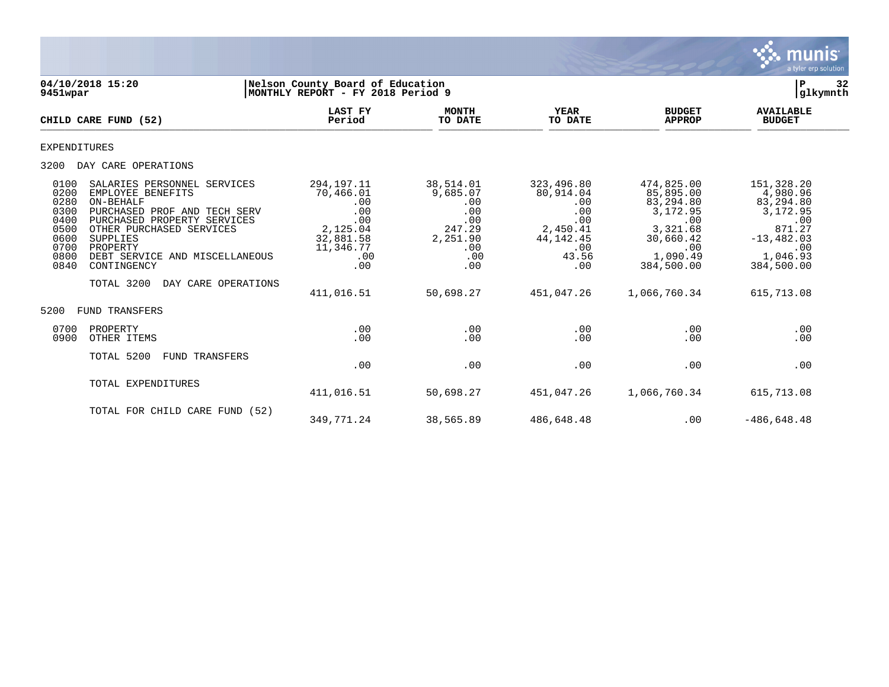04/10/2018 15:20 | Nelson County Board of Education | P 32
9451wpar | MONTHLY REPORT - FY 2018 Period 9 | glkymnth

| CHILD CARE FUND (52) | LAST FY Period | MONTH TO DATE | YEAR TO DATE | BUDGET APPROP | AVAILABLE BUDGET |
|---|---|---|---|---|---|
| EXPENDITURES | | | | | |
| 3200 DAY CARE OPERATIONS | | | | | |
| 0100 SALARIES PERSONNEL SERVICES | 294,197.11 | 38,514.01 | 323,496.80 | 474,825.00 | 151,328.20 |
| 0200 EMPLOYEE BENEFITS | 70,466.01 | 9,685.07 | 80,914.04 | 85,895.00 | 4,980.96 |
| 0280 ON-BEHALF | .00 | .00 | .00 | 83,294.80 | 83,294.80 |
| 0300 PURCHASED PROF AND TECH SERV | .00 | .00 | .00 | 3,172.95 | 3,172.95 |
| 0400 PURCHASED PROPERTY SERVICES | .00 | .00 | .00 | .00 | .00 |
| 0500 OTHER PURCHASED SERVICES | 2,125.04 | 247.29 | 2,450.41 | 3,321.68 | 871.27 |
| 0600 SUPPLIES | 32,881.58 | 2,251.90 | 44,142.45 | 30,660.42 | -13,482.03 |
| 0700 PROPERTY | 11,346.77 | .00 | .00 | .00 | .00 |
| 0800 DEBT SERVICE AND MISCELLANEOUS | .00 | .00 | 43.56 | 1,090.49 | 1,046.93 |
| 0840 CONTINGENCY | .00 | .00 | .00 | 384,500.00 | 384,500.00 |
| TOTAL 3200 DAY CARE OPERATIONS | 411,016.51 | 50,698.27 | 451,047.26 | 1,066,760.34 | 615,713.08 |
| 5200 FUND TRANSFERS | | | | | |
| 0700 PROPERTY | .00 | .00 | .00 | .00 | .00 |
| 0900 OTHER ITEMS | .00 | .00 | .00 | .00 | .00 |
| TOTAL 5200 FUND TRANSFERS | .00 | .00 | .00 | .00 | .00 |
| TOTAL EXPENDITURES | 411,016.51 | 50,698.27 | 451,047.26 | 1,066,760.34 | 615,713.08 |
| TOTAL FOR CHILD CARE FUND (52) | 349,771.24 | 38,565.89 | 486,648.48 | .00 | -486,648.48 |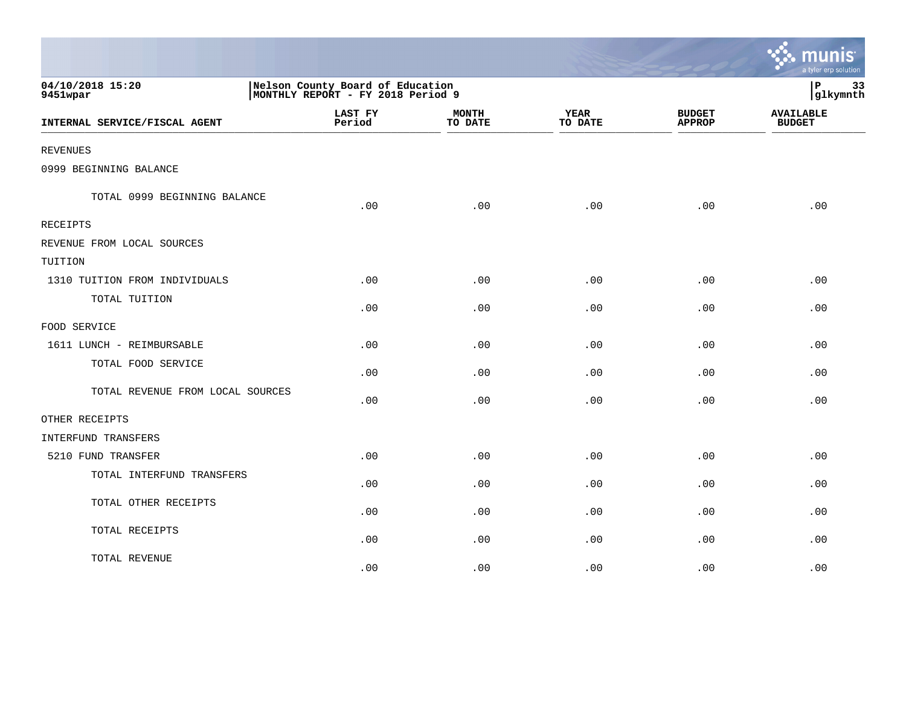04/10/2018 15:20
9451wpar

Nelson County Board of Education
MONTHLY REPORT - FY 2018 Period 9

P 33
glkymnth

| INTERNAL SERVICE/FISCAL AGENT | LAST FY Period | MONTH TO DATE | YEAR TO DATE | BUDGET APPROP | AVAILABLE BUDGET |
|---|---|---|---|---|---|
| REVENUES | | | | | |
| 0999 BEGINNING BALANCE | | | | | |
| TOTAL 0999 BEGINNING BALANCE | .00 | .00 | .00 | .00 | .00 |
| RECEIPTS | | | | | |
| REVENUE FROM LOCAL SOURCES | | | | | |
| TUITION | | | | | |
| 1310 TUITION FROM INDIVIDUALS | .00 | .00 | .00 | .00 | .00 |
| TOTAL TUITION | .00 | .00 | .00 | .00 | .00 |
| FOOD SERVICE | | | | | |
| 1611 LUNCH - REIMBURSABLE | .00 | .00 | .00 | .00 | .00 |
| TOTAL FOOD SERVICE | .00 | .00 | .00 | .00 | .00 |
| TOTAL REVENUE FROM LOCAL SOURCES | .00 | .00 | .00 | .00 | .00 |
| OTHER RECEIPTS | | | | | |
| INTERFUND TRANSFERS | | | | | |
| 5210 FUND TRANSFER | .00 | .00 | .00 | .00 | .00 |
| TOTAL INTERFUND TRANSFERS | .00 | .00 | .00 | .00 | .00 |
| TOTAL OTHER RECEIPTS | .00 | .00 | .00 | .00 | .00 |
| TOTAL RECEIPTS | .00 | .00 | .00 | .00 | .00 |
| TOTAL REVENUE | .00 | .00 | .00 | .00 | .00 |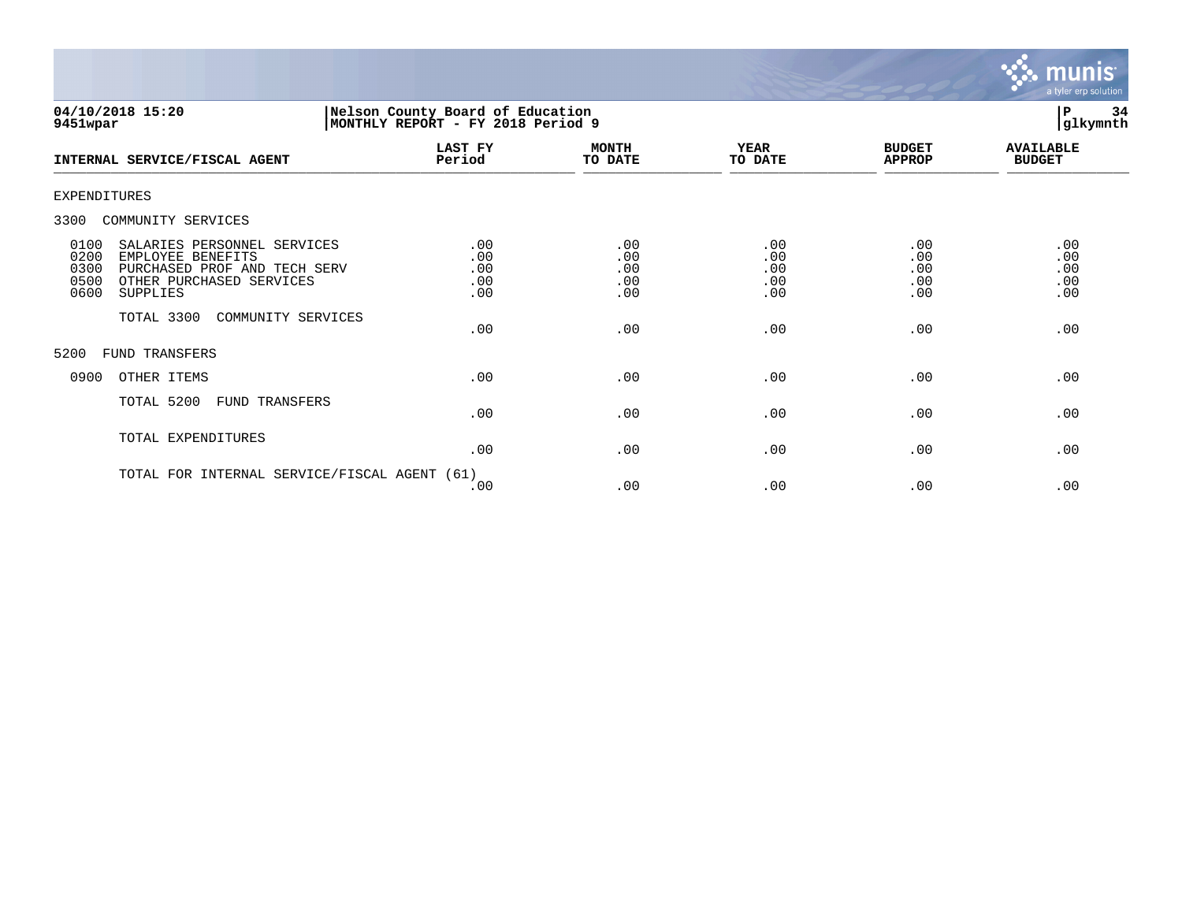04/10/2018 15:20
9451wpar

Nelson County Board of Education
MONTHLY REPORT - FY 2018 Period 9

P 34
glkymnth

| INTERNAL SERVICE/FISCAL AGENT | LAST FY Period | MONTH TO DATE | YEAR TO DATE | BUDGET APPROP | AVAILABLE BUDGET |
|---|---|---|---|---|---|
| EXPENDITURES | | | | | |
| 3300 COMMUNITY SERVICES | | | | | |
| 0100 SALARIES PERSONNEL SERVICES | .00 | .00 | .00 | .00 | .00 |
| 0200 EMPLOYEE BENEFITS | .00 | .00 | .00 | .00 | .00 |
| 0300 PURCHASED PROF AND TECH SERV | .00 | .00 | .00 | .00 | .00 |
| 0500 OTHER PURCHASED SERVICES | .00 | .00 | .00 | .00 | .00 |
| 0600 SUPPLIES | .00 | .00 | .00 | .00 | .00 |
| TOTAL 3300 COMMUNITY SERVICES | .00 | .00 | .00 | .00 | .00 |
| 5200 FUND TRANSFERS | | | | | |
| 0900 OTHER ITEMS | .00 | .00 | .00 | .00 | .00 |
| TOTAL 5200 FUND TRANSFERS | .00 | .00 | .00 | .00 | .00 |
| TOTAL EXPENDITURES | .00 | .00 | .00 | .00 | .00 |
| TOTAL FOR INTERNAL SERVICE/FISCAL AGENT (61) | .00 | .00 | .00 | .00 | .00 |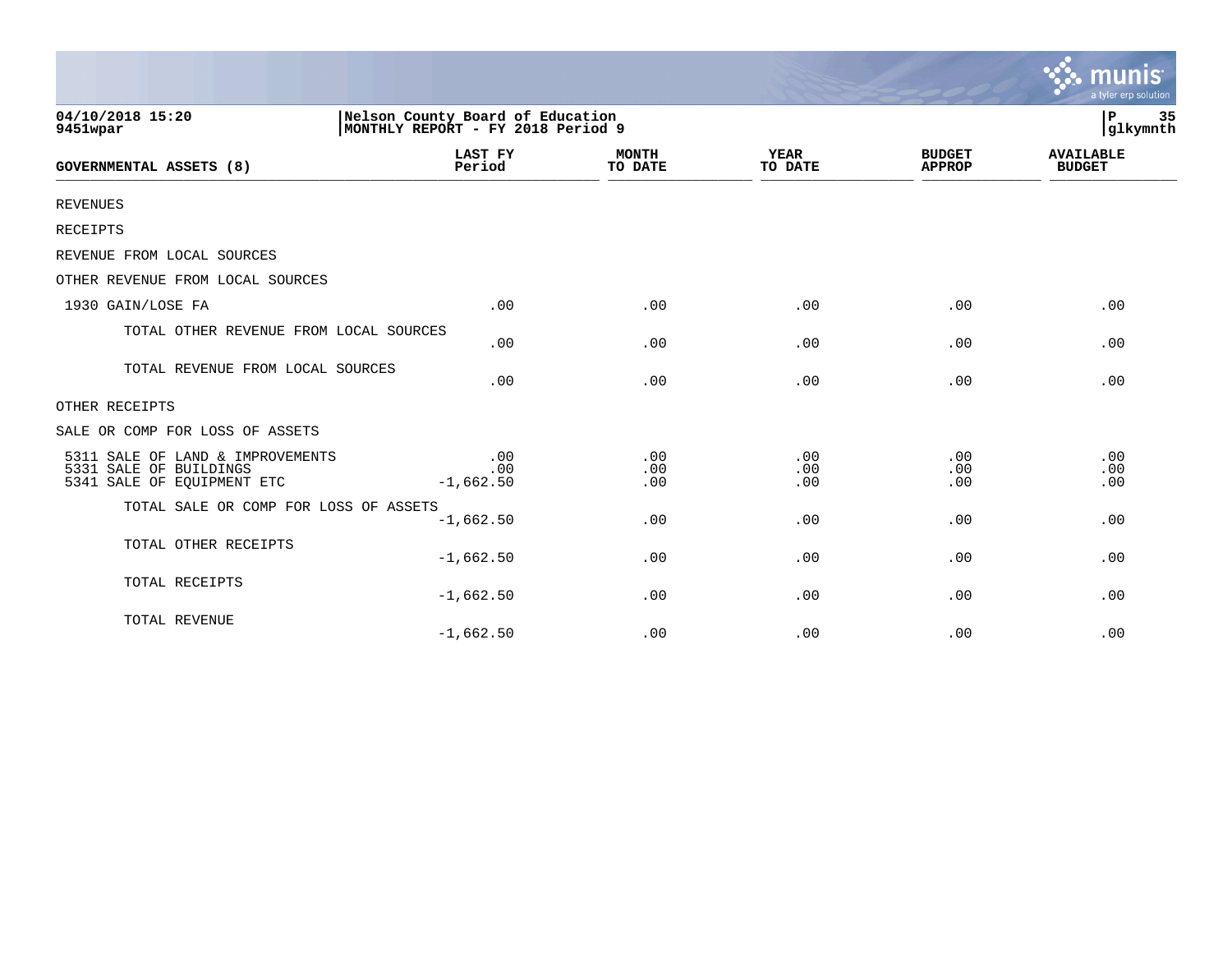04/10/2018 15:20 | Nelson County Board of Education
9451wpar | MONTHLY REPORT - FY 2018 Period 9

glkymnth

| GOVERNMENTAL ASSETS (8) | LAST FY Period | MONTH TO DATE | YEAR TO DATE | BUDGET APPROP | AVAILABLE BUDGET |
|---|---|---|---|---|---|
| REVENUES | | | | | |
| RECEIPTS | | | | | |
| REVENUE FROM LOCAL SOURCES | | | | | |
| OTHER REVENUE FROM LOCAL SOURCES | | | | | |
| 1930 GAIN/LOSE FA | .00 | .00 | .00 | .00 | .00 |
| TOTAL OTHER REVENUE FROM LOCAL SOURCES | .00 | .00 | .00 | .00 | .00 |
| TOTAL REVENUE FROM LOCAL SOURCES | .00 | .00 | .00 | .00 | .00 |
| OTHER RECEIPTS | | | | | |
| SALE OR COMP FOR LOSS OF ASSETS | | | | | |
| 5311 SALE OF LAND & IMPROVEMENTS | .00 | .00 | .00 | .00 | .00 |
| 5331 SALE OF BUILDINGS | .00 | .00 | .00 | .00 | .00 |
| 5341 SALE OF EQUIPMENT ETC | -1,662.50 | .00 | .00 | .00 | .00 |
| TOTAL SALE OR COMP FOR LOSS OF ASSETS | -1,662.50 | .00 | .00 | .00 | .00 |
| TOTAL OTHER RECEIPTS | -1,662.50 | .00 | .00 | .00 | .00 |
| TOTAL RECEIPTS | -1,662.50 | .00 | .00 | .00 | .00 |
| TOTAL REVENUE | -1,662.50 | .00 | .00 | .00 | .00 |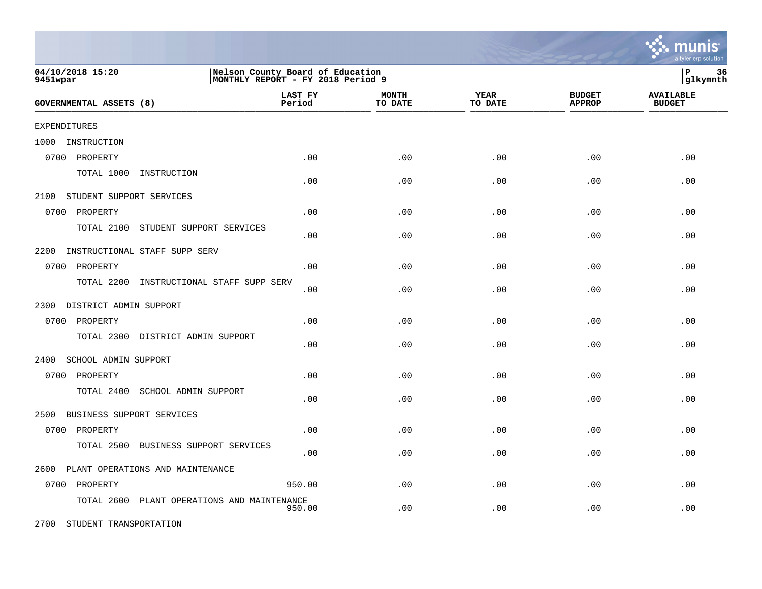Nelson County Board of Education
MONTHLY REPORT - FY 2018 Period 9

| GOVERNMENTAL ASSETS (8) | LAST FY Period | MONTH TO DATE | YEAR TO DATE | BUDGET APPROP | AVAILABLE BUDGET |
|---|---|---|---|---|---|
| EXPENDITURES | | | | | |
| 1000 INSTRUCTION | | | | | |
| 0700 PROPERTY | .00 | .00 | .00 | .00 | .00 |
| TOTAL 1000 INSTRUCTION | .00 | .00 | .00 | .00 | .00 |
| 2100 STUDENT SUPPORT SERVICES | | | | | |
| 0700 PROPERTY | .00 | .00 | .00 | .00 | .00 |
| TOTAL 2100 STUDENT SUPPORT SERVICES | .00 | .00 | .00 | .00 | .00 |
| 2200 INSTRUCTIONAL STAFF SUPP SERV | | | | | |
| 0700 PROPERTY | .00 | .00 | .00 | .00 | .00 |
| TOTAL 2200 INSTRUCTIONAL STAFF SUPP SERV | .00 | .00 | .00 | .00 | .00 |
| 2300 DISTRICT ADMIN SUPPORT | | | | | |
| 0700 PROPERTY | .00 | .00 | .00 | .00 | .00 |
| TOTAL 2300 DISTRICT ADMIN SUPPORT | .00 | .00 | .00 | .00 | .00 |
| 2400 SCHOOL ADMIN SUPPORT | | | | | |
| 0700 PROPERTY | .00 | .00 | .00 | .00 | .00 |
| TOTAL 2400 SCHOOL ADMIN SUPPORT | .00 | .00 | .00 | .00 | .00 |
| 2500 BUSINESS SUPPORT SERVICES | | | | | |
| 0700 PROPERTY | .00 | .00 | .00 | .00 | .00 |
| TOTAL 2500 BUSINESS SUPPORT SERVICES | .00 | .00 | .00 | .00 | .00 |
| 2600 PLANT OPERATIONS AND MAINTENANCE | | | | | |
| 0700 PROPERTY | 950.00 | .00 | .00 | .00 | .00 |
| TOTAL 2600 PLANT OPERATIONS AND MAINTENANCE | 950.00 | .00 | .00 | .00 | .00 |
| 2700 STUDENT TRANSPORTATION | | | | | |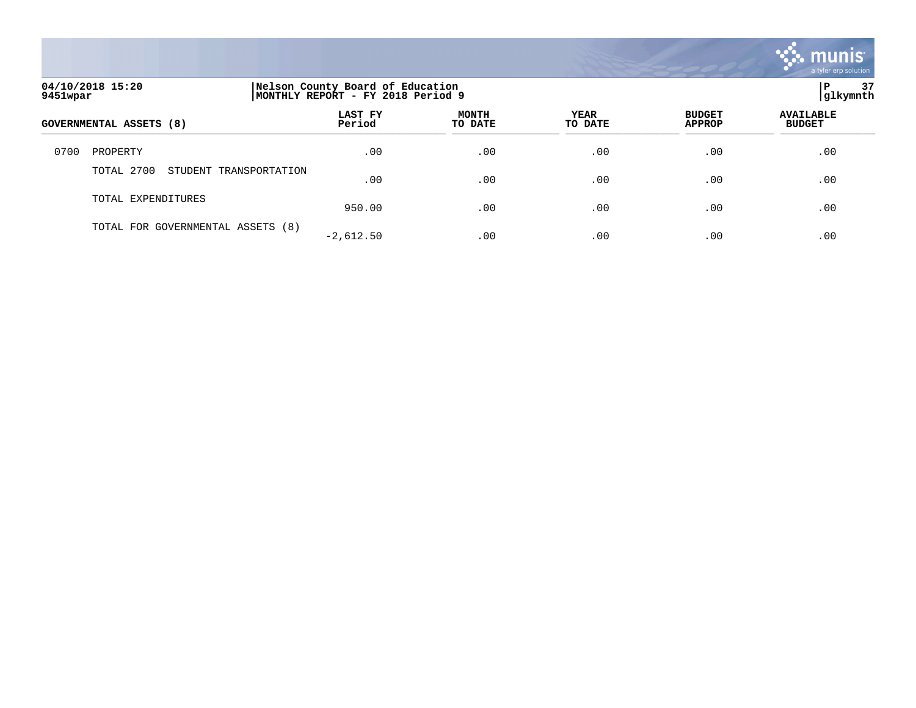04/10/2018 15:20 | Nelson County Board of Education
9451wpar | MONTHLY REPORT - FY 2018 Period 9

| GOVERNMENTAL ASSETS (8) | | LAST FY Period | MONTH TO DATE | YEAR TO DATE | BUDGET APPROP | AVAILABLE BUDGET |
|---|---|---|---|---|---|---|
| 0700 | PROPERTY | .00 | .00 | .00 | .00 | .00 |
| | TOTAL 2700 STUDENT TRANSPORTATION | .00 | .00 | .00 | .00 | .00 |
| | TOTAL EXPENDITURES | 950.00 | .00 | .00 | .00 | .00 |
| | TOTAL FOR GOVERNMENTAL ASSETS (8) | -2,612.50 | .00 | .00 | .00 | .00 |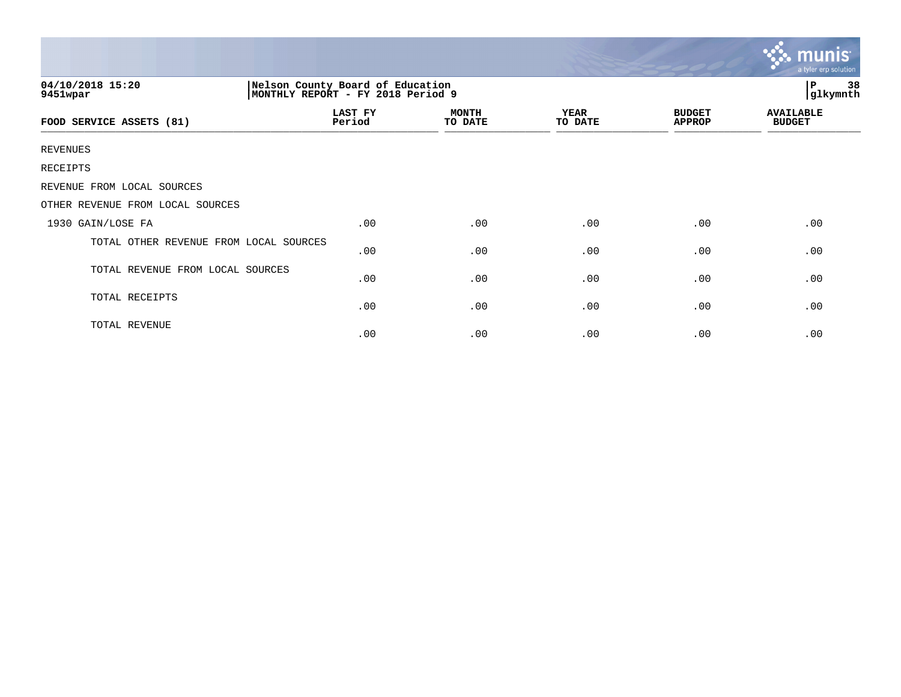04/10/2018 15:20
9451wpar

Nelson County Board of Education
MONTHLY REPORT - FY 2018 Period 9

glkymnth

| FOOD SERVICE ASSETS (81) | LAST FY Period | MONTH TO DATE | YEAR TO DATE | BUDGET APPROP | AVAILABLE BUDGET |
|---|---|---|---|---|---|
| REVENUES | | | | | |
| RECEIPTS | | | | | |
| REVENUE FROM LOCAL SOURCES | | | | | |
| OTHER REVENUE FROM LOCAL SOURCES | | | | | |
| 1930 GAIN/LOSE FA | .00 | .00 | .00 | .00 | .00 |
| TOTAL OTHER REVENUE FROM LOCAL SOURCES | .00 | .00 | .00 | .00 | .00 |
| TOTAL REVENUE FROM LOCAL SOURCES | .00 | .00 | .00 | .00 | .00 |
| TOTAL RECEIPTS | .00 | .00 | .00 | .00 | .00 |
| TOTAL REVENUE | .00 | .00 | .00 | .00 | .00 |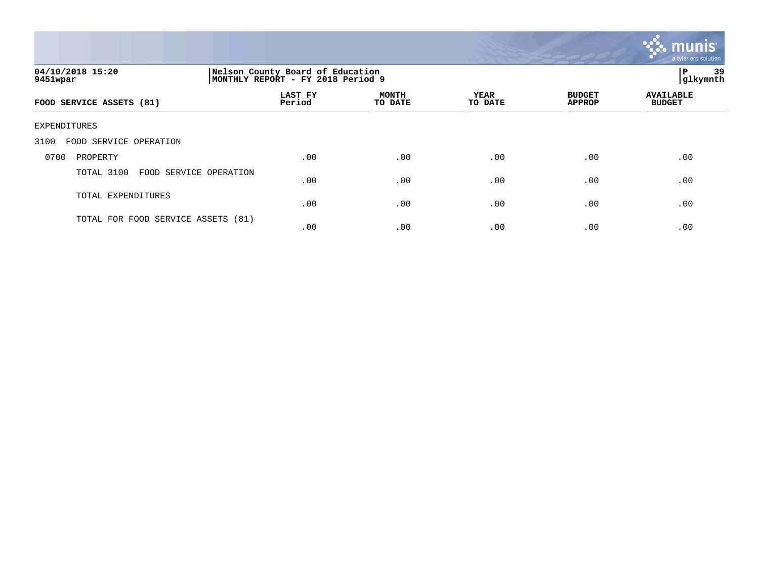04/10/2018 15:20
9451wpar

Nelson County Board of Education
MONTHLY REPORT - FY 2018 Period 9

P 39
glkymnth

| FOOD SERVICE ASSETS (81) | LAST FY Period | MONTH TO DATE | YEAR TO DATE | BUDGET APPROP | AVAILABLE BUDGET |
|---|---|---|---|---|---|
| EXPENDITURES | | | | | |
| 3100 FOOD SERVICE OPERATION | | | | | |
| 0700 PROPERTY | .00 | .00 | .00 | .00 | .00 |
| TOTAL 3100 FOOD SERVICE OPERATION | .00 | .00 | .00 | .00 | .00 |
| TOTAL EXPENDITURES | .00 | .00 | .00 | .00 | .00 |
| TOTAL FOR FOOD SERVICE ASSETS (81) | .00 | .00 | .00 | .00 | .00 |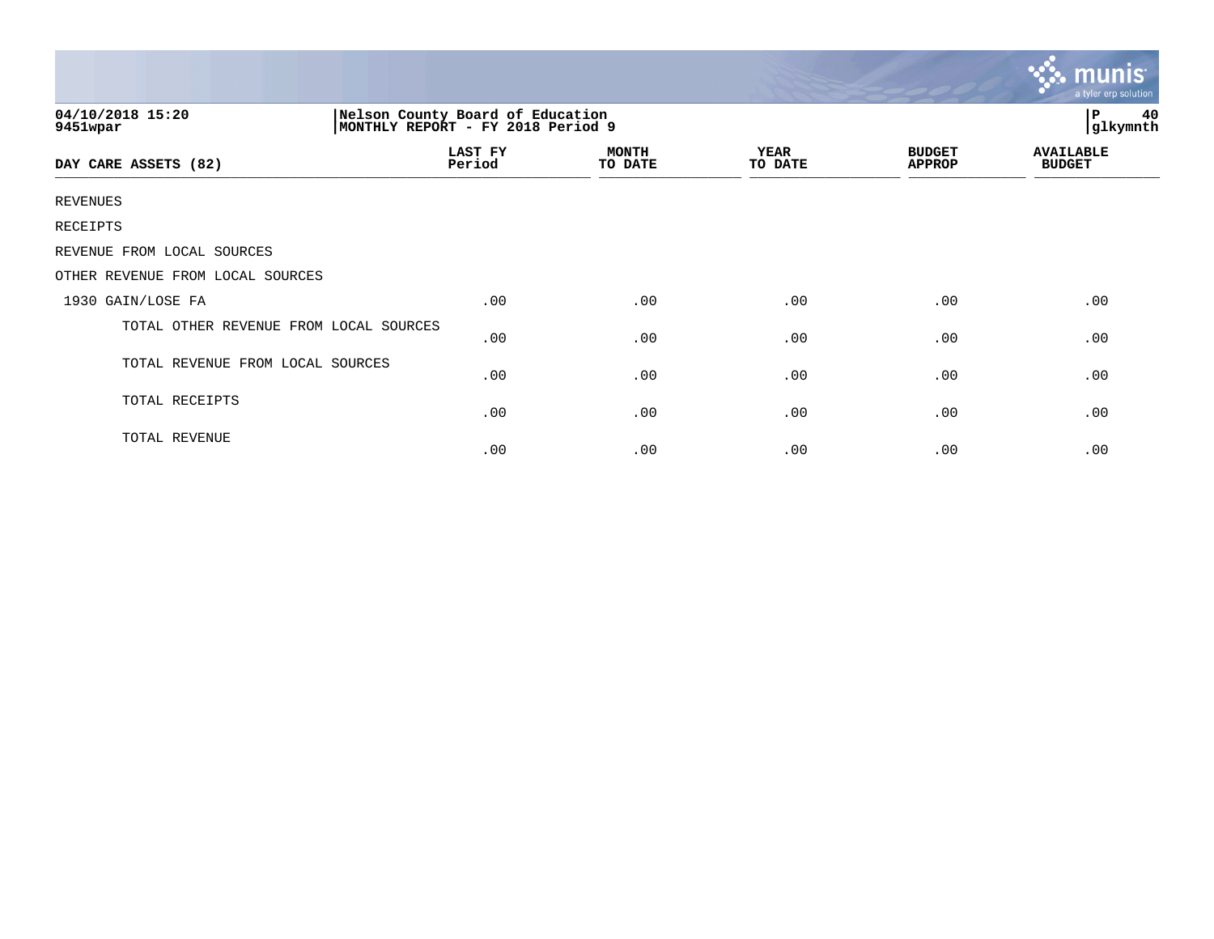04/10/2018 15:20
9451wpar

Nelson County Board of Education
MONTHLY REPORT - FY 2018 Period 9

P 40
glkymnth

| DAY CARE ASSETS (82) | LAST FY Period | MONTH TO DATE | YEAR TO DATE | BUDGET APPROP | AVAILABLE BUDGET |
|---|---|---|---|---|---|
| REVENUES | | | | | |
| RECEIPTS | | | | | |
| REVENUE FROM LOCAL SOURCES | | | | | |
| OTHER REVENUE FROM LOCAL SOURCES | | | | | |
| 1930 GAIN/LOSE FA | .00 | .00 | .00 | .00 | .00 |
| TOTAL OTHER REVENUE FROM LOCAL SOURCES | .00 | .00 | .00 | .00 | .00 |
| TOTAL REVENUE FROM LOCAL SOURCES | .00 | .00 | .00 | .00 | .00 |
| TOTAL RECEIPTS | .00 | .00 | .00 | .00 | .00 |
| TOTAL REVENUE | .00 | .00 | .00 | .00 | .00 |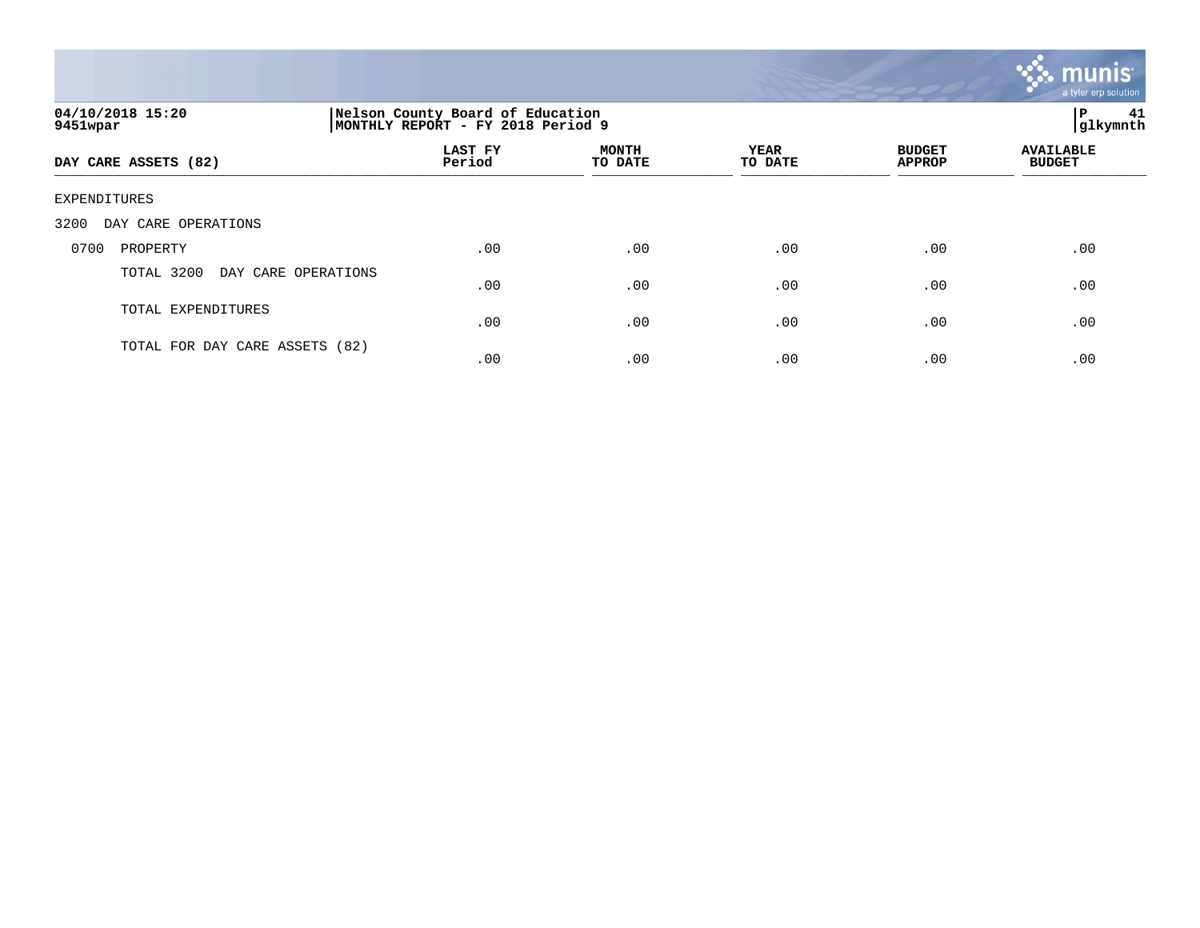04/10/2018 15:20
9451wpar

Nelson County Board of Education
MONTHLY REPORT - FY 2018 Period 9

glkymnth

| DAY CARE ASSETS (82) | LAST FY Period | MONTH TO DATE | YEAR TO DATE | BUDGET APPROP | AVAILABLE BUDGET |
|---|---|---|---|---|---|
| EXPENDITURES | | | | | |
| 3200 DAY CARE OPERATIONS | | | | | |
| 0700 PROPERTY | .00 | .00 | .00 | .00 | .00 |
| TOTAL 3200 DAY CARE OPERATIONS | .00 | .00 | .00 | .00 | .00 |
| TOTAL EXPENDITURES | .00 | .00 | .00 | .00 | .00 |
| TOTAL FOR DAY CARE ASSETS (82) | .00 | .00 | .00 | .00 | .00 |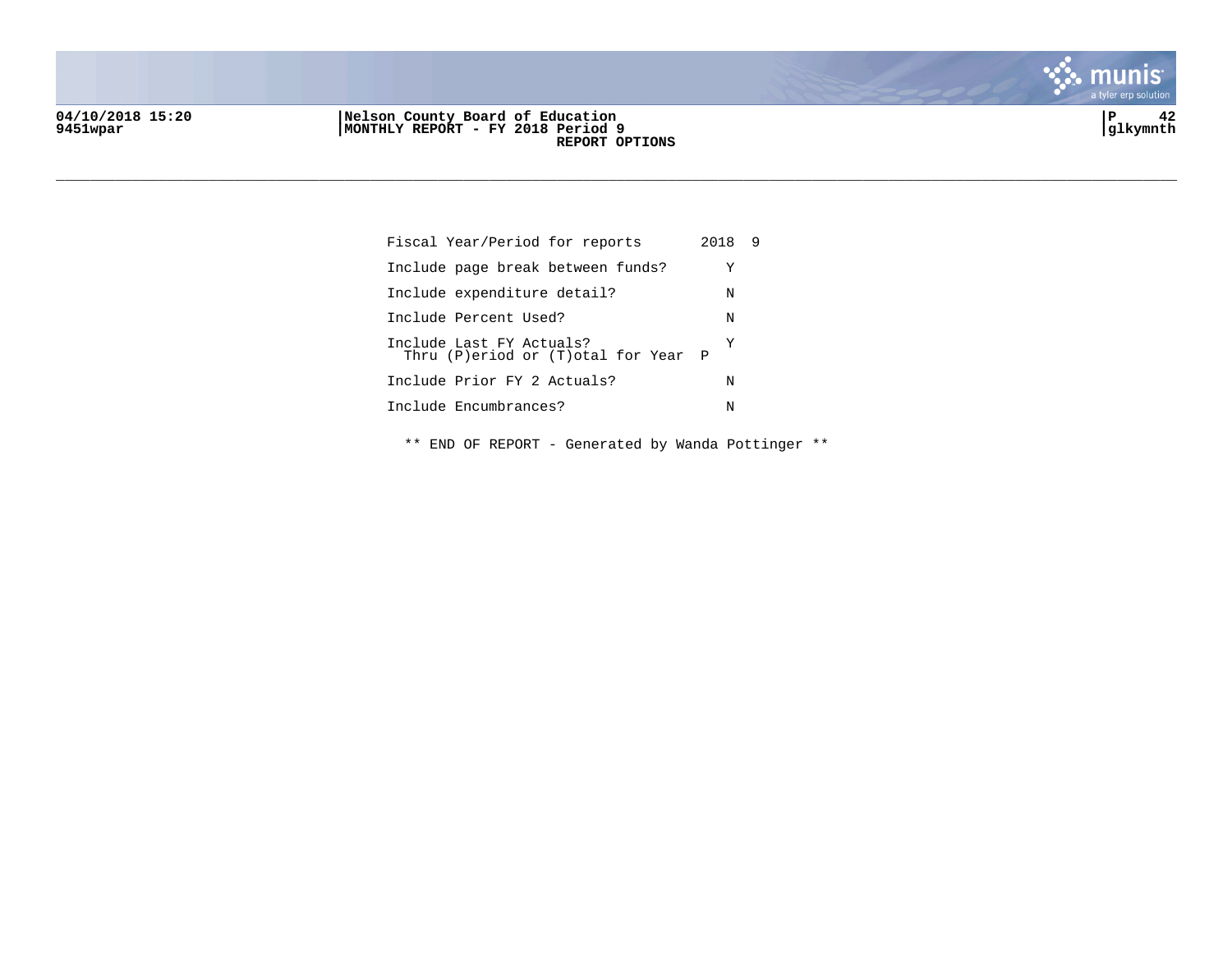04/10/2018 15:20
9451wpar

Nelson County Board of Education
MONTHLY REPORT - FY 2018 Period 9
**REPORT OPTIONS**

P 42
glkymnth

| | |
|---|---|
| Fiscal Year/Period for reports | 2018 9 |
| Include page break between funds? | Y |
| Include expenditure detail? | N |
| Include Percent Used? | N |
| Include Last FY Actuals? | Y |
| Thru (P)eriod or (T)otal for Year | P |
| Include Prior FY 2 Actuals? | N |
| Include Encumbrances? | N |

** END OF REPORT - Generated by Wanda Pottinger **